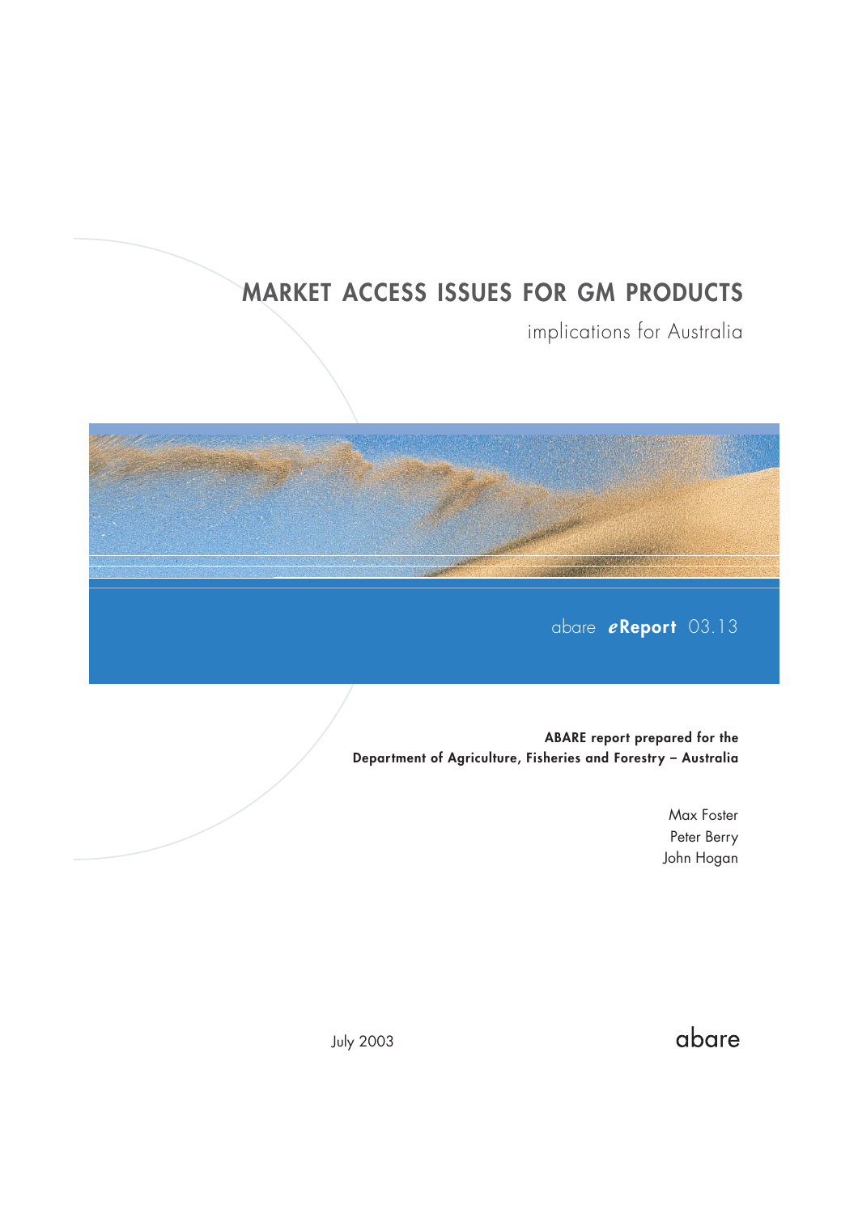# MARKET ACCESS ISSUES FOR GM PRODUCTS

implications for Australia

abare ***e*Report** 03.13

**ABARE report prepared for the**
**Department of Agriculture, Fisheries and Forestry – Australia**

Max Foster
Peter Berry
John Hogan

July 2003

abare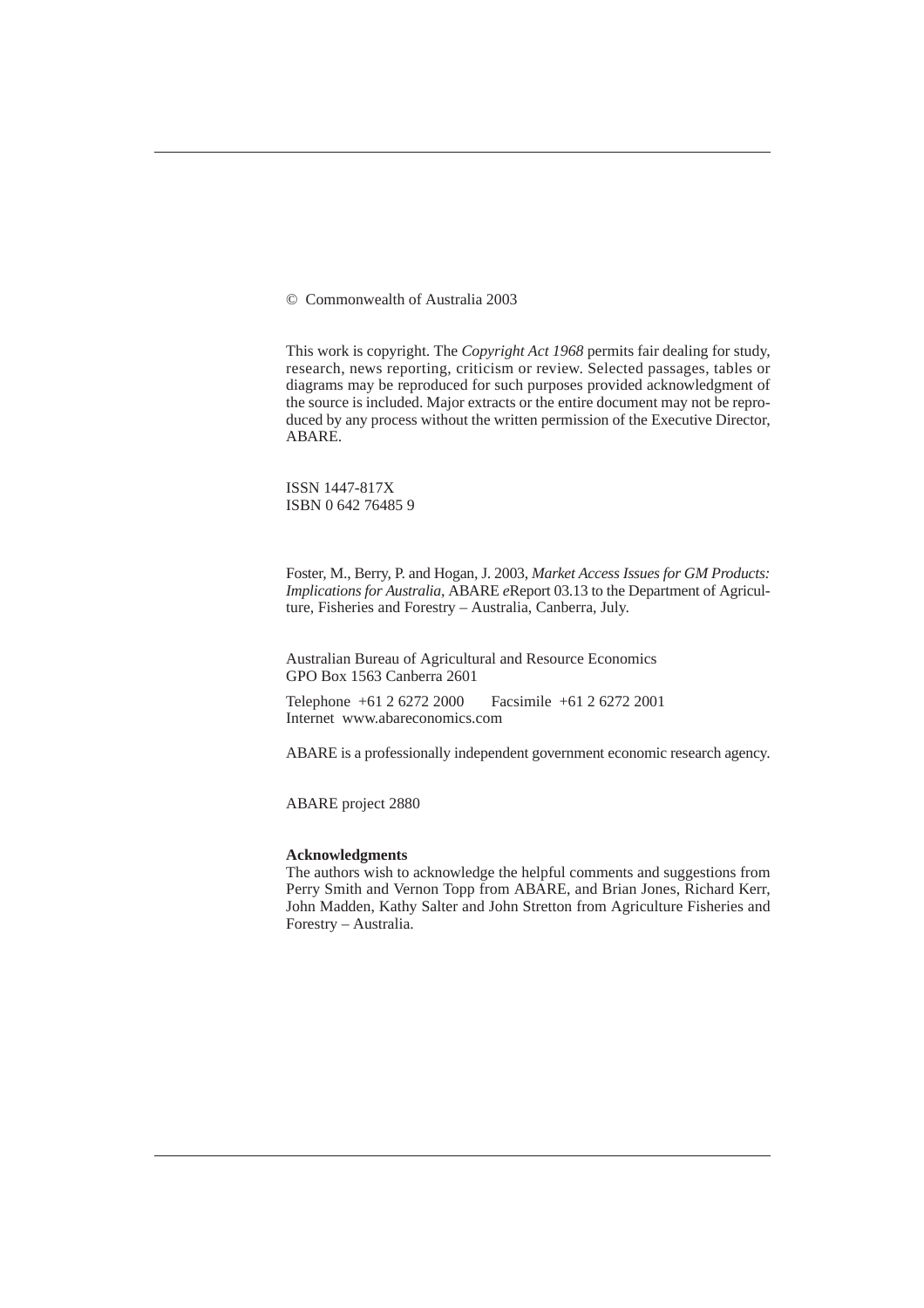© Commonwealth of Australia 2003

This work is copyright. The *Copyright Act 1968* permits fair dealing for study, research, news reporting, criticism or review. Selected passages, tables or diagrams may be reproduced for such purposes provided acknowledgment of the source is included. Major extracts or the entire document may not be reproduced by any process without the written permission of the Executive Director, ABARE.

ISSN 1447-817X
ISBN 0 642 76485 9

Foster, M., Berry, P. and Hogan, J. 2003, *Market Access Issues for GM Products: Implications for Australia*, ABARE *e*Report 03.13 to the Department of Agriculture, Fisheries and Forestry – Australia, Canberra, July.

Australian Bureau of Agricultural and Resource Economics
GPO Box 1563 Canberra 2601

Telephone +61 2 6272 2000 Facsimile +61 2 6272 2001
Internet www.abareconomics.com

ABARE is a professionally independent government economic research agency.

ABARE project 2880

**Acknowledgments**
The authors wish to acknowledge the helpful comments and suggestions from Perry Smith and Vernon Topp from ABARE, and Brian Jones, Richard Kerr, John Madden, Kathy Salter and John Stretton from Agriculture Fisheries and Forestry – Australia.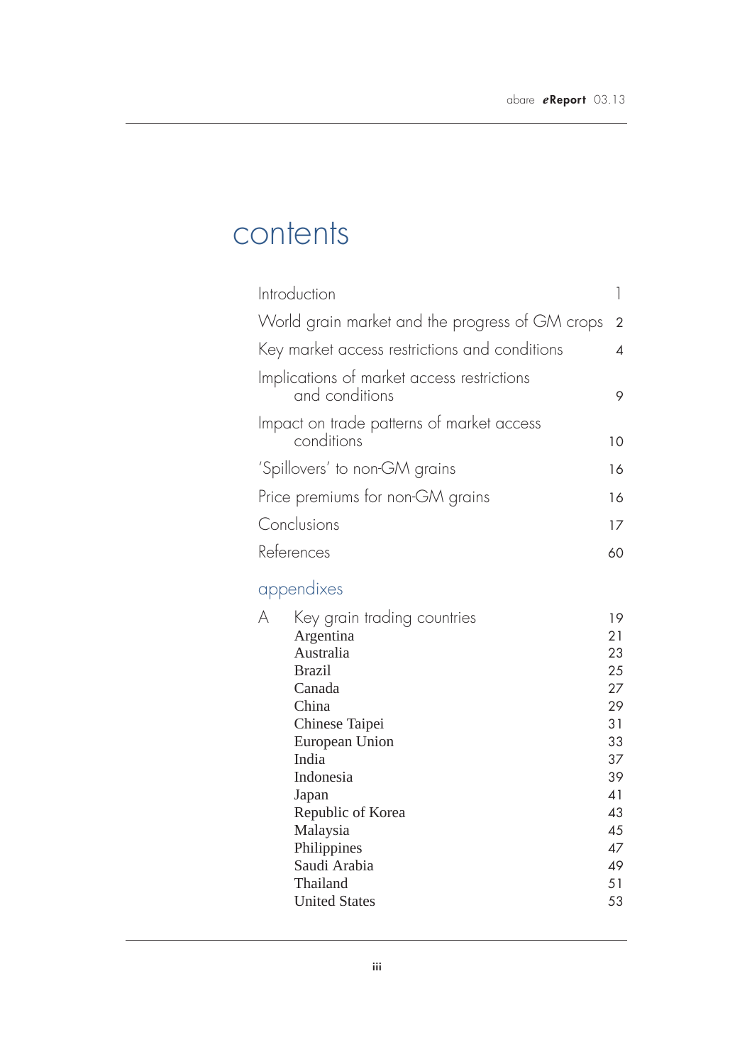# contents

| | |
|---|---|
| Introduction | 1 |
| World grain market and the progress of GM crops | 2 |
| Key market access restrictions and conditions | 4 |
| Implications of market access restrictions and conditions | 9 |
| Impact on trade patterns of market access conditions | 10 |
| 'Spillovers' to non-GM grains | 16 |
| Price premiums for non-GM grains | 16 |
| Conclusions | 17 |
| References | 60 |

## appendixes

| | | |
|---|---|---|
| A | Key grain trading countries | 19 |
| | Argentina | 21 |
| | Australia | 23 |
| | Brazil | 25 |
| | Canada | 27 |
| | China | 29 |
| | Chinese Taipei | 31 |
| | European Union | 33 |
| | India | 37 |
| | Indonesia | 39 |
| | Japan | 41 |
| | Republic of Korea | 43 |
| | Malaysia | 45 |
| | Philippines | 47 |
| | Saudi Arabia | 49 |
| | Thailand | 51 |
| | United States | 53 |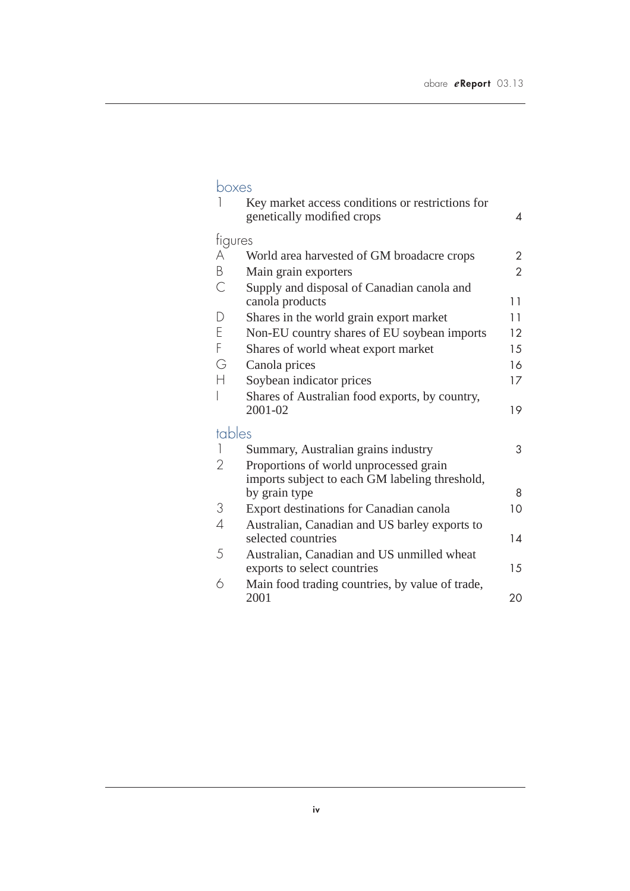## boxes

| | | |
|---|---|---|
| 1 | Key market access conditions or restrictions for genetically modified crops | 4 |

## figures

| | | |
|---|---|---|
| A | World area harvested of GM broadacre crops | 2 |
| B | Main grain exporters | 2 |
| C | Supply and disposal of Canadian canola and canola products | 11 |
| D | Shares in the world grain export market | 11 |
| E | Non-EU country shares of EU soybean imports | 12 |
| F | Shares of world wheat export market | 15 |
| G | Canola prices | 16 |
| H | Soybean indicator prices | 17 |
| I | Shares of Australian food exports, by country, 2001-02 | 19 |

## tables

| | | |
|---|---|---|
| 1 | Summary, Australian grains industry | 3 |
| 2 | Proportions of world unprocessed grain imports subject to each GM labeling threshold, by grain type | 8 |
| 3 | Export destinations for Canadian canola | 10 |
| 4 | Australian, Canadian and US barley exports to selected countries | 14 |
| 5 | Australian, Canadian and US unmilled wheat exports to select countries | 15 |
| 6 | Main food trading countries, by value of trade, 2001 | 20 |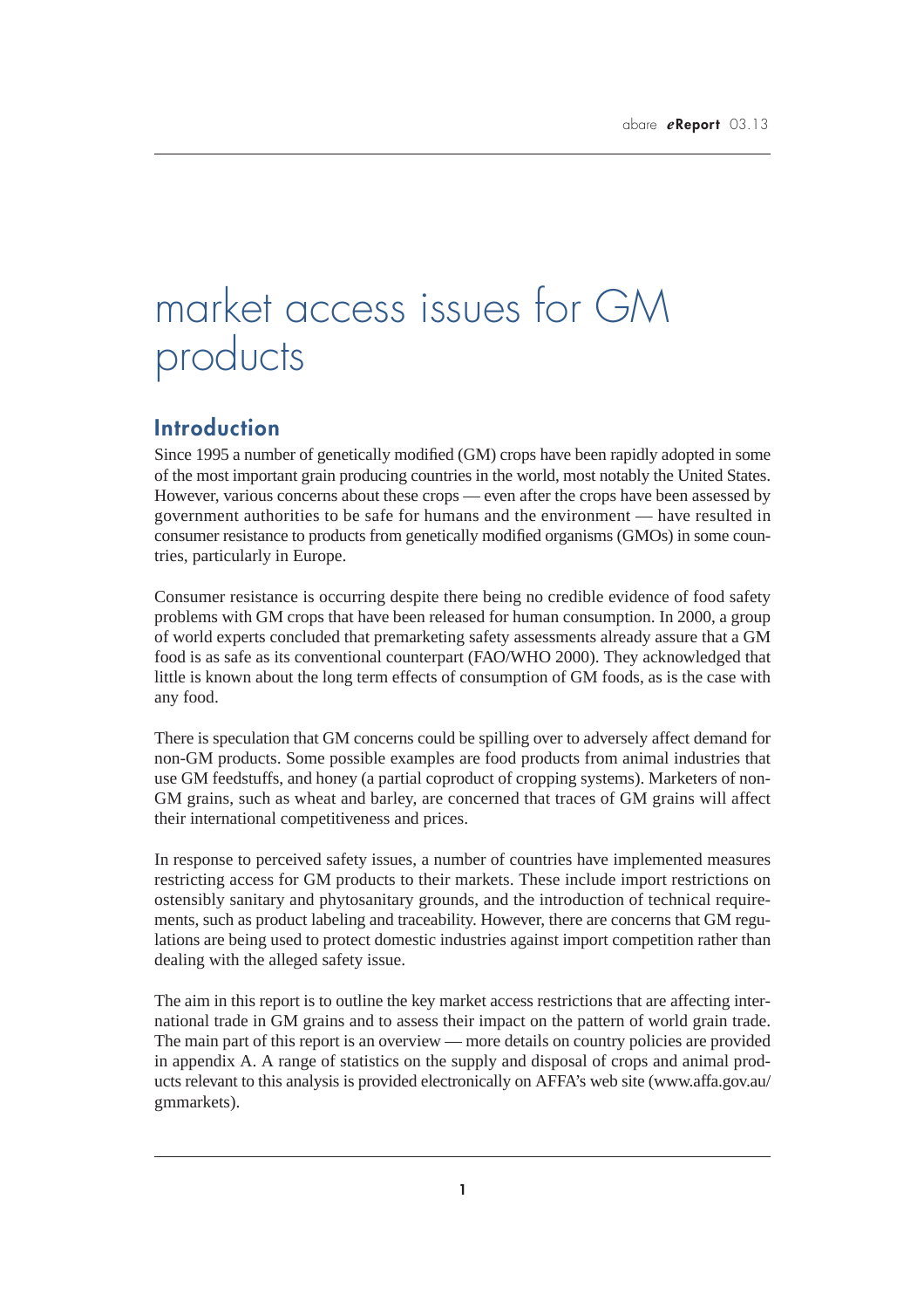# market access issues for GM products

## Introduction

Since 1995 a number of genetically modified (GM) crops have been rapidly adopted in some of the most important grain producing countries in the world, most notably the United States. However, various concerns about these crops — even after the crops have been assessed by government authorities to be safe for humans and the environment — have resulted in consumer resistance to products from genetically modified organisms (GMOs) in some countries, particularly in Europe.

Consumer resistance is occurring despite there being no credible evidence of food safety problems with GM crops that have been released for human consumption. In 2000, a group of world experts concluded that premarketing safety assessments already assure that a GM food is as safe as its conventional counterpart (FAO/WHO 2000). They acknowledged that little is known about the long term effects of consumption of GM foods, as is the case with any food.

There is speculation that GM concerns could be spilling over to adversely affect demand for non-GM products. Some possible examples are food products from animal industries that use GM feedstuffs, and honey (a partial coproduct of cropping systems). Marketers of non-GM grains, such as wheat and barley, are concerned that traces of GM grains will affect their international competitiveness and prices.

In response to perceived safety issues, a number of countries have implemented measures restricting access for GM products to their markets. These include import restrictions on ostensibly sanitary and phytosanitary grounds, and the introduction of technical requirements, such as product labeling and traceability. However, there are concerns that GM regulations are being used to protect domestic industries against import competition rather than dealing with the alleged safety issue.

The aim in this report is to outline the key market access restrictions that are affecting international trade in GM grains and to assess their impact on the pattern of world grain trade. The main part of this report is an overview — more details on country policies are provided in appendix A. A range of statistics on the supply and disposal of crops and animal products relevant to this analysis is provided electronically on AFFA's web site (www.affa.gov.au/gmmarkets).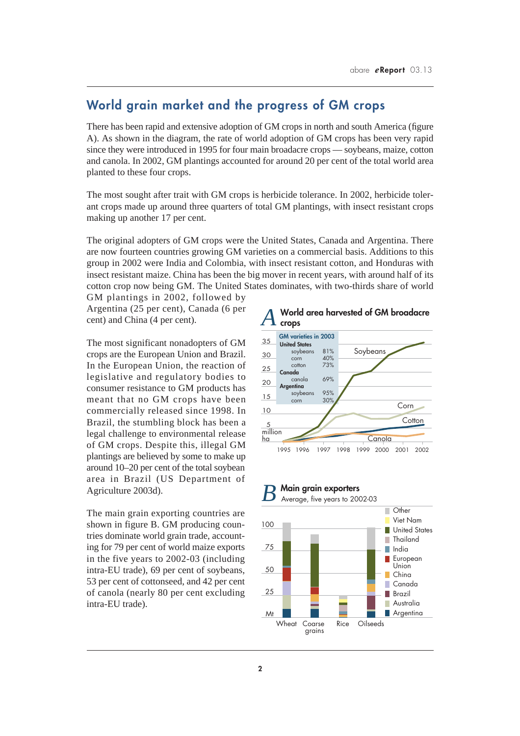## World grain market and the progress of GM crops

There has been rapid and extensive adoption of GM crops in north and south America (figure A). As shown in the diagram, the rate of world adoption of GM crops has been very rapid since they were introduced in 1995 for four main broadacre crops — soybeans, maize, cotton and canola. In 2002, GM plantings accounted for around 20 per cent of the total world area planted to these four crops.

The most sought after trait with GM crops is herbicide tolerance. In 2002, herbicide tolerant crops made up around three quarters of total GM plantings, with insect resistant crops making up another 17 per cent.

The original adopters of GM crops were the United States, Canada and Argentina. There are now fourteen countries growing GM varieties on a commercial basis. Additions to this group in 2002 were India and Colombia, with insect resistant cotton, and Honduras with insect resistant maize. China has been the big mover in recent years, with around half of its cotton crop now being GM. The United States dominates, with two-thirds share of world GM plantings in 2002, followed by Argentina (25 per cent), Canada (6 per cent) and China (4 per cent).

The most significant nonadopters of GM crops are the European Union and Brazil. In the European Union, the reaction of legislative and regulatory bodies to consumer resistance to GM products has meant that no GM crops have been commercially released since 1998. In Brazil, the stumbling block has been a legal challenge to environmental release of GM crops. Despite this, illegal GM plantings are believed by some to make up around 10–20 per cent of the total soybean area in Brazil (US Department of Agriculture 2003d).

The main grain exporting countries are shown in figure B. GM producing countries dominate world grain trade, accounting for 79 per cent of world maize exports in the five years to 2002-03 (including intra-EU trade), 69 per cent of soybeans, 53 per cent of cottonseed, and 42 per cent of canola (nearly 80 per cent excluding intra-EU trade).

**A World area harvested of GM broadacre crops**

GM varieties in 2003

| Country / crop | Share |
|---|---|
| **United States** | |
| soybeans | 81% |
| corn | 40% |
| cotton | 73% |
| **Canada** | |
| canola | 69% |
| **Argentina** | |
| soybeans | 95% |
| corn | 30% |

**B Main grain exporters**

Average, five years to 2002-03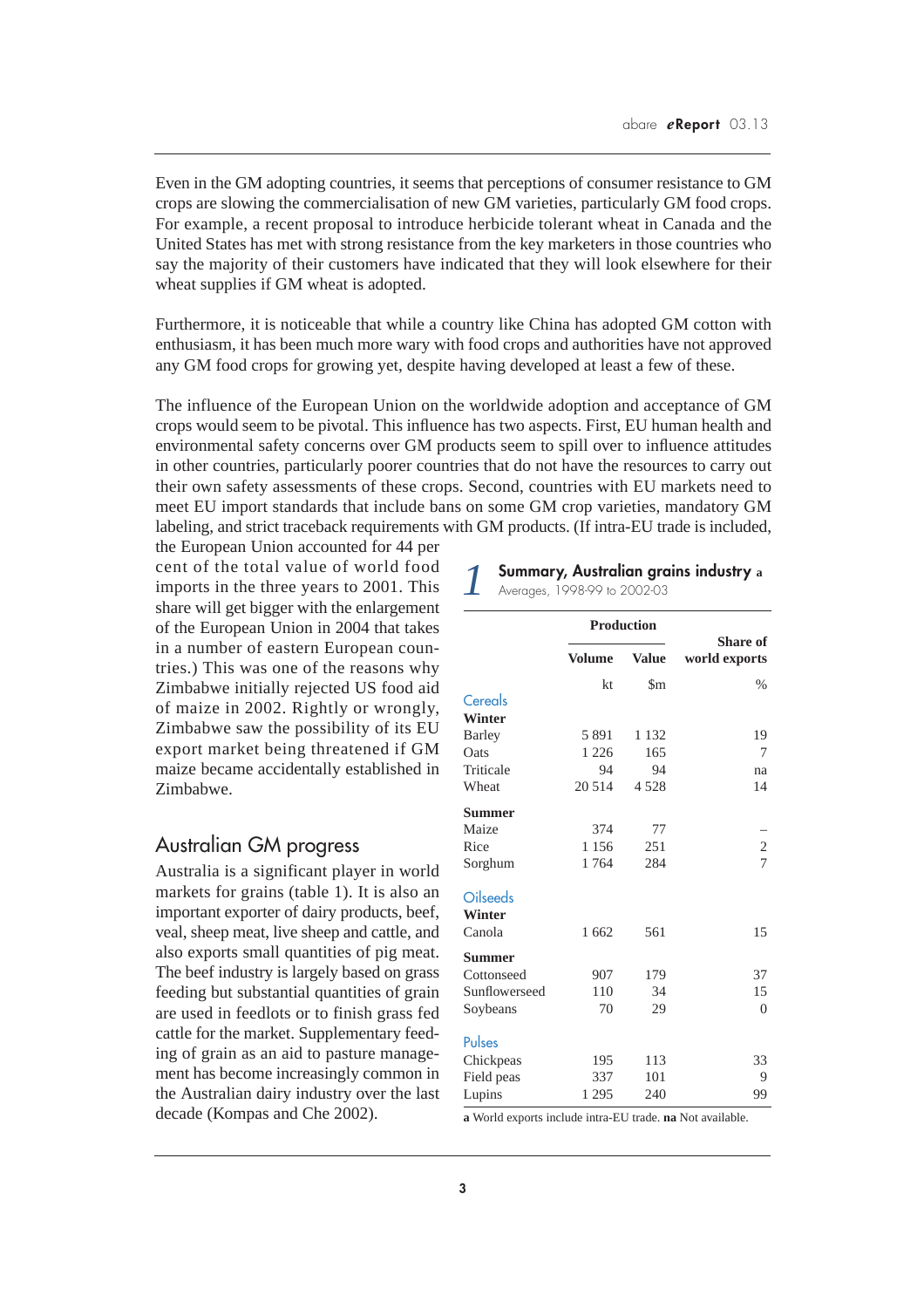Even in the GM adopting countries, it seems that perceptions of consumer resistance to GM crops are slowing the commercialisation of new GM varieties, particularly GM food crops. For example, a recent proposal to introduce herbicide tolerant wheat in Canada and the United States has met with strong resistance from the key marketers in those countries who say the majority of their customers have indicated that they will look elsewhere for their wheat supplies if GM wheat is adopted.

Furthermore, it is noticeable that while a country like China has adopted GM cotton with enthusiasm, it has been much more wary with food crops and authorities have not approved any GM food crops for growing yet, despite having developed at least a few of these.

The influence of the European Union on the worldwide adoption and acceptance of GM crops would seem to be pivotal. This influence has two aspects. First, EU human health and environmental safety concerns over GM products seem to spill over to influence attitudes in other countries, particularly poorer countries that do not have the resources to carry out their own safety assessments of these crops. Second, countries with EU markets need to meet EU import standards that include bans on some GM crop varieties, mandatory GM labeling, and strict traceback requirements with GM products. (If intra-EU trade is included, the European Union accounted for 44 per cent of the total value of world food imports in the three years to 2001. This share will get bigger with the enlargement of the European Union in 2004 that takes in a number of eastern European countries.) This was one of the reasons why Zimbabwe initially rejected US food aid of maize in 2002. Rightly or wrongly, Zimbabwe saw the possibility of its EU export market being threatened if GM maize became accidentally established in Zimbabwe.

## Australian GM progress

Australia is a significant player in world markets for grains (table 1). It is also an important exporter of dairy products, beef, veal, sheep meat, live sheep and cattle, and also exports small quantities of pig meat. The beef industry is largely based on grass feeding but substantial quantities of grain are used in feedlots or to finish grass fed cattle for the market. Supplementary feeding of grain as an aid to pasture management has become increasingly common in the Australian dairy industry over the last decade (Kompas and Che 2002).

**1 Summary, Australian grains industry a**
Averages, 1998-99 to 2002-03

| | Production | | Share of world exports |
|---|---|---|---|
| | Volume | Value | |
| | kt | $m | % |
| **Cereals** | | | |
| **Winter** | | | |
| Barley | 5 891 | 1 132 | 19 |
| Oats | 1 226 | 165 | 7 |
| Triticale | 94 | 94 | na |
| Wheat | 20 514 | 4 528 | 14 |
| **Summer** | | | |
| Maize | 374 | 77 | – |
| Rice | 1 156 | 251 | 2 |
| Sorghum | 1 764 | 284 | 7 |
| **Oilseeds** | | | |
| **Winter** | | | |
| Canola | 1 662 | 561 | 15 |
| **Summer** | | | |
| Cottonseed | 907 | 179 | 37 |
| Sunflowerseed | 110 | 34 | 15 |
| Soybeans | 70 | 29 | 0 |
| **Pulses** | | | |
| Chickpeas | 195 | 113 | 33 |
| Field peas | 337 | 101 | 9 |
| Lupins | 1 295 | 240 | 99 |

**a** World exports include intra-EU trade. **na** Not available.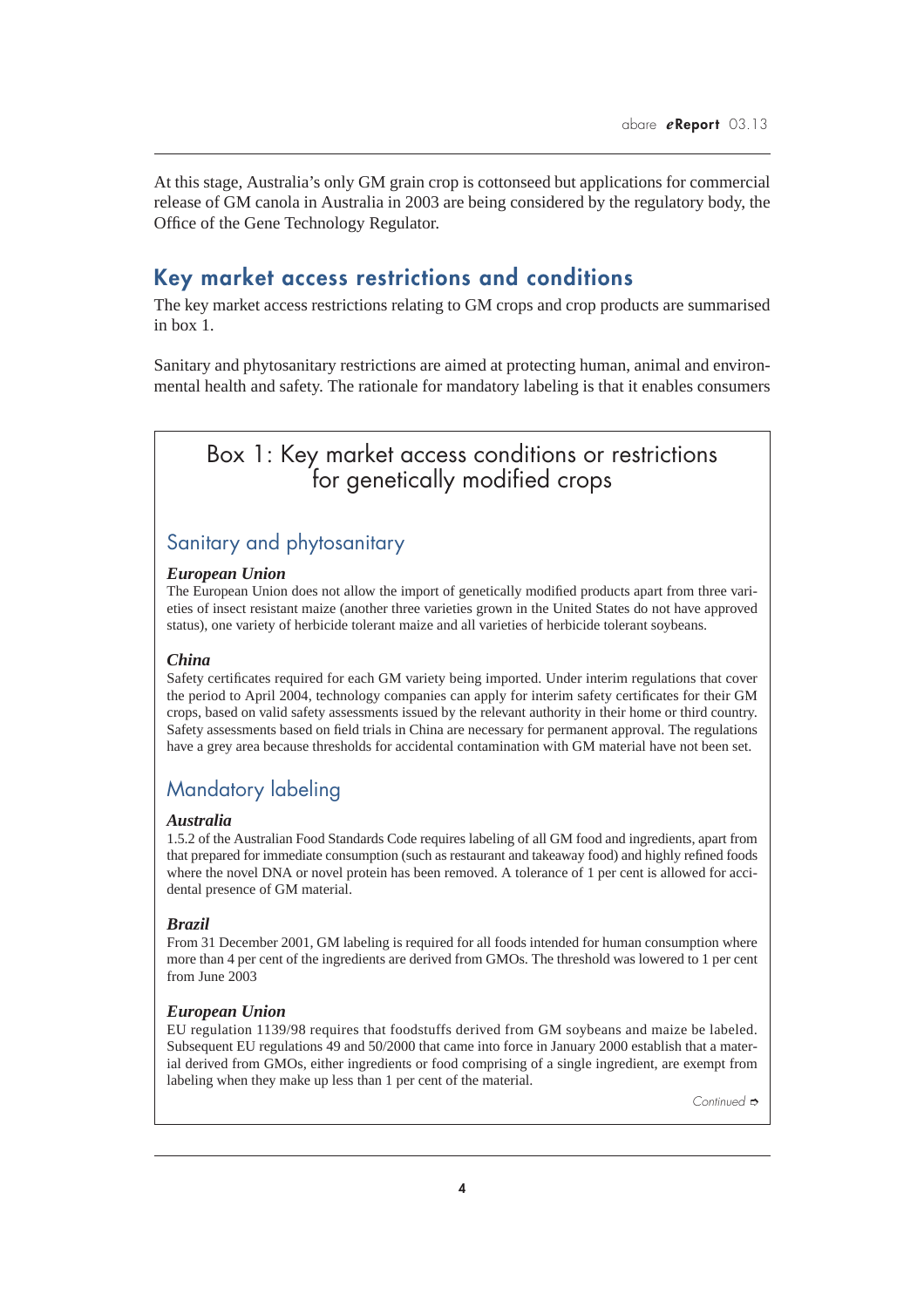At this stage, Australia's only GM grain crop is cottonseed but applications for commercial release of GM canola in Australia in 2003 are being considered by the regulatory body, the Office of the Gene Technology Regulator.

## Key market access restrictions and conditions

The key market access restrictions relating to GM crops and crop products are summarised in box 1.

Sanitary and phytosanitary restrictions are aimed at protecting human, animal and environmental health and safety. The rationale for mandatory labeling is that it enables consumers

### Box 1: Key market access conditions or restrictions for genetically modified crops

#### Sanitary and phytosanitary

***European Union***

The European Union does not allow the import of genetically modified products apart from three varieties of insect resistant maize (another three varieties grown in the United States do not have approved status), one variety of herbicide tolerant maize and all varieties of herbicide tolerant soybeans.

***China***

Safety certificates required for each GM variety being imported. Under interim regulations that cover the period to April 2004, technology companies can apply for interim safety certificates for their GM crops, based on valid safety assessments issued by the relevant authority in their home or third country. Safety assessments based on field trials in China are necessary for permanent approval. The regulations have a grey area because thresholds for accidental contamination with GM material have not been set.

#### Mandatory labeling

***Australia***

1.5.2 of the Australian Food Standards Code requires labeling of all GM food and ingredients, apart from that prepared for immediate consumption (such as restaurant and takeaway food) and highly refined foods where the novel DNA or novel protein has been removed. A tolerance of 1 per cent is allowed for accidental presence of GM material.

***Brazil***

From 31 December 2001, GM labeling is required for all foods intended for human consumption where more than 4 per cent of the ingredients are derived from GMOs. The threshold was lowered to 1 per cent from June 2003

***European Union***

EU regulation 1139/98 requires that foodstuffs derived from GM soybeans and maize be labeled. Subsequent EU regulations 49 and 50/2000 that came into force in January 2000 establish that a material derived from GMOs, either ingredients or food comprising of a single ingredient, are exempt from labeling when they make up less than 1 per cent of the material.

*Continued*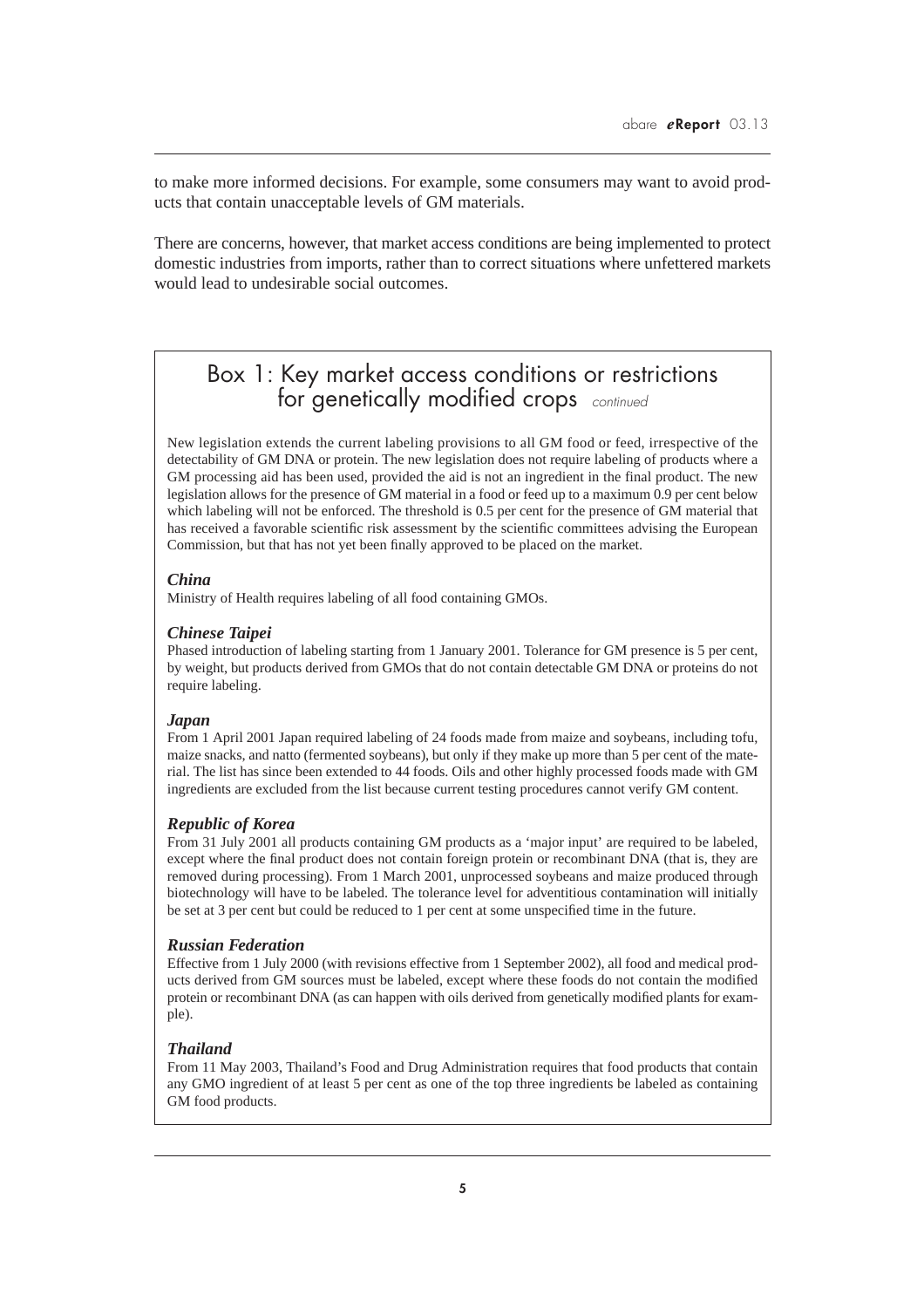to make more informed decisions. For example, some consumers may want to avoid products that contain unacceptable levels of GM materials.

There are concerns, however, that market access conditions are being implemented to protect domestic industries from imports, rather than to correct situations where unfettered markets would lead to undesirable social outcomes.

## Box 1: Key market access conditions or restrictions for genetically modified crops *continued*

New legislation extends the current labeling provisions to all GM food or feed, irrespective of the detectability of GM DNA or protein. The new legislation does not require labeling of products where a GM processing aid has been used, provided the aid is not an ingredient in the final product. The new legislation allows for the presence of GM material in a food or feed up to a maximum 0.9 per cent below which labeling will not be enforced. The threshold is 0.5 per cent for the presence of GM material that has received a favorable scientific risk assessment by the scientific committees advising the European Commission, but that has not yet been finally approved to be placed on the market.

***China***

Ministry of Health requires labeling of all food containing GMOs.

***Chinese Taipei***

Phased introduction of labeling starting from 1 January 2001. Tolerance for GM presence is 5 per cent, by weight, but products derived from GMOs that do not contain detectable GM DNA or proteins do not require labeling.

***Japan***

From 1 April 2001 Japan required labeling of 24 foods made from maize and soybeans, including tofu, maize snacks, and natto (fermented soybeans), but only if they make up more than 5 per cent of the material. The list has since been extended to 44 foods. Oils and other highly processed foods made with GM ingredients are excluded from the list because current testing procedures cannot verify GM content.

***Republic of Korea***

From 31 July 2001 all products containing GM products as a 'major input' are required to be labeled, except where the final product does not contain foreign protein or recombinant DNA (that is, they are removed during processing). From 1 March 2001, unprocessed soybeans and maize produced through biotechnology will have to be labeled. The tolerance level for adventitious contamination will initially be set at 3 per cent but could be reduced to 1 per cent at some unspecified time in the future.

***Russian Federation***

Effective from 1 July 2000 (with revisions effective from 1 September 2002), all food and medical products derived from GM sources must be labeled, except where these foods do not contain the modified protein or recombinant DNA (as can happen with oils derived from genetically modified plants for example).

***Thailand***

From 11 May 2003, Thailand's Food and Drug Administration requires that food products that contain any GMO ingredient of at least 5 per cent as one of the top three ingredients be labeled as containing GM food products.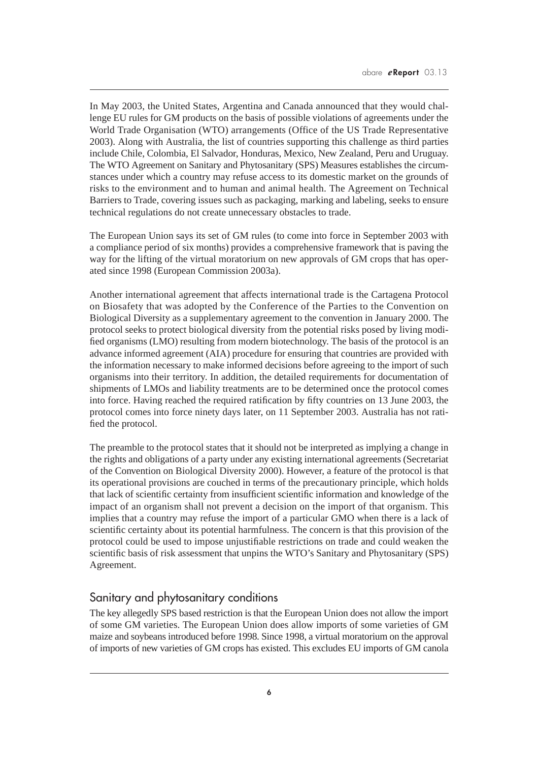In May 2003, the United States, Argentina and Canada announced that they would challenge EU rules for GM products on the basis of possible violations of agreements under the World Trade Organisation (WTO) arrangements (Office of the US Trade Representative 2003). Along with Australia, the list of countries supporting this challenge as third parties include Chile, Colombia, El Salvador, Honduras, Mexico, New Zealand, Peru and Uruguay. The WTO Agreement on Sanitary and Phytosanitary (SPS) Measures establishes the circumstances under which a country may refuse access to its domestic market on the grounds of risks to the environment and to human and animal health. The Agreement on Technical Barriers to Trade, covering issues such as packaging, marking and labeling, seeks to ensure technical regulations do not create unnecessary obstacles to trade.

The European Union says its set of GM rules (to come into force in September 2003 with a compliance period of six months) provides a comprehensive framework that is paving the way for the lifting of the virtual moratorium on new approvals of GM crops that has operated since 1998 (European Commission 2003a).

Another international agreement that affects international trade is the Cartagena Protocol on Biosafety that was adopted by the Conference of the Parties to the Convention on Biological Diversity as a supplementary agreement to the convention in January 2000. The protocol seeks to protect biological diversity from the potential risks posed by living modified organisms (LMO) resulting from modern biotechnology. The basis of the protocol is an advance informed agreement (AIA) procedure for ensuring that countries are provided with the information necessary to make informed decisions before agreeing to the import of such organisms into their territory. In addition, the detailed requirements for documentation of shipments of LMOs and liability treatments are to be determined once the protocol comes into force. Having reached the required ratification by fifty countries on 13 June 2003, the protocol comes into force ninety days later, on 11 September 2003. Australia has not ratified the protocol.

The preamble to the protocol states that it should not be interpreted as implying a change in the rights and obligations of a party under any existing international agreements (Secretariat of the Convention on Biological Diversity 2000). However, a feature of the protocol is that its operational provisions are couched in terms of the precautionary principle, which holds that lack of scientific certainty from insufficient scientific information and knowledge of the impact of an organism shall not prevent a decision on the import of that organism. This implies that a country may refuse the import of a particular GMO when there is a lack of scientific certainty about its potential harmfulness. The concern is that this provision of the protocol could be used to impose unjustifiable restrictions on trade and could weaken the scientific basis of risk assessment that unpins the WTO's Sanitary and Phytosanitary (SPS) Agreement.

## Sanitary and phytosanitary conditions

The key allegedly SPS based restriction is that the European Union does not allow the import of some GM varieties. The European Union does allow imports of some varieties of GM maize and soybeans introduced before 1998. Since 1998, a virtual moratorium on the approval of imports of new varieties of GM crops has existed. This excludes EU imports of GM canola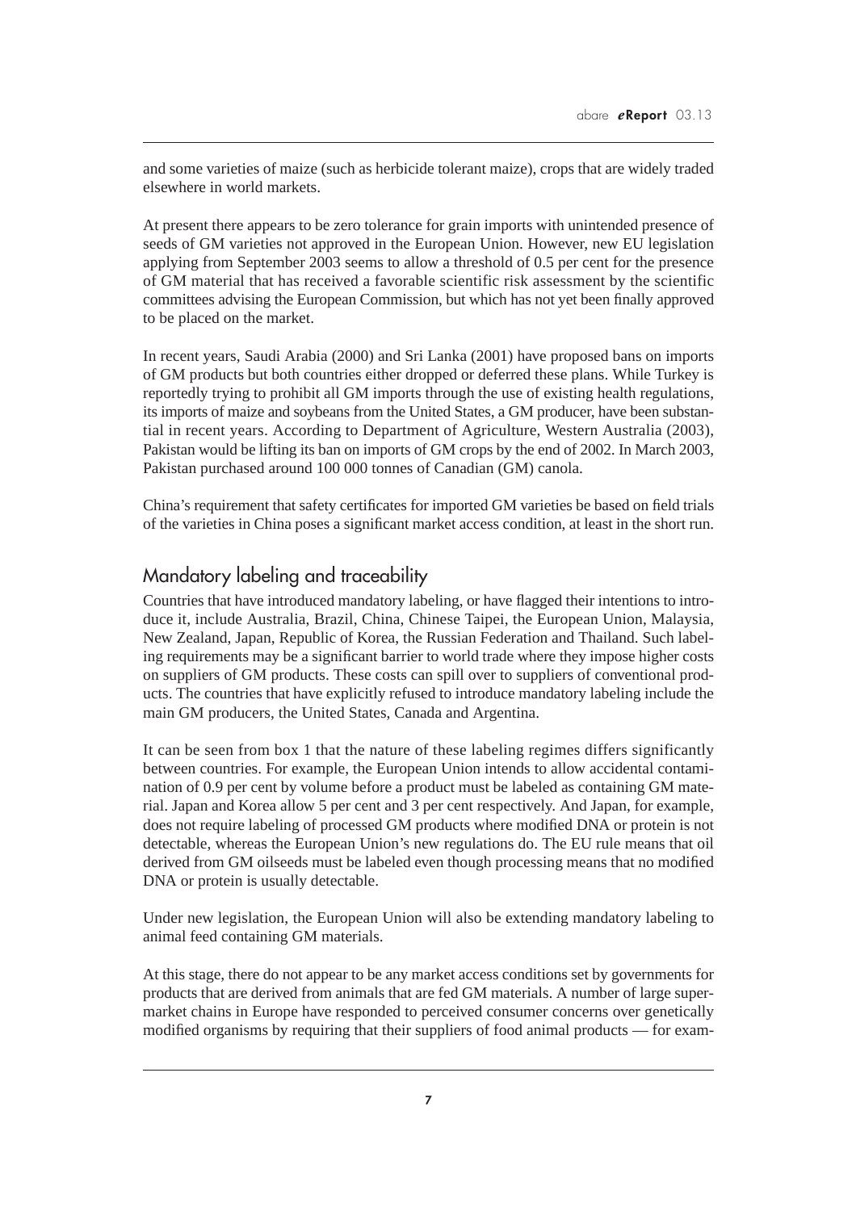and some varieties of maize (such as herbicide tolerant maize), crops that are widely traded elsewhere in world markets.

At present there appears to be zero tolerance for grain imports with unintended presence of seeds of GM varieties not approved in the European Union. However, new EU legislation applying from September 2003 seems to allow a threshold of 0.5 per cent for the presence of GM material that has received a favorable scientific risk assessment by the scientific committees advising the European Commission, but which has not yet been finally approved to be placed on the market.

In recent years, Saudi Arabia (2000) and Sri Lanka (2001) have proposed bans on imports of GM products but both countries either dropped or deferred these plans. While Turkey is reportedly trying to prohibit all GM imports through the use of existing health regulations, its imports of maize and soybeans from the United States, a GM producer, have been substantial in recent years. According to Department of Agriculture, Western Australia (2003), Pakistan would be lifting its ban on imports of GM crops by the end of 2002. In March 2003, Pakistan purchased around 100 000 tonnes of Canadian (GM) canola.

China's requirement that safety certificates for imported GM varieties be based on field trials of the varieties in China poses a significant market access condition, at least in the short run.

## Mandatory labeling and traceability

Countries that have introduced mandatory labeling, or have flagged their intentions to introduce it, include Australia, Brazil, China, Chinese Taipei, the European Union, Malaysia, New Zealand, Japan, Republic of Korea, the Russian Federation and Thailand. Such labeling requirements may be a significant barrier to world trade where they impose higher costs on suppliers of GM products. These costs can spill over to suppliers of conventional products. The countries that have explicitly refused to introduce mandatory labeling include the main GM producers, the United States, Canada and Argentina.

It can be seen from box 1 that the nature of these labeling regimes differs significantly between countries. For example, the European Union intends to allow accidental contamination of 0.9 per cent by volume before a product must be labeled as containing GM material. Japan and Korea allow 5 per cent and 3 per cent respectively. And Japan, for example, does not require labeling of processed GM products where modified DNA or protein is not detectable, whereas the European Union's new regulations do. The EU rule means that oil derived from GM oilseeds must be labeled even though processing means that no modified DNA or protein is usually detectable.

Under new legislation, the European Union will also be extending mandatory labeling to animal feed containing GM materials.

At this stage, there do not appear to be any market access conditions set by governments for products that are derived from animals that are fed GM materials. A number of large supermarket chains in Europe have responded to perceived consumer concerns over genetically modified organisms by requiring that their suppliers of food animal products — for exam-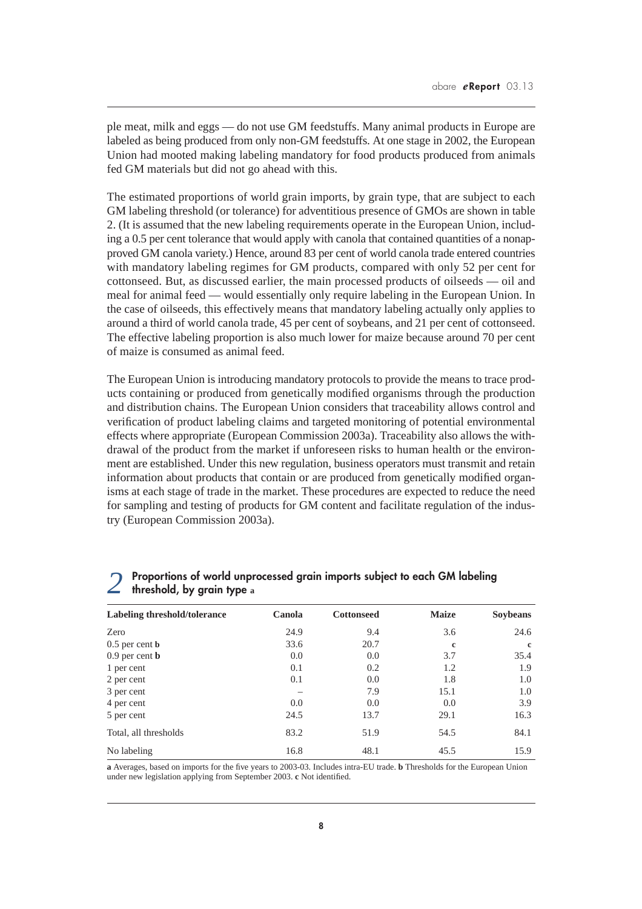ple meat, milk and eggs — do not use GM feedstuffs. Many animal products in Europe are labeled as being produced from only non-GM feedstuffs. At one stage in 2002, the European Union had mooted making labeling mandatory for food products produced from animals fed GM materials but did not go ahead with this.

The estimated proportions of world grain imports, by grain type, that are subject to each GM labeling threshold (or tolerance) for adventitious presence of GMOs are shown in table 2. (It is assumed that the new labeling requirements operate in the European Union, including a 0.5 per cent tolerance that would apply with canola that contained quantities of a nonapproved GM canola variety.) Hence, around 83 per cent of world canola trade entered countries with mandatory labeling regimes for GM products, compared with only 52 per cent for cottonseed. But, as discussed earlier, the main processed products of oilseeds — oil and meal for animal feed — would essentially only require labeling in the European Union. In the case of oilseeds, this effectively means that mandatory labeling actually only applies to around a third of world canola trade, 45 per cent of soybeans, and 21 per cent of cottonseed. The effective labeling proportion is also much lower for maize because around 70 per cent of maize is consumed as animal feed.

The European Union is introducing mandatory protocols to provide the means to trace products containing or produced from genetically modified organisms through the production and distribution chains. The European Union considers that traceability allows control and verification of product labeling claims and targeted monitoring of potential environmental effects where appropriate (European Commission 2003a). Traceability also allows the withdrawal of the product from the market if unforeseen risks to human health or the environment are established. Under this new regulation, business operators must transmit and retain information about products that contain or are produced from genetically modified organisms at each stage of trade in the market. These procedures are expected to reduce the need for sampling and testing of products for GM content and facilitate regulation of the industry (European Commission 2003a).

### 2 Proportions of world unprocessed grain imports subject to each GM labeling threshold, by grain type **a**

| Labeling threshold/tolerance | Canola | Cottonseed | Maize | Soybeans |
|---|---|---|---|---|
| Zero | 24.9 | 9.4 | 3.6 | 24.6 |
| 0.5 per cent **b** | 33.6 | 20.7 | **c** | **c** |
| 0.9 per cent **b** | 0.0 | 0.0 | 3.7 | 35.4 |
| 1 per cent | 0.1 | 0.2 | 1.2 | 1.9 |
| 2 per cent | 0.1 | 0.0 | 1.8 | 1.0 |
| 3 per cent | – | 7.9 | 15.1 | 1.0 |
| 4 per cent | 0.0 | 0.0 | 0.0 | 3.9 |
| 5 per cent | 24.5 | 13.7 | 29.1 | 16.3 |
| Total, all thresholds | 83.2 | 51.9 | 54.5 | 84.1 |
| No labeling | 16.8 | 48.1 | 45.5 | 15.9 |

**a** Averages, based on imports for the five years to 2003-03. Includes intra-EU trade. **b** Thresholds for the European Union under new legislation applying from September 2003. **c** Not identified.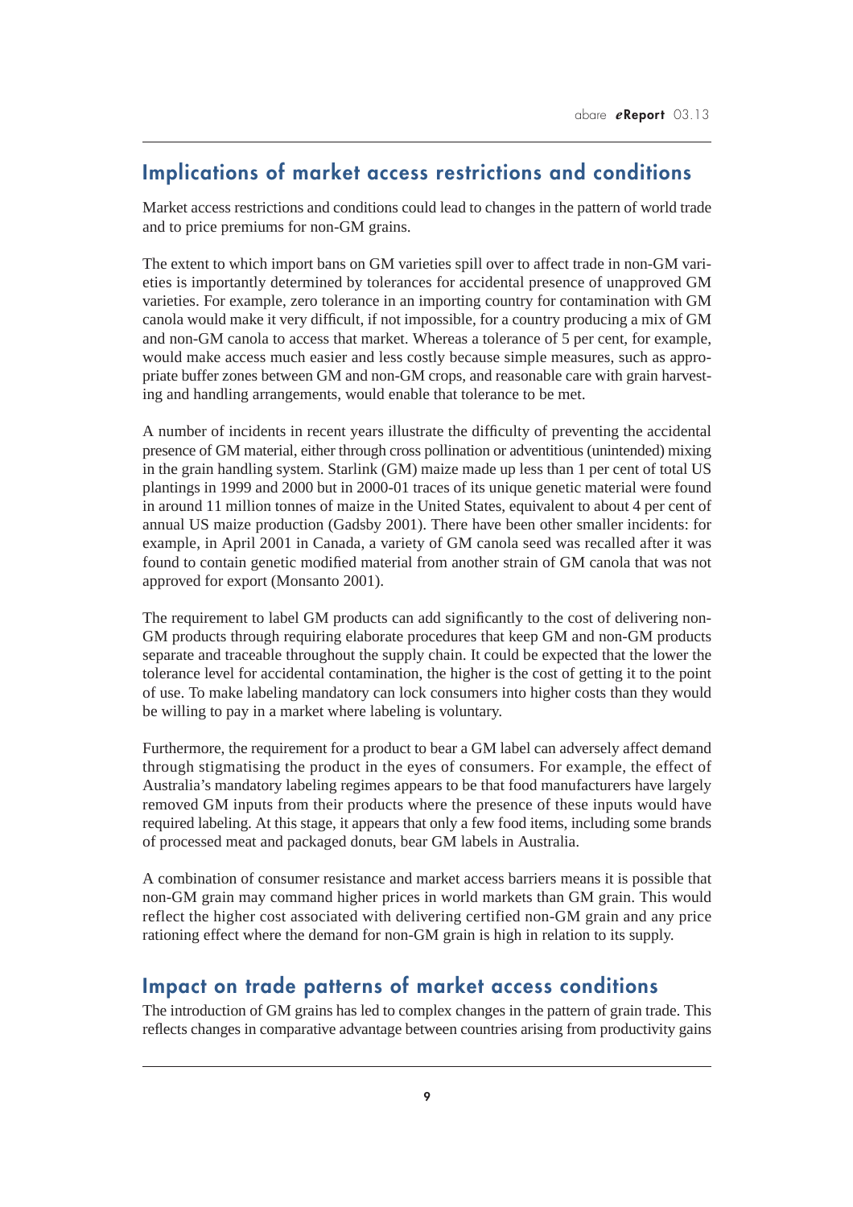## Implications of market access restrictions and conditions

Market access restrictions and conditions could lead to changes in the pattern of world trade and to price premiums for non-GM grains.

The extent to which import bans on GM varieties spill over to affect trade in non-GM varieties is importantly determined by tolerances for accidental presence of unapproved GM varieties. For example, zero tolerance in an importing country for contamination with GM canola would make it very difficult, if not impossible, for a country producing a mix of GM and non-GM canola to access that market. Whereas a tolerance of 5 per cent, for example, would make access much easier and less costly because simple measures, such as appropriate buffer zones between GM and non-GM crops, and reasonable care with grain harvesting and handling arrangements, would enable that tolerance to be met.

A number of incidents in recent years illustrate the difficulty of preventing the accidental presence of GM material, either through cross pollination or adventitious (unintended) mixing in the grain handling system. Starlink (GM) maize made up less than 1 per cent of total US plantings in 1999 and 2000 but in 2000-01 traces of its unique genetic material were found in around 11 million tonnes of maize in the United States, equivalent to about 4 per cent of annual US maize production (Gadsby 2001). There have been other smaller incidents: for example, in April 2001 in Canada, a variety of GM canola seed was recalled after it was found to contain genetic modified material from another strain of GM canola that was not approved for export (Monsanto 2001).

The requirement to label GM products can add significantly to the cost of delivering non-GM products through requiring elaborate procedures that keep GM and non-GM products separate and traceable throughout the supply chain. It could be expected that the lower the tolerance level for accidental contamination, the higher is the cost of getting it to the point of use. To make labeling mandatory can lock consumers into higher costs than they would be willing to pay in a market where labeling is voluntary.

Furthermore, the requirement for a product to bear a GM label can adversely affect demand through stigmatising the product in the eyes of consumers. For example, the effect of Australia's mandatory labeling regimes appears to be that food manufacturers have largely removed GM inputs from their products where the presence of these inputs would have required labeling. At this stage, it appears that only a few food items, including some brands of processed meat and packaged donuts, bear GM labels in Australia.

A combination of consumer resistance and market access barriers means it is possible that non-GM grain may command higher prices in world markets than GM grain. This would reflect the higher cost associated with delivering certified non-GM grain and any price rationing effect where the demand for non-GM grain is high in relation to its supply.

## Impact on trade patterns of market access conditions

The introduction of GM grains has led to complex changes in the pattern of grain trade. This reflects changes in comparative advantage between countries arising from productivity gains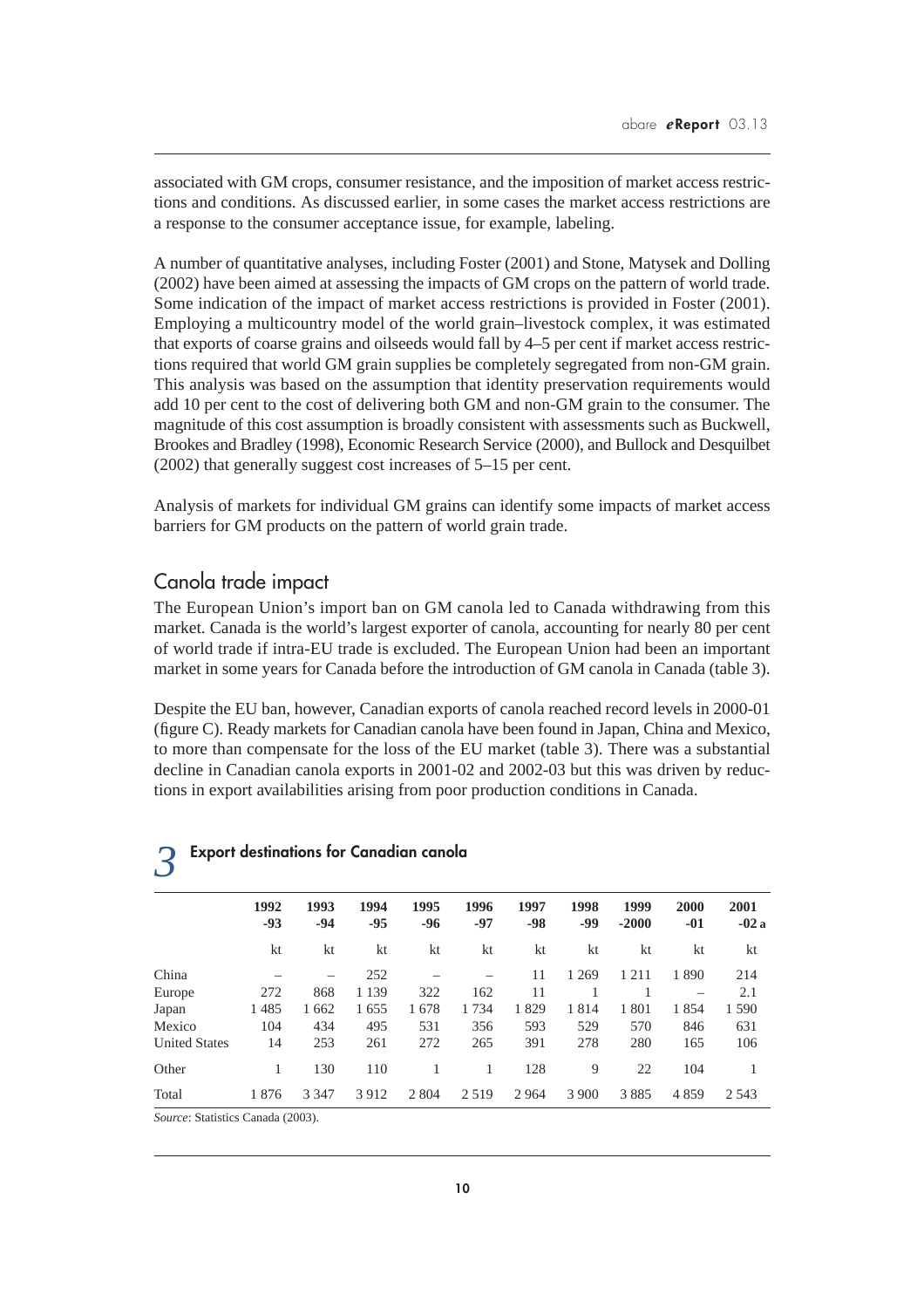associated with GM crops, consumer resistance, and the imposition of market access restrictions and conditions. As discussed earlier, in some cases the market access restrictions are a response to the consumer acceptance issue, for example, labeling.

A number of quantitative analyses, including Foster (2001) and Stone, Matysek and Dolling (2002) have been aimed at assessing the impacts of GM crops on the pattern of world trade. Some indication of the impact of market access restrictions is provided in Foster (2001). Employing a multicountry model of the world grain–livestock complex, it was estimated that exports of coarse grains and oilseeds would fall by 4–5 per cent if market access restrictions required that world GM grain supplies be completely segregated from non-GM grain. This analysis was based on the assumption that identity preservation requirements would add 10 per cent to the cost of delivering both GM and non-GM grain to the consumer. The magnitude of this cost assumption is broadly consistent with assessments such as Buckwell, Brookes and Bradley (1998), Economic Research Service (2000), and Bullock and Desquilbet (2002) that generally suggest cost increases of 5–15 per cent.

Analysis of markets for individual GM grains can identify some impacts of market access barriers for GM products on the pattern of world grain trade.

## Canola trade impact

The European Union's import ban on GM canola led to Canada withdrawing from this market. Canada is the world's largest exporter of canola, accounting for nearly 80 per cent of world trade if intra-EU trade is excluded. The European Union had been an important market in some years for Canada before the introduction of GM canola in Canada (table 3).

Despite the EU ban, however, Canadian exports of canola reached record levels in 2000-01 (figure C). Ready markets for Canadian canola have been found in Japan, China and Mexico, to more than compensate for the loss of the EU market (table 3). There was a substantial decline in Canadian canola exports in 2001-02 and 2002-03 but this was driven by reductions in export availabilities arising from poor production conditions in Canada.

### 3 Export destinations for Canadian canola

| | 1992 -93 | 1993 -94 | 1994 -95 | 1995 -96 | 1996 -97 | 1997 -98 | 1998 -99 | 1999 -2000 | 2000 -01 | 2001 -02 a |
|---|---|---|---|---|---|---|---|---|---|---|
| | kt | kt | kt | kt | kt | kt | kt | kt | kt | kt |
| China | – | – | 252 | – | – | 11 | 1 269 | 1 211 | 1 890 | 214 |
| Europe | 272 | 868 | 1 139 | 322 | 162 | 11 | 1 | 1 | – | 2.1 |
| Japan | 1 485 | 1 662 | 1 655 | 1 678 | 1 734 | 1 829 | 1 814 | 1 801 | 1 854 | 1 590 |
| Mexico | 104 | 434 | 495 | 531 | 356 | 593 | 529 | 570 | 846 | 631 |
| United States | 14 | 253 | 261 | 272 | 265 | 391 | 278 | 280 | 165 | 106 |
| Other | 1 | 130 | 110 | 1 | 1 | 128 | 9 | 22 | 104 | 1 |
| Total | 1 876 | 3 347 | 3 912 | 2 804 | 2 519 | 2 964 | 3 900 | 3 885 | 4 859 | 2 543 |

*Source*: Statistics Canada (2003).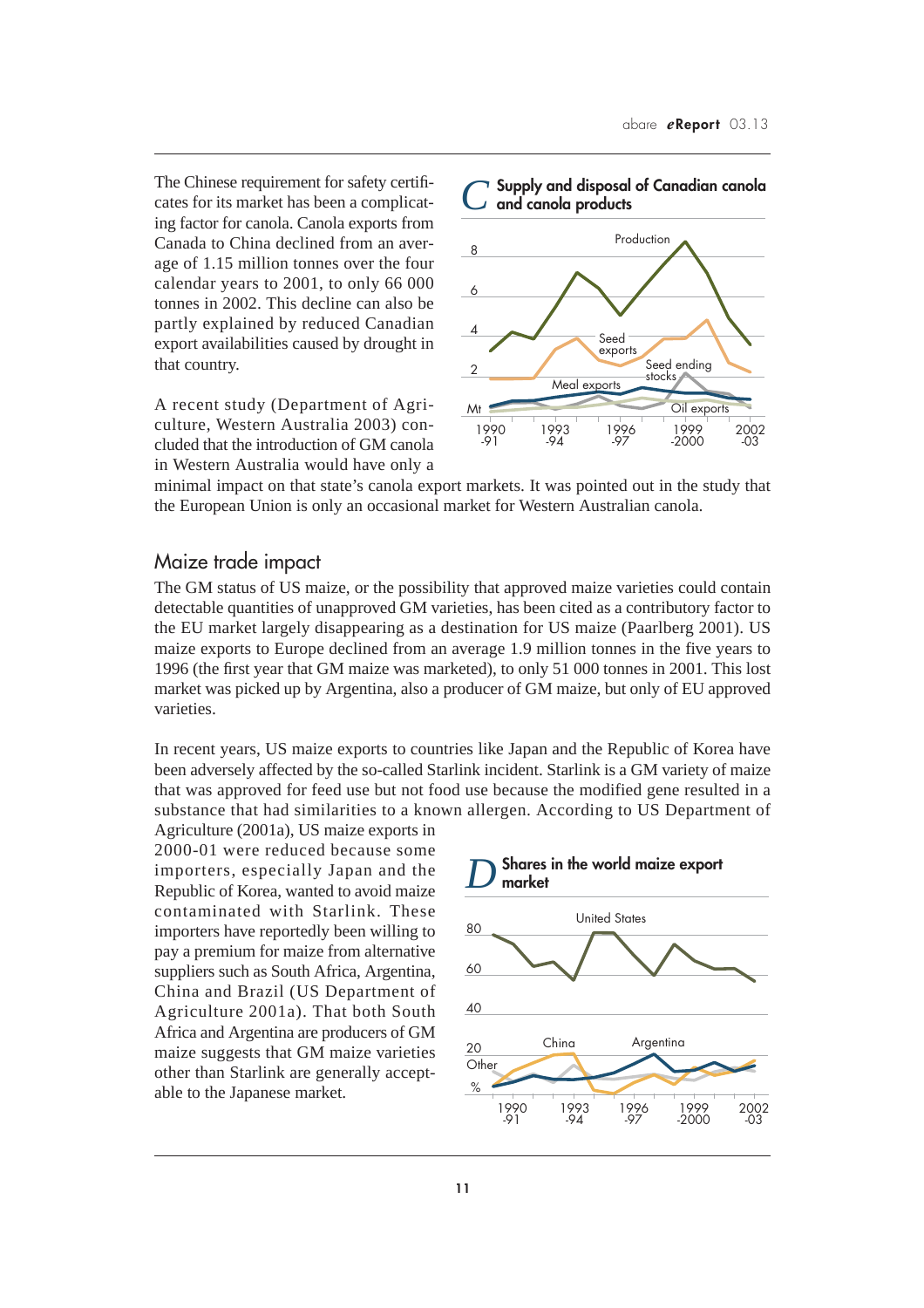The Chinese requirement for safety certificates for its market has been a complicating factor for canola. Canola exports from Canada to China declined from an average of 1.15 million tonnes over the four calendar years to 2001, to only 66 000 tonnes in 2002. This decline can also be partly explained by reduced Canadian export availabilities caused by drought in that country.

A recent study (Department of Agriculture, Western Australia 2003) concluded that the introduction of GM canola in Western Australia would have only a minimal impact on that state's canola export markets. It was pointed out in the study that the European Union is only an occasional market for Western Australian canola.

**C Supply and disposal of Canadian canola and canola products**

## Maize trade impact

The GM status of US maize, or the possibility that approved maize varieties could contain detectable quantities of unapproved GM varieties, has been cited as a contributory factor to the EU market largely disappearing as a destination for US maize (Paarlberg 2001). US maize exports to Europe declined from an average 1.9 million tonnes in the five years to 1996 (the first year that GM maize was marketed), to only 51 000 tonnes in 2001. This lost market was picked up by Argentina, also a producer of GM maize, but only of EU approved varieties.

In recent years, US maize exports to countries like Japan and the Republic of Korea have been adversely affected by the so-called Starlink incident. Starlink is a GM variety of maize that was approved for feed use but not food use because the modified gene resulted in a substance that had similarities to a known allergen. According to US Department of Agriculture (2001a), US maize exports in 2000-01 were reduced because some importers, especially Japan and the Republic of Korea, wanted to avoid maize contaminated with Starlink. These importers have reportedly been willing to pay a premium for maize from alternative suppliers such as South Africa, Argentina, China and Brazil (US Department of Agriculture 2001a). That both South Africa and Argentina are producers of GM maize suggests that GM maize varieties other than Starlink are generally acceptable to the Japanese market.

**D Shares in the world maize export market**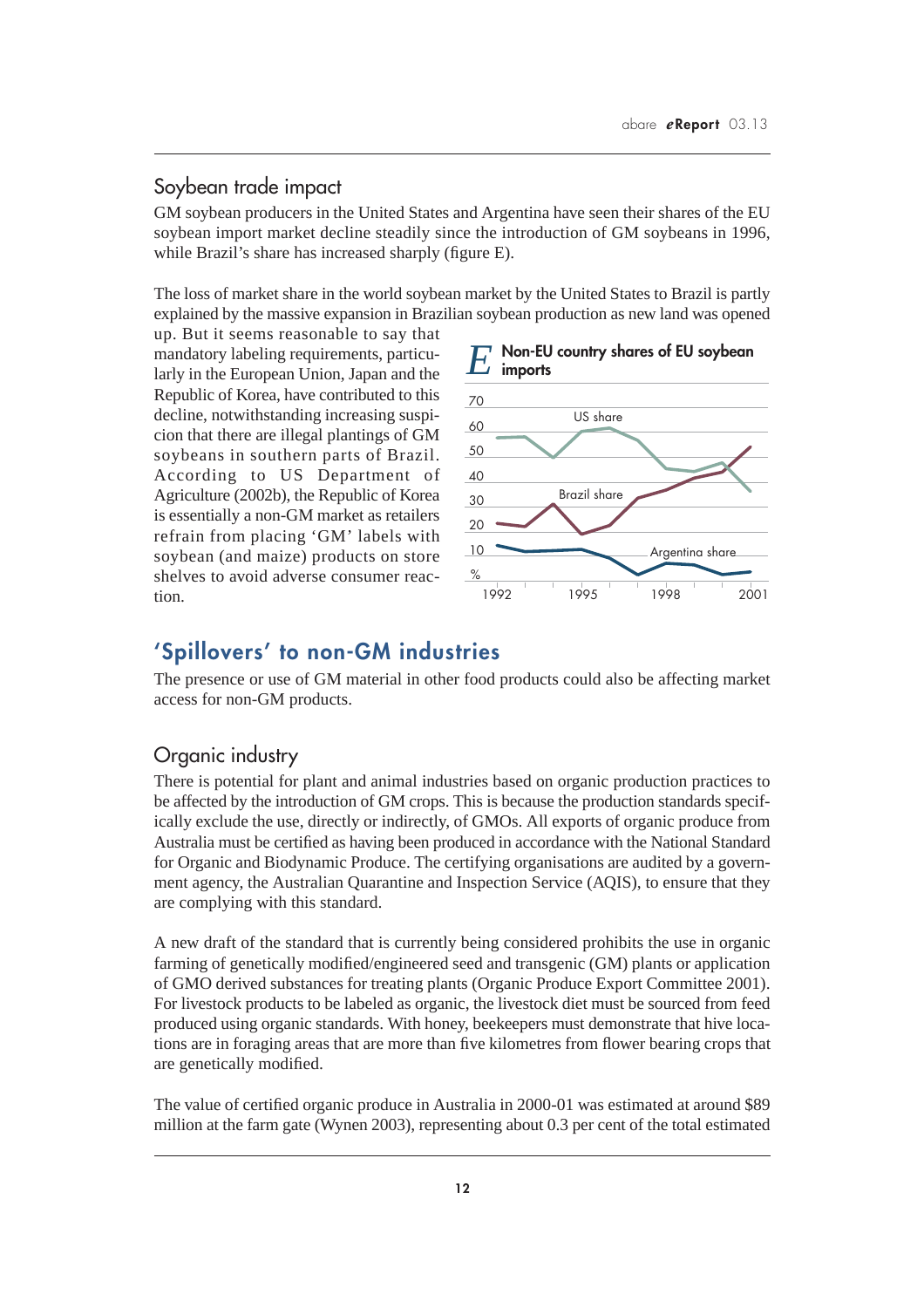## Soybean trade impact

GM soybean producers in the United States and Argentina have seen their shares of the EU soybean import market decline steadily since the introduction of GM soybeans in 1996, while Brazil's share has increased sharply (figure E).

The loss of market share in the world soybean market by the United States to Brazil is partly explained by the massive expansion in Brazilian soybean production as new land was opened up. But it seems reasonable to say that mandatory labeling requirements, particularly in the European Union, Japan and the Republic of Korea, have contributed to this decline, notwithstanding increasing suspicion that there are illegal plantings of GM soybeans in southern parts of Brazil. According to US Department of Agriculture (2002b), the Republic of Korea is essentially a non-GM market as retailers refrain from placing 'GM' labels with soybean (and maize) products on store shelves to avoid adverse consumer reaction.

**E Non-EU country shares of EU soybean imports**

# 'Spillovers' to non-GM industries

The presence or use of GM material in other food products could also be affecting market access for non-GM products.

## Organic industry

There is potential for plant and animal industries based on organic production practices to be affected by the introduction of GM crops. This is because the production standards specifically exclude the use, directly or indirectly, of GMOs. All exports of organic produce from Australia must be certified as having been produced in accordance with the National Standard for Organic and Biodynamic Produce. The certifying organisations are audited by a government agency, the Australian Quarantine and Inspection Service (AQIS), to ensure that they are complying with this standard.

A new draft of the standard that is currently being considered prohibits the use in organic farming of genetically modified/engineered seed and transgenic (GM) plants or application of GMO derived substances for treating plants (Organic Produce Export Committee 2001). For livestock products to be labeled as organic, the livestock diet must be sourced from feed produced using organic standards. With honey, beekeepers must demonstrate that hive locations are in foraging areas that are more than five kilometres from flower bearing crops that are genetically modified.

The value of certified organic produce in Australia in 2000-01 was estimated at around $89 million at the farm gate (Wynen 2003), representing about 0.3 per cent of the total estimated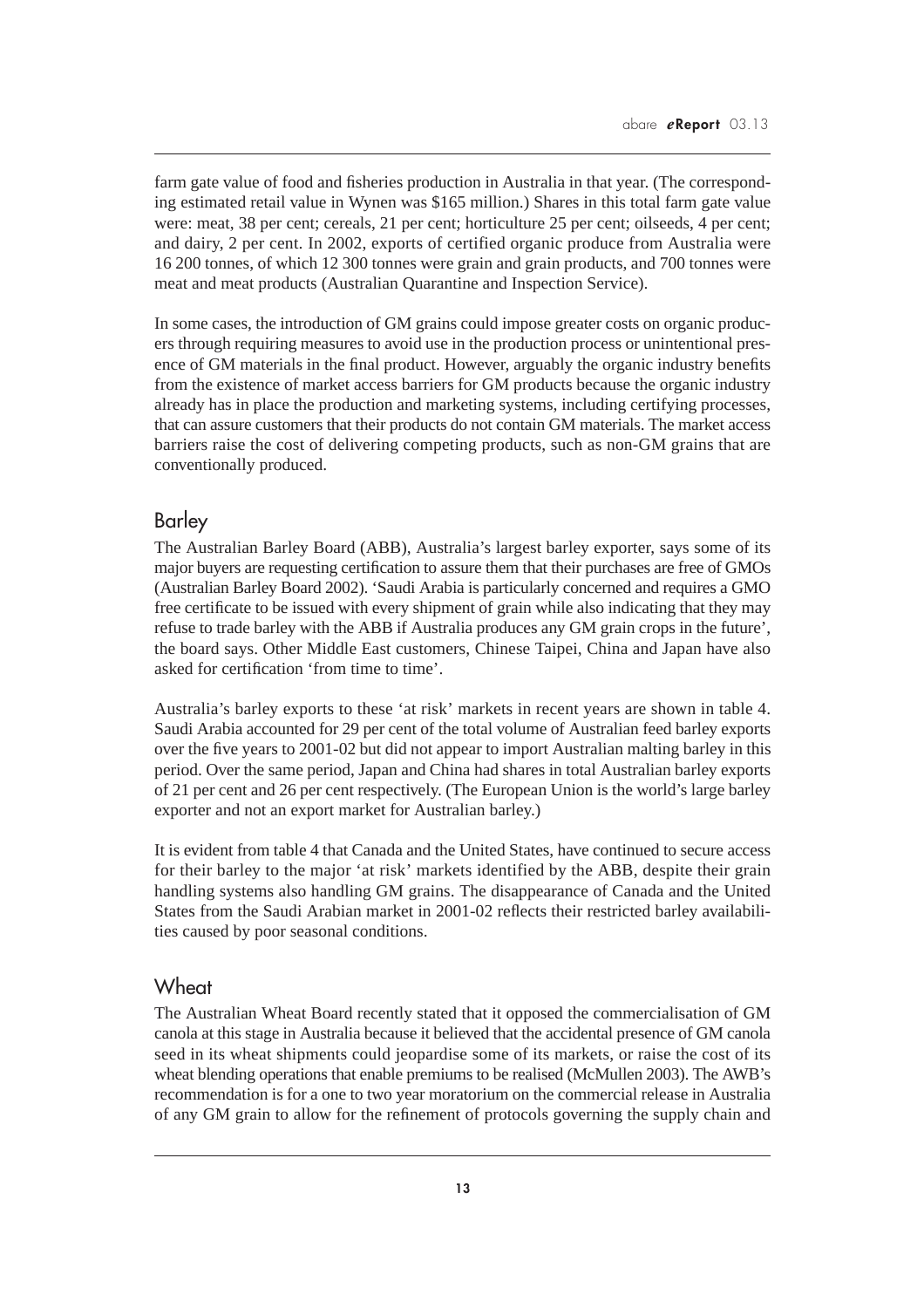farm gate value of food and fisheries production in Australia in that year. (The corresponding estimated retail value in Wynen was $165 million.) Shares in this total farm gate value were: meat, 38 per cent; cereals, 21 per cent; horticulture 25 per cent; oilseeds, 4 per cent; and dairy, 2 per cent. In 2002, exports of certified organic produce from Australia were 16 200 tonnes, of which 12 300 tonnes were grain and grain products, and 700 tonnes were meat and meat products (Australian Quarantine and Inspection Service).

In some cases, the introduction of GM grains could impose greater costs on organic producers through requiring measures to avoid use in the production process or unintentional presence of GM materials in the final product. However, arguably the organic industry benefits from the existence of market access barriers for GM products because the organic industry already has in place the production and marketing systems, including certifying processes, that can assure customers that their products do not contain GM materials. The market access barriers raise the cost of delivering competing products, such as non-GM grains that are conventionally produced.

## Barley

The Australian Barley Board (ABB), Australia's largest barley exporter, says some of its major buyers are requesting certification to assure them that their purchases are free of GMOs (Australian Barley Board 2002). 'Saudi Arabia is particularly concerned and requires a GMO free certificate to be issued with every shipment of grain while also indicating that they may refuse to trade barley with the ABB if Australia produces any GM grain crops in the future', the board says. Other Middle East customers, Chinese Taipei, China and Japan have also asked for certification 'from time to time'.

Australia's barley exports to these 'at risk' markets in recent years are shown in table 4. Saudi Arabia accounted for 29 per cent of the total volume of Australian feed barley exports over the five years to 2001-02 but did not appear to import Australian malting barley in this period. Over the same period, Japan and China had shares in total Australian barley exports of 21 per cent and 26 per cent respectively. (The European Union is the world's large barley exporter and not an export market for Australian barley.)

It is evident from table 4 that Canada and the United States, have continued to secure access for their barley to the major 'at risk' markets identified by the ABB, despite their grain handling systems also handling GM grains. The disappearance of Canada and the United States from the Saudi Arabian market in 2001-02 reflects their restricted barley availabilities caused by poor seasonal conditions.

## Wheat

The Australian Wheat Board recently stated that it opposed the commercialisation of GM canola at this stage in Australia because it believed that the accidental presence of GM canola seed in its wheat shipments could jeopardise some of its markets, or raise the cost of its wheat blending operations that enable premiums to be realised (McMullen 2003). The AWB's recommendation is for a one to two year moratorium on the commercial release in Australia of any GM grain to allow for the refinement of protocols governing the supply chain and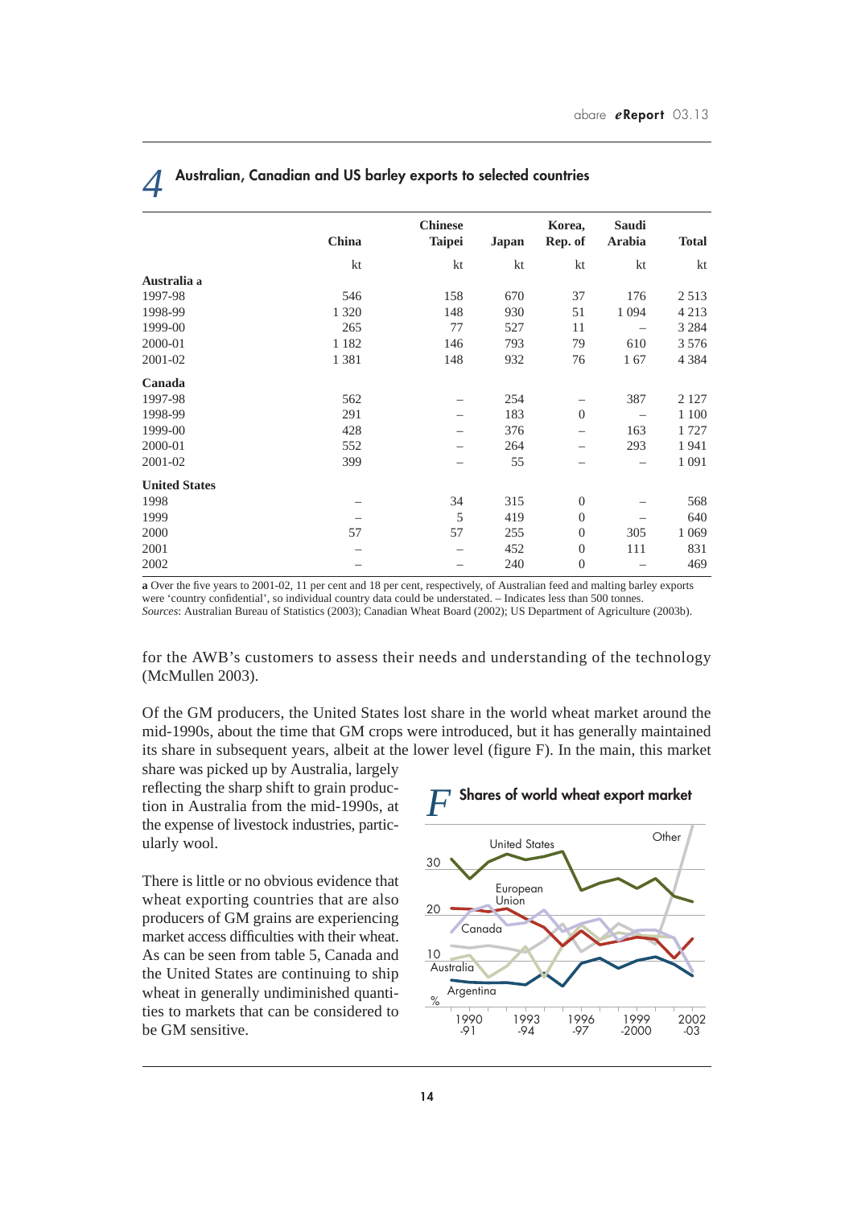## 4 Australian, Canadian and US barley exports to selected countries

| | China | Chinese Taipei | Japan | Korea, Rep. of | Saudi Arabia | Total |
|---|---|---|---|---|---|---|
| | kt | kt | kt | kt | kt | kt |
| **Australia a** | | | | | | |
| 1997-98 | 546 | 158 | 670 | 37 | 176 | 2 513 |
| 1998-99 | 1 320 | 148 | 930 | 51 | 1 094 | 4 213 |
| 1999-00 | 265 | 77 | 527 | 11 | – | 3 284 |
| 2000-01 | 1 182 | 146 | 793 | 79 | 610 | 3 576 |
| 2001-02 | 1 381 | 148 | 932 | 76 | 1 67 | 4 384 |
| **Canada** | | | | | | |
| 1997-98 | 562 | – | 254 | – | 387 | 2 127 |
| 1998-99 | 291 | – | 183 | 0 | – | 1 100 |
| 1999-00 | 428 | – | 376 | – | 163 | 1 727 |
| 2000-01 | 552 | – | 264 | – | 293 | 1 941 |
| 2001-02 | 399 | – | 55 | – | – | 1 091 |
| **United States** | | | | | | |
| 1998 | – | 34 | 315 | 0 | – | 568 |
| 1999 | – | 5 | 419 | 0 | – | 640 |
| 2000 | 57 | 57 | 255 | 0 | 305 | 1 069 |
| 2001 | – | – | 452 | 0 | 111 | 831 |
| 2002 | – | – | 240 | 0 | – | 469 |

**a** Over the five years to 2001-02, 11 per cent and 18 per cent, respectively, of Australian feed and malting barley exports were 'country confidential', so individual country data could be understated. – Indicates less than 500 tonnes.
*Sources*: Australian Bureau of Statistics (2003); Canadian Wheat Board (2002); US Department of Agriculture (2003b).

for the AWB's customers to assess their needs and understanding of the technology (McMullen 2003).

Of the GM producers, the United States lost share in the world wheat market around the mid-1990s, about the time that GM crops were introduced, but it has generally maintained its share in subsequent years, albeit at the lower level (figure F). In the main, this market share was picked up by Australia, largely reflecting the sharp shift to grain production in Australia from the mid-1990s, at the expense of livestock industries, particularly wool.

There is little or no obvious evidence that wheat exporting countries that are also producers of GM grains are experiencing market access difficulties with their wheat. As can be seen from table 5, Canada and the United States are continuing to ship wheat in generally undiminished quantities to markets that can be considered to be GM sensitive.

## F Shares of world wheat export market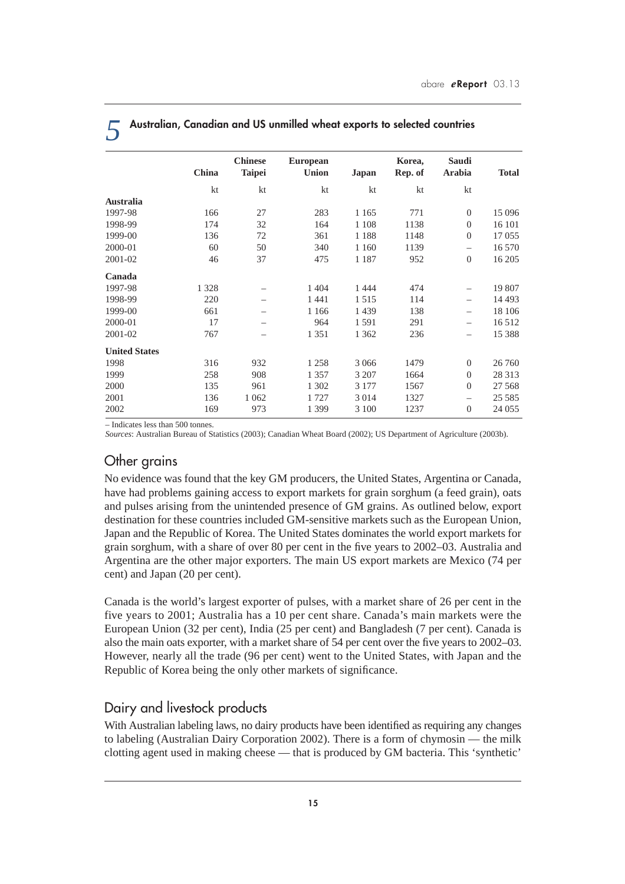## 5 Australian, Canadian and US unmilled wheat exports to selected countries

| | China | Chinese Taipei | European Union | Japan | Korea, Rep. of | Saudi Arabia | Total |
|---|---|---|---|---|---|---|---|
| | kt | kt | kt | kt | kt | kt | |
| **Australia** | | | | | | | |
| 1997-98 | 166 | 27 | 283 | 1 165 | 771 | 0 | 15 096 |
| 1998-99 | 174 | 32 | 164 | 1 108 | 1138 | 0 | 16 101 |
| 1999-00 | 136 | 72 | 361 | 1 188 | 1148 | 0 | 17 055 |
| 2000-01 | 60 | 50 | 340 | 1 160 | 1139 | – | 16 570 |
| 2001-02 | 46 | 37 | 475 | 1 187 | 952 | 0 | 16 205 |
| **Canada** | | | | | | | |
| 1997-98 | 1 328 | – | 1 404 | 1 444 | 474 | – | 19 807 |
| 1998-99 | 220 | – | 1 441 | 1 515 | 114 | – | 14 493 |
| 1999-00 | 661 | – | 1 166 | 1 439 | 138 | – | 18 106 |
| 2000-01 | 17 | – | 964 | 1 591 | 291 | – | 16 512 |
| 2001-02 | 767 | – | 1 351 | 1 362 | 236 | – | 15 388 |
| **United States** | | | | | | | |
| 1998 | 316 | 932 | 1 258 | 3 066 | 1479 | 0 | 26 760 |
| 1999 | 258 | 908 | 1 357 | 3 207 | 1664 | 0 | 28 313 |
| 2000 | 135 | 961 | 1 302 | 3 177 | 1567 | 0 | 27 568 |
| 2001 | 136 | 1 062 | 1 727 | 3 014 | 1327 | – | 25 585 |
| 2002 | 169 | 973 | 1 399 | 3 100 | 1237 | 0 | 24 055 |

– Indicates less than 500 tonnes.
*Sources*: Australian Bureau of Statistics (2003); Canadian Wheat Board (2002); US Department of Agriculture (2003b).

## Other grains

No evidence was found that the key GM producers, the United States, Argentina or Canada, have had problems gaining access to export markets for grain sorghum (a feed grain), oats and pulses arising from the unintended presence of GM grains. As outlined below, export destination for these countries included GM-sensitive markets such as the European Union, Japan and the Republic of Korea. The United States dominates the world export markets for grain sorghum, with a share of over 80 per cent in the five years to 2002–03. Australia and Argentina are the other major exporters. The main US export markets are Mexico (74 per cent) and Japan (20 per cent).

Canada is the world's largest exporter of pulses, with a market share of 26 per cent in the five years to 2001; Australia has a 10 per cent share. Canada's main markets were the European Union (32 per cent), India (25 per cent) and Bangladesh (7 per cent). Canada is also the main oats exporter, with a market share of 54 per cent over the five years to 2002–03. However, nearly all the trade (96 per cent) went to the United States, with Japan and the Republic of Korea being the only other markets of significance.

## Dairy and livestock products

With Australian labeling laws, no dairy products have been identified as requiring any changes to labeling (Australian Dairy Corporation 2002). There is a form of chymosin — the milk clotting agent used in making cheese — that is produced by GM bacteria. This 'synthetic'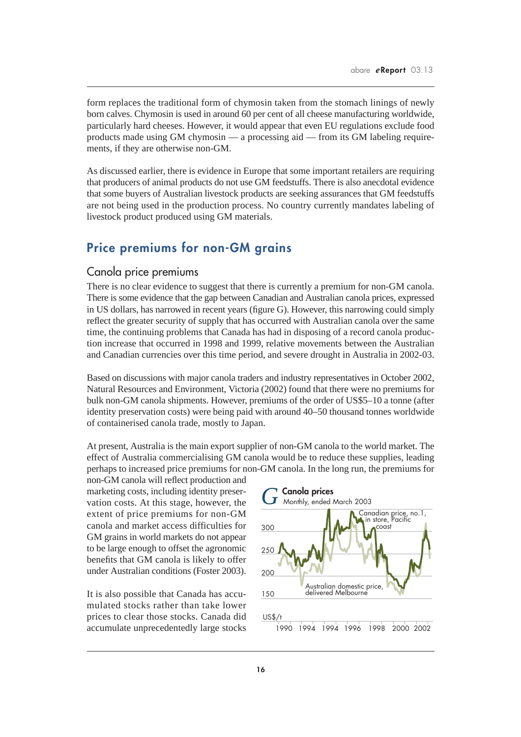form replaces the traditional form of chymosin taken from the stomach linings of newly born calves. Chymosin is used in around 60 per cent of all cheese manufacturing worldwide, particularly hard cheeses. However, it would appear that even EU regulations exclude food products made using GM chymosin — a processing aid — from its GM labeling requirements, if they are otherwise non-GM.

As discussed earlier, there is evidence in Europe that some important retailers are requiring that producers of animal products do not use GM feedstuffs. There is also anecdotal evidence that some buyers of Australian livestock products are seeking assurances that GM feedstuffs are not being used in the production process. No country currently mandates labeling of livestock product produced using GM materials.

## Price premiums for non-GM grains

### Canola price premiums

There is no clear evidence to suggest that there is currently a premium for non-GM canola. There is some evidence that the gap between Canadian and Australian canola prices, expressed in US dollars, has narrowed in recent years (figure G). However, this narrowing could simply reflect the greater security of supply that has occurred with Australian canola over the same time, the continuing problems that Canada has had in disposing of a record canola production increase that occurred in 1998 and 1999, relative movements between the Australian and Canadian currencies over this time period, and severe drought in Australia in 2002-03.

Based on discussions with major canola traders and industry representatives in October 2002, Natural Resources and Environment, Victoria (2002) found that there were no premiums for bulk non-GM canola shipments. However, premiums of the order of US$5–10 a tonne (after identity preservation costs) were being paid with around 40–50 thousand tonnes worldwide of containerised canola trade, mostly to Japan.

At present, Australia is the main export supplier of non-GM canola to the world market. The effect of Australia commercialising GM canola would be to reduce these supplies, leading perhaps to increased price premiums for non-GM canola. In the long run, the premiums for non-GM canola will reflect production and marketing costs, including identity preservation costs. At this stage, however, the extent of price premiums for non-GM canola and market access difficulties for GM grains in world markets do not appear to be large enough to offset the agronomic benefits that GM canola is likely to offer under Australian conditions (Foster 2003).

It is also possible that Canada has accumulated stocks rather than take lower prices to clear those stocks. Canada did accumulate unprecedentedly large stocks

**G Canola prices**
Monthly, ended March 2003

(Chart: US$/t, 150–300; 1990–2002; series: Canadian price, no.1, in store, Pacific coast; Australian domestic price, delivered Melbourne)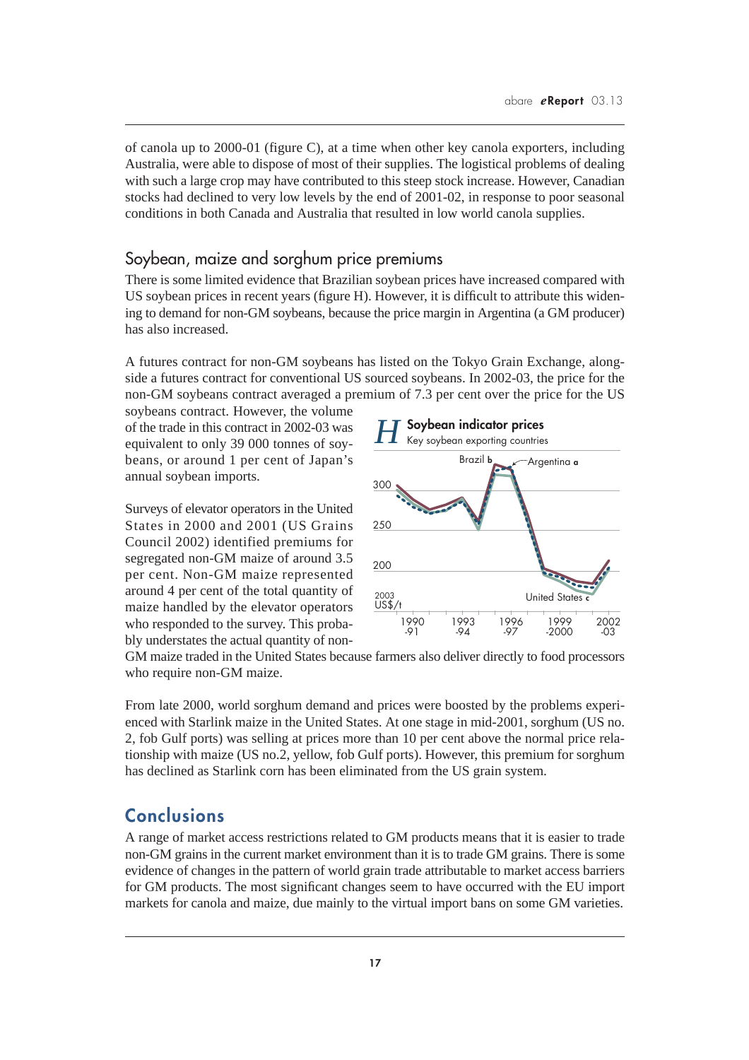of canola up to 2000-01 (figure C), at a time when other key canola exporters, including Australia, were able to dispose of most of their supplies. The logistical problems of dealing with such a large crop may have contributed to this steep stock increase. However, Canadian stocks had declined to very low levels by the end of 2001-02, in response to poor seasonal conditions in both Canada and Australia that resulted in low world canola supplies.

## Soybean, maize and sorghum price premiums

There is some limited evidence that Brazilian soybean prices have increased compared with US soybean prices in recent years (figure H). However, it is difficult to attribute this widening to demand for non-GM soybeans, because the price margin in Argentina (a GM producer) has also increased.

A futures contract for non-GM soybeans has listed on the Tokyo Grain Exchange, alongside a futures contract for conventional US sourced soybeans. In 2002-03, the price for the non-GM soybeans contract averaged a premium of 7.3 per cent over the price for the US soybeans contract. However, the volume of the trade in this contract in 2002-03 was equivalent to only 39 000 tonnes of soybeans, or around 1 per cent of Japan's annual soybean imports.

Surveys of elevator operators in the United States in 2000 and 2001 (US Grains Council 2002) identified premiums for segregated non-GM maize of around 3.5 per cent. Non-GM maize represented around 4 per cent of the total quantity of maize handled by the elevator operators who responded to the survey. This probably understates the actual quantity of non-GM maize traded in the United States because farmers also deliver directly to food processors who require non-GM maize.

**H Soybean indicator prices**
Key soybean exporting countries

From late 2000, world sorghum demand and prices were boosted by the problems experienced with Starlink maize in the United States. At one stage in mid-2001, sorghum (US no. 2, fob Gulf ports) was selling at prices more than 10 per cent above the normal price relationship with maize (US no.2, yellow, fob Gulf ports). However, this premium for sorghum has declined as Starlink corn has been eliminated from the US grain system.

## Conclusions

A range of market access restrictions related to GM products means that it is easier to trade non-GM grains in the current market environment than it is to trade GM grains. There is some evidence of changes in the pattern of world grain trade attributable to market access barriers for GM products. The most significant changes seem to have occurred with the EU import markets for canola and maize, due mainly to the virtual import bans on some GM varieties.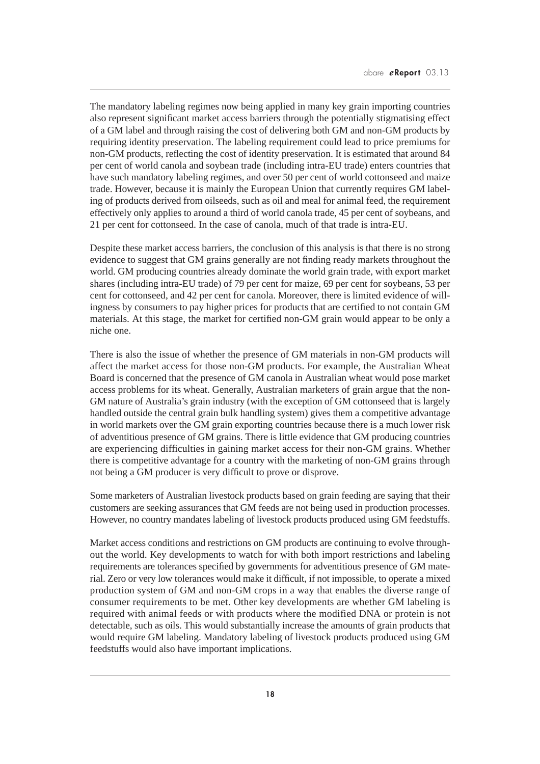The mandatory labeling regimes now being applied in many key grain importing countries also represent significant market access barriers through the potentially stigmatising effect of a GM label and through raising the cost of delivering both GM and non-GM products by requiring identity preservation. The labeling requirement could lead to price premiums for non-GM products, reflecting the cost of identity preservation. It is estimated that around 84 per cent of world canola and soybean trade (including intra-EU trade) enters countries that have such mandatory labeling regimes, and over 50 per cent of world cottonseed and maize trade. However, because it is mainly the European Union that currently requires GM labeling of products derived from oilseeds, such as oil and meal for animal feed, the requirement effectively only applies to around a third of world canola trade, 45 per cent of soybeans, and 21 per cent for cottonseed. In the case of canola, much of that trade is intra-EU.

Despite these market access barriers, the conclusion of this analysis is that there is no strong evidence to suggest that GM grains generally are not finding ready markets throughout the world. GM producing countries already dominate the world grain trade, with export market shares (including intra-EU trade) of 79 per cent for maize, 69 per cent for soybeans, 53 per cent for cottonseed, and 42 per cent for canola. Moreover, there is limited evidence of willingness by consumers to pay higher prices for products that are certified to not contain GM materials. At this stage, the market for certified non-GM grain would appear to be only a niche one.

There is also the issue of whether the presence of GM materials in non-GM products will affect the market access for those non-GM products. For example, the Australian Wheat Board is concerned that the presence of GM canola in Australian wheat would pose market access problems for its wheat. Generally, Australian marketers of grain argue that the non-GM nature of Australia's grain industry (with the exception of GM cottonseed that is largely handled outside the central grain bulk handling system) gives them a competitive advantage in world markets over the GM grain exporting countries because there is a much lower risk of adventitious presence of GM grains. There is little evidence that GM producing countries are experiencing difficulties in gaining market access for their non-GM grains. Whether there is competitive advantage for a country with the marketing of non-GM grains through not being a GM producer is very difficult to prove or disprove.

Some marketers of Australian livestock products based on grain feeding are saying that their customers are seeking assurances that GM feeds are not being used in production processes. However, no country mandates labeling of livestock products produced using GM feedstuffs.

Market access conditions and restrictions on GM products are continuing to evolve throughout the world. Key developments to watch for with both import restrictions and labeling requirements are tolerances specified by governments for adventitious presence of GM material. Zero or very low tolerances would make it difficult, if not impossible, to operate a mixed production system of GM and non-GM crops in a way that enables the diverse range of consumer requirements to be met. Other key developments are whether GM labeling is required with animal feeds or with products where the modified DNA or protein is not detectable, such as oils. This would substantially increase the amounts of grain products that would require GM labeling. Mandatory labeling of livestock products produced using GM feedstuffs would also have important implications.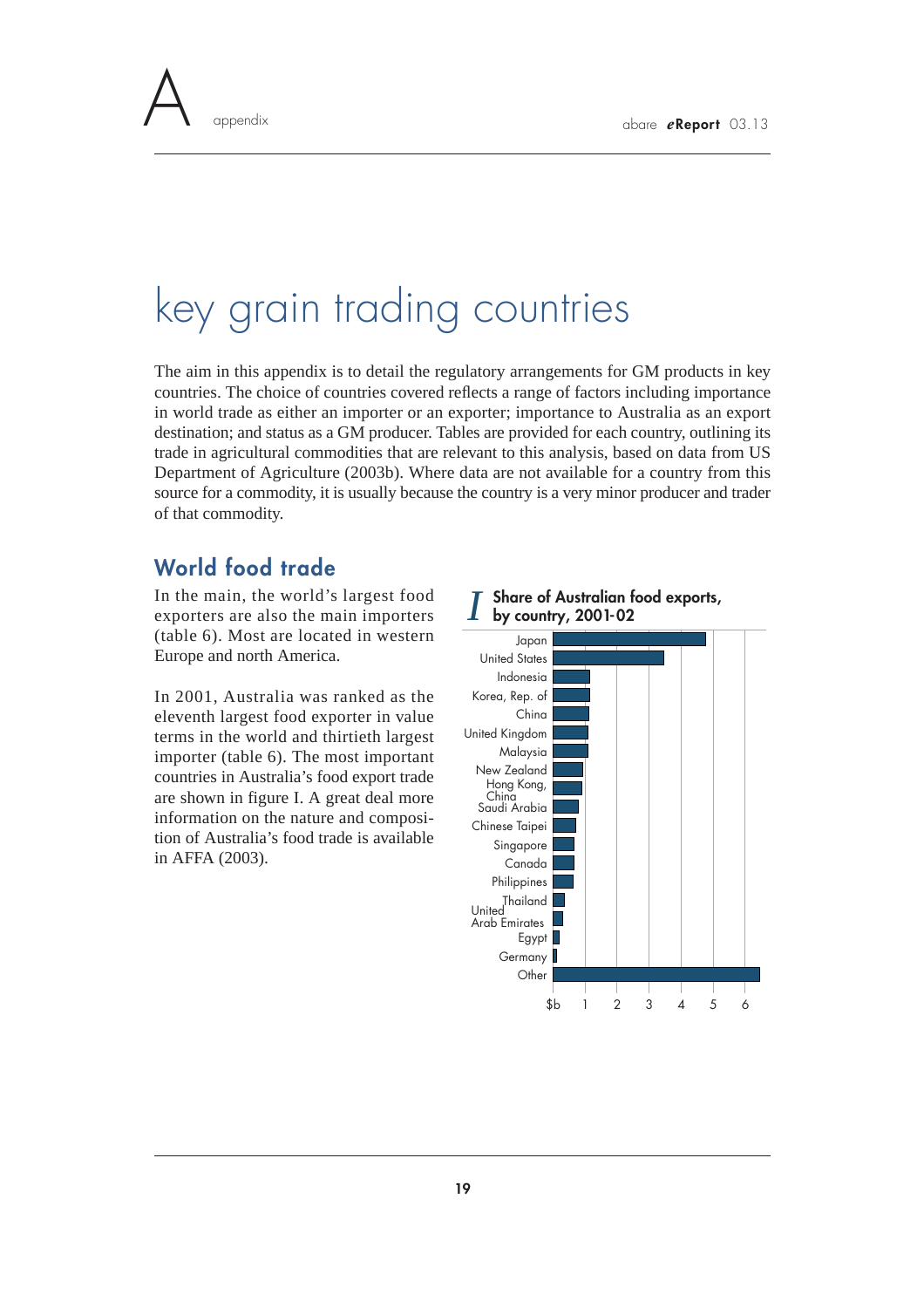# key grain trading countries

The aim in this appendix is to detail the regulatory arrangements for GM products in key countries. The choice of countries covered reflects a range of factors including importance in world trade as either an importer or an exporter; importance to Australia as an export destination; and status as a GM producer. Tables are provided for each country, outlining its trade in agricultural commodities that are relevant to this analysis, based on data from US Department of Agriculture (2003b). Where data are not available for a country from this source for a commodity, it is usually because the country is a very minor producer and trader of that commodity.

## World food trade

In the main, the world's largest food exporters are also the main importers (table 6). Most are located in western Europe and north America.

In 2001, Australia was ranked as the eleventh largest food exporter in value terms in the world and thirtieth largest importer (table 6). The most important countries in Australia's food export trade are shown in figure I. A great deal more information on the nature and composition of Australia's food trade is available in AFFA (2003).

**I Share of Australian food exports, by country, 2001-02**

Japan, United States, Indonesia, Korea, Rep. of, China, United Kingdom, Malaysia, New Zealand, Hong Kong, China, Saudi Arabia, Chinese Taipei, Singapore, Canada, Philippines, Thailand, United Arab Emirates, Egypt, Germany, Other

$b 1 2 3 4 5 6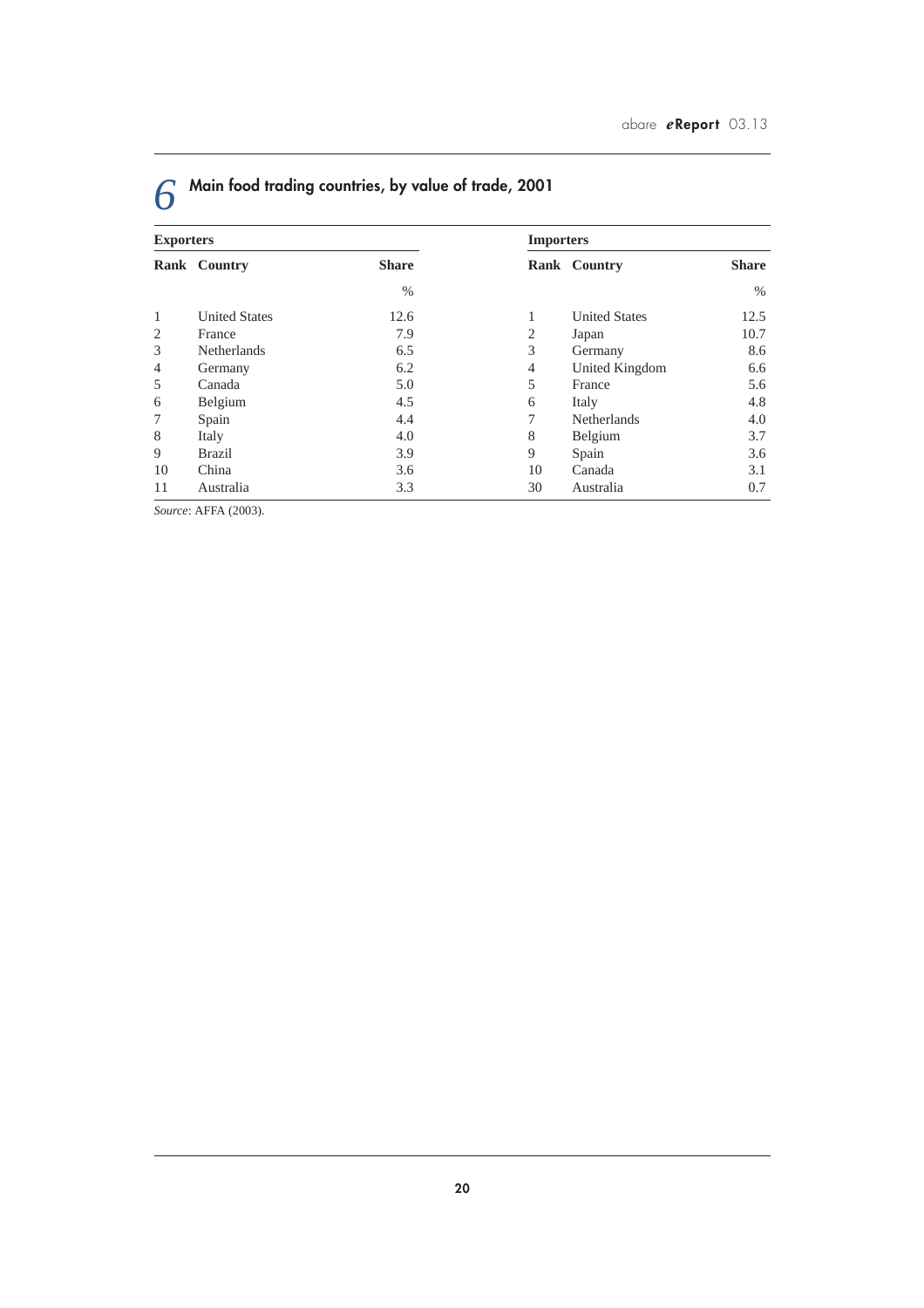## 6 Main food trading countries, by value of trade, 2001

| Exporters | | | Importers | | |
|---|---|---|---|---|---|
| Rank | Country | Share | Rank | Country | Share |
| | | % | | | % |
| 1 | United States | 12.6 | 1 | United States | 12.5 |
| 2 | France | 7.9 | 2 | Japan | 10.7 |
| 3 | Netherlands | 6.5 | 3 | Germany | 8.6 |
| 4 | Germany | 6.2 | 4 | United Kingdom | 6.6 |
| 5 | Canada | 5.0 | 5 | France | 5.6 |
| 6 | Belgium | 4.5 | 6 | Italy | 4.8 |
| 7 | Spain | 4.4 | 7 | Netherlands | 4.0 |
| 8 | Italy | 4.0 | 8 | Belgium | 3.7 |
| 9 | Brazil | 3.9 | 9 | Spain | 3.6 |
| 10 | China | 3.6 | 10 | Canada | 3.1 |
| 11 | Australia | 3.3 | 30 | Australia | 0.7 |

*Source*: AFFA (2003).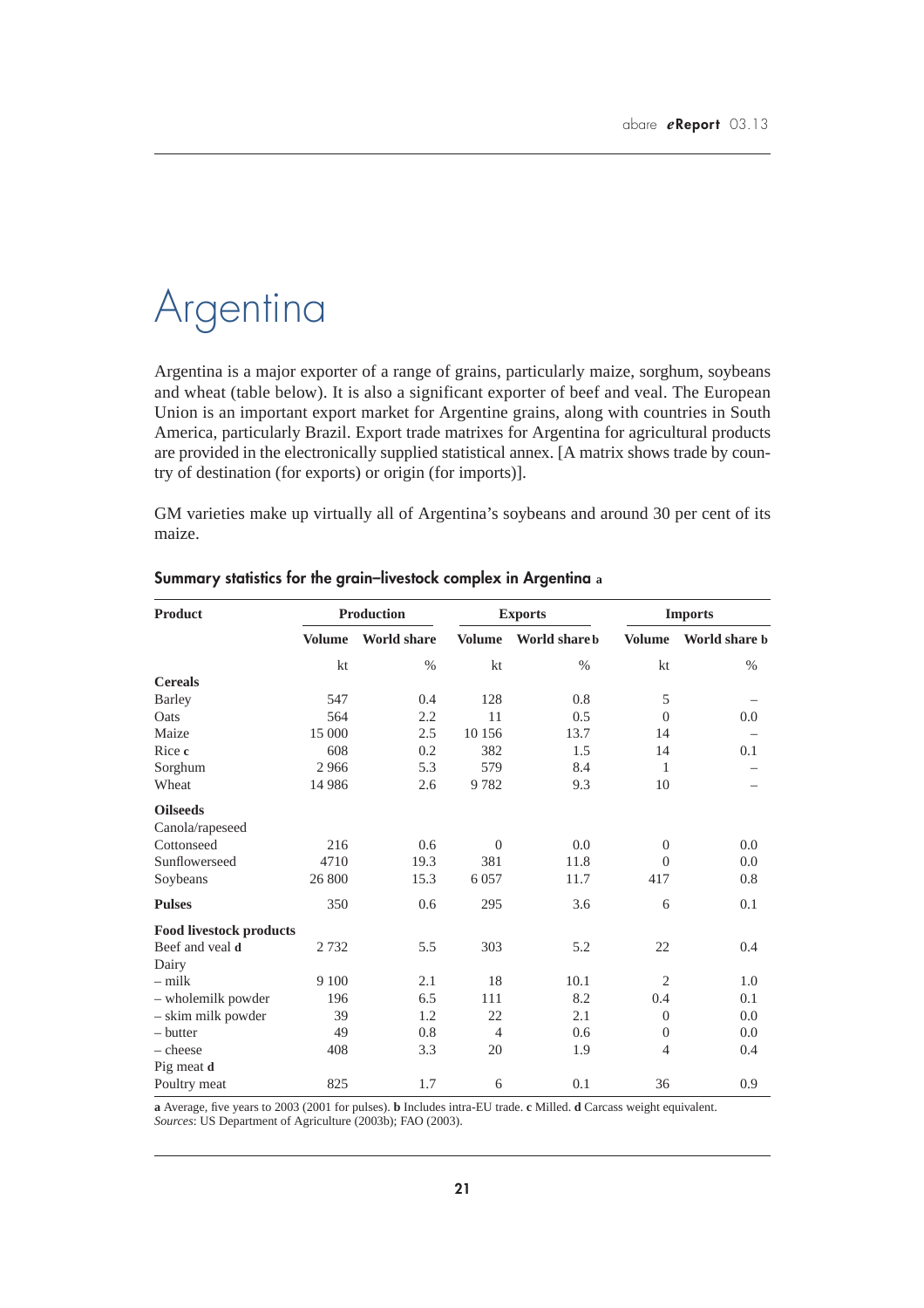# Argentina

Argentina is a major exporter of a range of grains, particularly maize, sorghum, soybeans and wheat (table below). It is also a significant exporter of beef and veal. The European Union is an important export market for Argentine grains, along with countries in South America, particularly Brazil. Export trade matrixes for Argentina for agricultural products are provided in the electronically supplied statistical annex. [A matrix shows trade by country of destination (for exports) or origin (for imports)].

GM varieties make up virtually all of Argentina's soybeans and around 30 per cent of its maize.

### Summary statistics for the grain–livestock complex in Argentina a

| Product | Production | | Exports | | Imports | |
|---|---|---|---|---|---|---|
| | Volume | World share | Volume | World share b | Volume | World share b |
| | kt | % | kt | % | kt | % |
| **Cereals** | | | | | | |
| Barley | 547 | 0.4 | 128 | 0.8 | 5 | – |
| Oats | 564 | 2.2 | 11 | 0.5 | 0 | 0.0 |
| Maize | 15 000 | 2.5 | 10 156 | 13.7 | 14 | – |
| Rice c | 608 | 0.2 | 382 | 1.5 | 14 | 0.1 |
| Sorghum | 2 966 | 5.3 | 579 | 8.4 | 1 | – |
| Wheat | 14 986 | 2.6 | 9 782 | 9.3 | 10 | – |
| **Oilseeds** | | | | | | |
| Canola/rapeseed | | | | | | |
| Cottonseed | 216 | 0.6 | 0 | 0.0 | 0 | 0.0 |
| Sunflowerseed | 4710 | 19.3 | 381 | 11.8 | 0 | 0.0 |
| Soybeans | 26 800 | 15.3 | 6 057 | 11.7 | 417 | 0.8 |
| **Pulses** | 350 | 0.6 | 295 | 3.6 | 6 | 0.1 |
| **Food livestock products** | | | | | | |
| Beef and veal **d** | 2 732 | 5.5 | 303 | 5.2 | 22 | 0.4 |
| Dairy | | | | | | |
| – milk | 9 100 | 2.1 | 18 | 10.1 | 2 | 1.0 |
| – wholemilk powder | 196 | 6.5 | 111 | 8.2 | 0.4 | 0.1 |
| – skim milk powder | 39 | 1.2 | 22 | 2.1 | 0 | 0.0 |
| – butter | 49 | 0.8 | 4 | 0.6 | 0 | 0.0 |
| – cheese | 408 | 3.3 | 20 | 1.9 | 4 | 0.4 |
| Pig meat **d** | | | | | | |
| Poultry meat | 825 | 1.7 | 6 | 0.1 | 36 | 0.9 |

**a** Average, five years to 2003 (2001 for pulses). **b** Includes intra-EU trade. **c** Milled. **d** Carcass weight equivalent.
*Sources*: US Department of Agriculture (2003b); FAO (2003).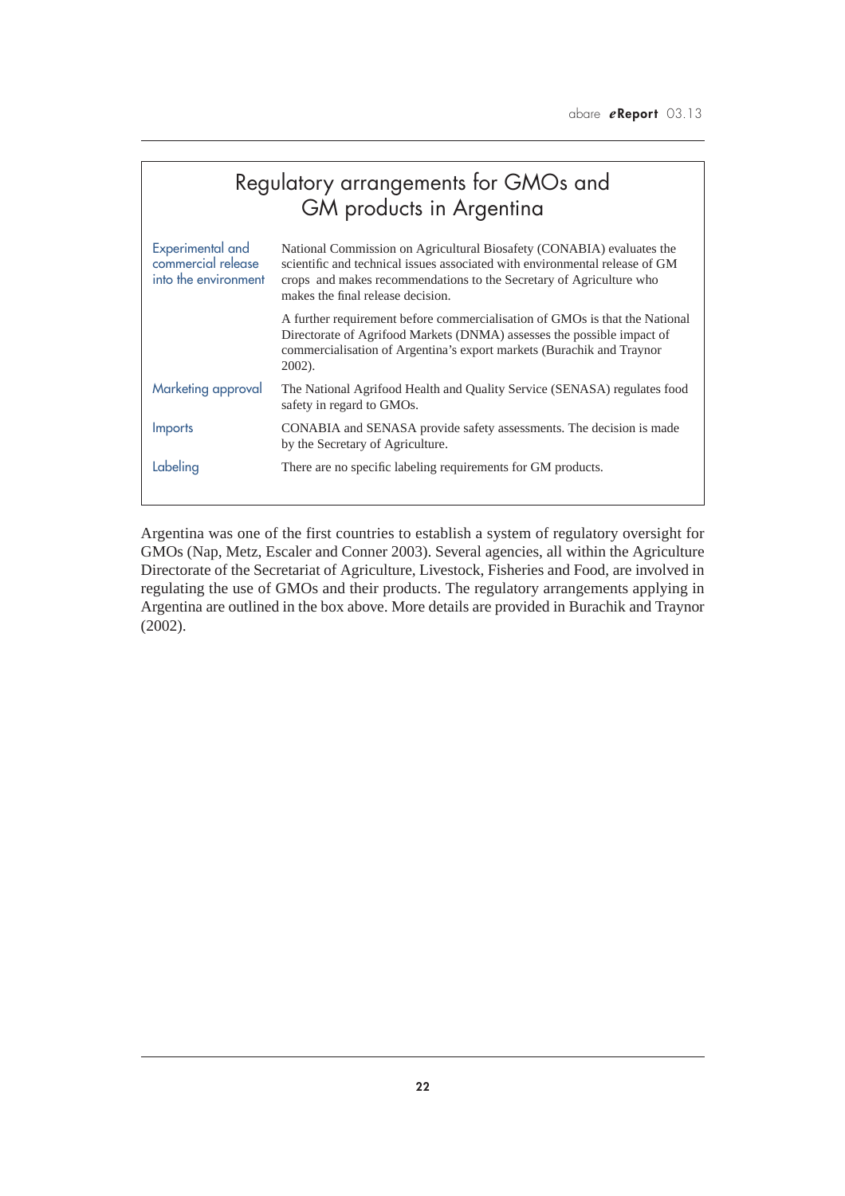## Regulatory arrangements for GMOs and GM products in Argentina

| | |
|---|---|
| Experimental and commercial release into the environment | National Commission on Agricultural Biosafety (CONABIA) evaluates the scientific and technical issues associated with environmental release of GM crops and makes recommendations to the Secretary of Agriculture who makes the final release decision. |
| | A further requirement before commercialisation of GMOs is that the National Directorate of Agrifood Markets (DNMA) assesses the possible impact of commercialisation of Argentina's export markets (Burachik and Traynor 2002). |
| Marketing approval | The National Agrifood Health and Quality Service (SENASA) regulates food safety in regard to GMOs. |
| Imports | CONABIA and SENASA provide safety assessments. The decision is made by the Secretary of Agriculture. |
| Labeling | There are no specific labeling requirements for GM products. |

Argentina was one of the first countries to establish a system of regulatory oversight for GMOs (Nap, Metz, Escaler and Conner 2003). Several agencies, all within the Agriculture Directorate of the Secretariat of Agriculture, Livestock, Fisheries and Food, are involved in regulating the use of GMOs and their products. The regulatory arrangements applying in Argentina are outlined in the box above. More details are provided in Burachik and Traynor (2002).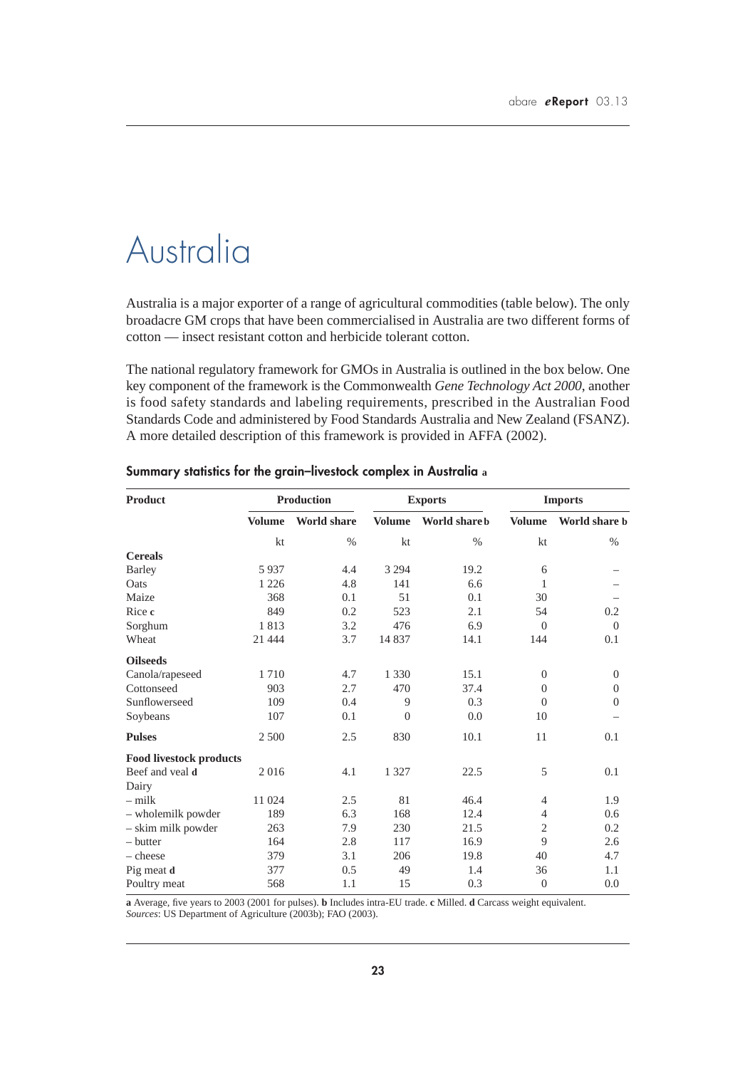# Australia

Australia is a major exporter of a range of agricultural commodities (table below). The only broadacre GM crops that have been commercialised in Australia are two different forms of cotton — insect resistant cotton and herbicide tolerant cotton.

The national regulatory framework for GMOs in Australia is outlined in the box below. One key component of the framework is the Commonwealth *Gene Technology Act 2000*, another is food safety standards and labeling requirements, prescribed in the Australian Food Standards Code and administered by Food Standards Australia and New Zealand (FSANZ). A more detailed description of this framework is provided in AFFA (2002).

**Summary statistics for the grain–livestock complex in Australia a**

| Product | Production | | Exports | | Imports | |
|---|---|---|---|---|---|---|
| | Volume | World share | Volume | World share b | Volume | World share b |
| | kt | % | kt | % | kt | % |
| **Cereals** | | | | | | |
| Barley | 5 937 | 4.4 | 3 294 | 19.2 | 6 | – |
| Oats | 1 226 | 4.8 | 141 | 6.6 | 1 | – |
| Maize | 368 | 0.1 | 51 | 0.1 | 30 | – |
| Rice **c** | 849 | 0.2 | 523 | 2.1 | 54 | 0.2 |
| Sorghum | 1 813 | 3.2 | 476 | 6.9 | 0 | 0 |
| Wheat | 21 444 | 3.7 | 14 837 | 14.1 | 144 | 0.1 |
| **Oilseeds** | | | | | | |
| Canola/rapeseed | 1 710 | 4.7 | 1 330 | 15.1 | 0 | 0 |
| Cottonseed | 903 | 2.7 | 470 | 37.4 | 0 | 0 |
| Sunflowerseed | 109 | 0.4 | 9 | 0.3 | 0 | 0 |
| Soybeans | 107 | 0.1 | 0 | 0.0 | 10 | – |
| **Pulses** | 2 500 | 2.5 | 830 | 10.1 | 11 | 0.1 |
| **Food livestock products** | | | | | | |
| Beef and veal **d** | 2 016 | 4.1 | 1 327 | 22.5 | 5 | 0.1 |
| Dairy | | | | | | |
| – milk | 11 024 | 2.5 | 81 | 46.4 | 4 | 1.9 |
| – wholemilk powder | 189 | 6.3 | 168 | 12.4 | 4 | 0.6 |
| – skim milk powder | 263 | 7.9 | 230 | 21.5 | 2 | 0.2 |
| – butter | 164 | 2.8 | 117 | 16.9 | 9 | 2.6 |
| – cheese | 379 | 3.1 | 206 | 19.8 | 40 | 4.7 |
| Pig meat **d** | 377 | 0.5 | 49 | 1.4 | 36 | 1.1 |
| Poultry meat | 568 | 1.1 | 15 | 0.3 | 0 | 0.0 |

**a** Average, five years to 2003 (2001 for pulses). **b** Includes intra-EU trade. **c** Milled. **d** Carcass weight equivalent.
*Sources*: US Department of Agriculture (2003b); FAO (2003).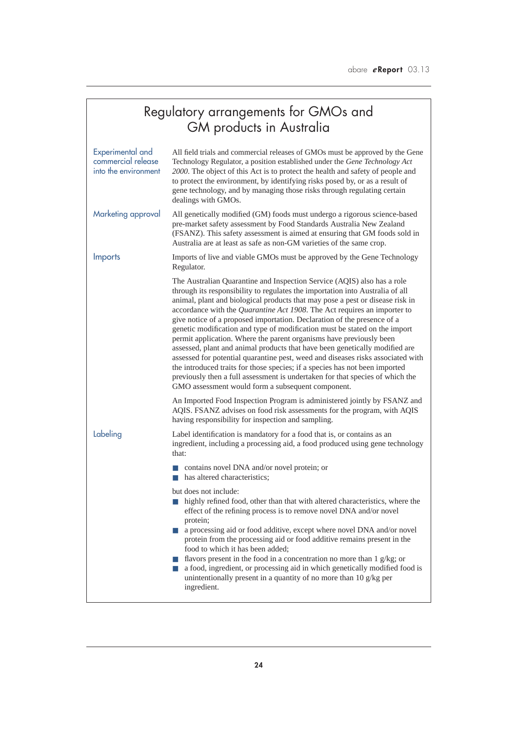## Regulatory arrangements for GMOs and GM products in Australia

| | |
|---|---|
| Experimental and commercial release into the environment | All field trials and commercial releases of GMOs must be approved by the Gene Technology Regulator, a position established under the *Gene Technology Act 2000*. The object of this Act is to protect the health and safety of people and to protect the environment, by identifying risks posed by, or as a result of gene technology, and by managing those risks through regulating certain dealings with GMOs. |
| Marketing approval | All genetically modified (GM) foods must undergo a rigorous science-based pre-market safety assessment by Food Standards Australia New Zealand (FSANZ). This safety assessment is aimed at ensuring that GM foods sold in Australia are at least as safe as non-GM varieties of the same crop. |
| Imports | Imports of live and viable GMOs must be approved by the Gene Technology Regulator.<br><br>The Australian Quarantine and Inspection Service (AQIS) also has a role through its responsibility to regulates the importation into Australia of all animal, plant and biological products that may pose a pest or disease risk in accordance with the *Quarantine Act 1908*. The Act requires an importer to give notice of a proposed importation. Declaration of the presence of a genetic modification and type of modification must be stated on the import permit application. Where the parent organisms have previously been assessed, plant and animal products that have been genetically modified are assessed for potential quarantine pest, weed and diseases risks associated with the introduced traits for those species; if a species has not been imported previously then a full assessment is undertaken for that species of which the GMO assessment would form a subsequent component.<br><br>An Imported Food Inspection Program is administered jointly by FSANZ and AQIS. FSANZ advises on food risk assessments for the program, with AQIS having responsibility for inspection and sampling. |
| Labeling | Label identification is mandatory for a food that is, or contains as an ingredient, including a processing aid, a food produced using gene technology that:<br>■ contains novel DNA and/or novel protein; or<br>■ has altered characteristics;<br><br>but does not include:<br>■ highly refined food, other than that with altered characteristics, where the effect of the refining process is to remove novel DNA and/or novel protein;<br>■ a processing aid or food additive, except where novel DNA and/or novel protein from the processing aid or food additive remains present in the food to which it has been added;<br>■ flavors present in the food in a concentration no more than 1 g/kg; or<br>■ a food, ingredient, or processing aid in which genetically modified food is unintentionally present in a quantity of no more than 10 g/kg per ingredient. |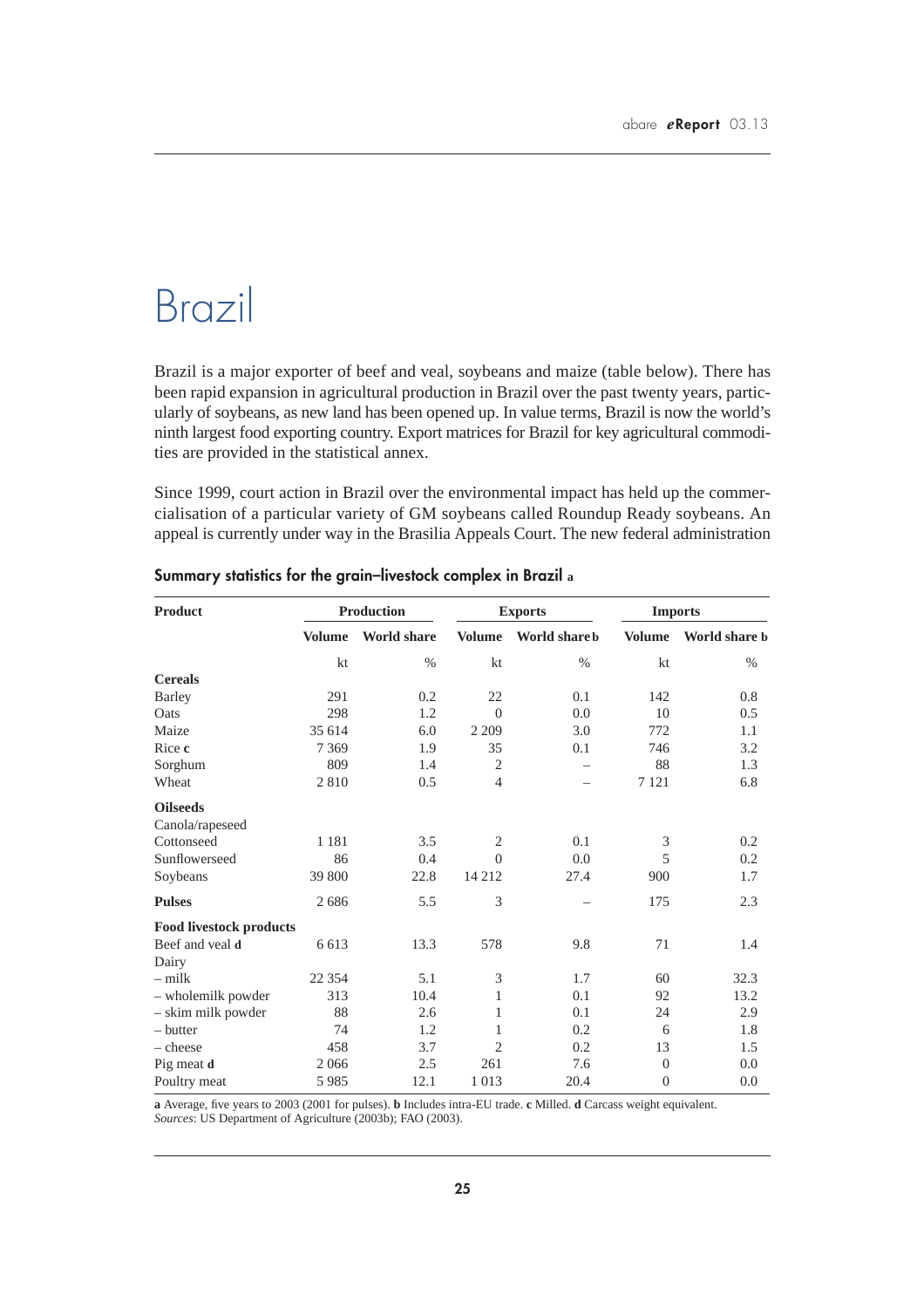# Brazil

Brazil is a major exporter of beef and veal, soybeans and maize (table below). There has been rapid expansion in agricultural production in Brazil over the past twenty years, particularly of soybeans, as new land has been opened up. In value terms, Brazil is now the world's ninth largest food exporting country. Export matrices for Brazil for key agricultural commodities are provided in the statistical annex.

Since 1999, court action in Brazil over the environmental impact has held up the commercialisation of a particular variety of GM soybeans called Roundup Ready soybeans. An appeal is currently under way in the Brasilia Appeals Court. The new federal administration

**Summary statistics for the grain–livestock complex in Brazil a**

| Product | Production | | Exports | | Imports | |
|---|---|---|---|---|---|---|
| | Volume | World share | Volume | World share b | Volume | World share b |
| | kt | % | kt | % | kt | % |
| **Cereals** | | | | | | |
| Barley | 291 | 0.2 | 22 | 0.1 | 142 | 0.8 |
| Oats | 298 | 1.2 | 0 | 0.0 | 10 | 0.5 |
| Maize | 35 614 | 6.0 | 2 209 | 3.0 | 772 | 1.1 |
| Rice **c** | 7 369 | 1.9 | 35 | 0.1 | 746 | 3.2 |
| Sorghum | 809 | 1.4 | 2 | – | 88 | 1.3 |
| Wheat | 2 810 | 0.5 | 4 | – | 7 121 | 6.8 |
| **Oilseeds** | | | | | | |
| Canola/rapeseed | | | | | | |
| Cottonseed | 1 181 | 3.5 | 2 | 0.1 | 3 | 0.2 |
| Sunflowerseed | 86 | 0.4 | 0 | 0.0 | 5 | 0.2 |
| Soybeans | 39 800 | 22.8 | 14 212 | 27.4 | 900 | 1.7 |
| **Pulses** | 2 686 | 5.5 | 3 | – | 175 | 2.3 |
| **Food livestock products** | | | | | | |
| Beef and veal **d** | 6 613 | 13.3 | 578 | 9.8 | 71 | 1.4 |
| Dairy | | | | | | |
| – milk | 22 354 | 5.1 | 3 | 1.7 | 60 | 32.3 |
| – wholemilk powder | 313 | 10.4 | 1 | 0.1 | 92 | 13.2 |
| – skim milk powder | 88 | 2.6 | 1 | 0.1 | 24 | 2.9 |
| – butter | 74 | 1.2 | 1 | 0.2 | 6 | 1.8 |
| – cheese | 458 | 3.7 | 2 | 0.2 | 13 | 1.5 |
| Pig meat **d** | 2 066 | 2.5 | 261 | 7.6 | 0 | 0.0 |
| Poultry meat | 5 985 | 12.1 | 1 013 | 20.4 | 0 | 0.0 |

**a** Average, five years to 2003 (2001 for pulses). **b** Includes intra-EU trade. **c** Milled. **d** Carcass weight equivalent.
*Sources*: US Department of Agriculture (2003b); FAO (2003).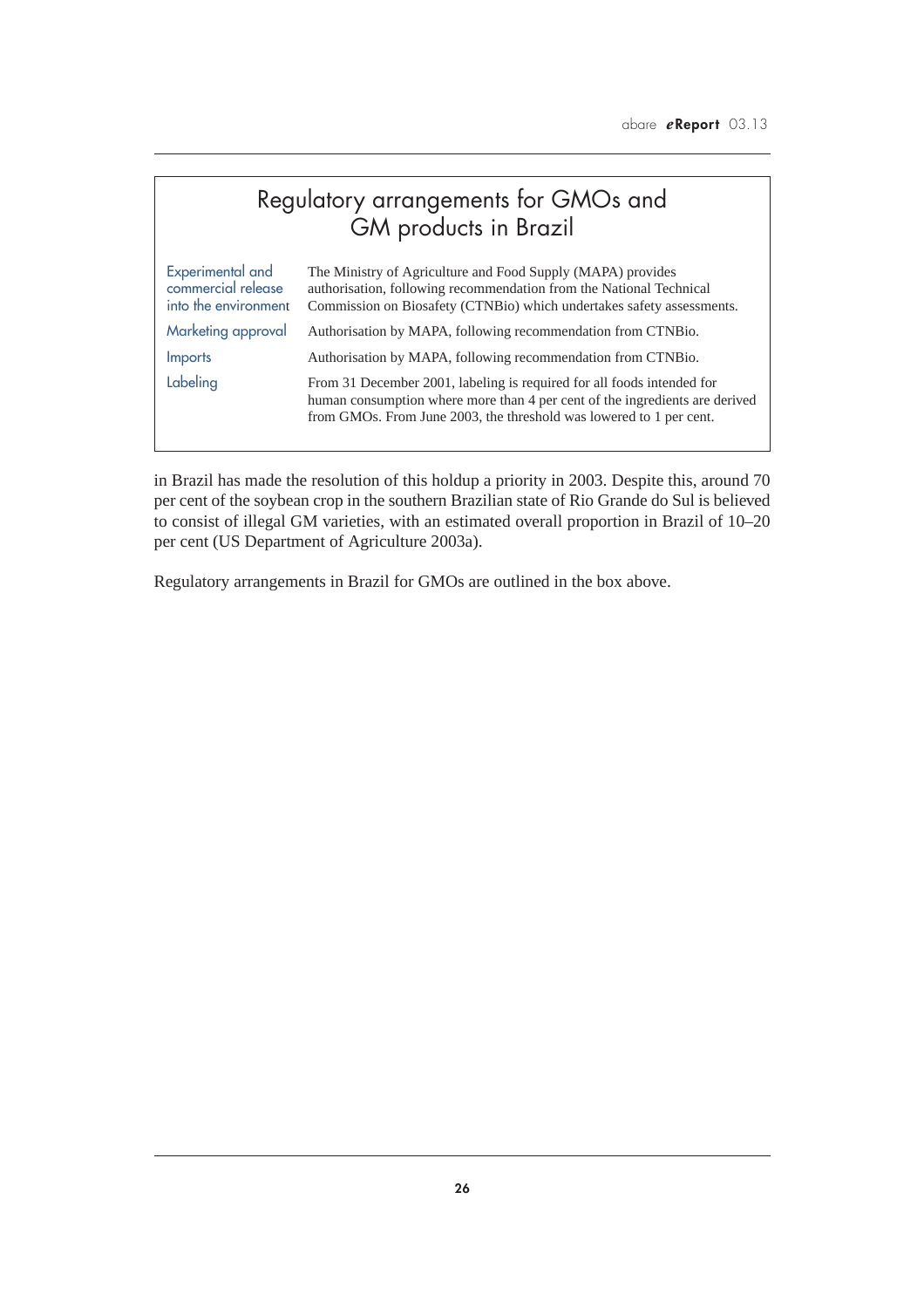## Regulatory arrangements for GMOs and GM products in Brazil

| | |
|---|---|
| Experimental and commercial release into the environment | The Ministry of Agriculture and Food Supply (MAPA) provides authorisation, following recommendation from the National Technical Commission on Biosafety (CTNBio) which undertakes safety assessments. |
| Marketing approval | Authorisation by MAPA, following recommendation from CTNBio. |
| Imports | Authorisation by MAPA, following recommendation from CTNBio. |
| Labeling | From 31 December 2001, labeling is required for all foods intended for human consumption where more than 4 per cent of the ingredients are derived from GMOs. From June 2003, the threshold was lowered to 1 per cent. |

in Brazil has made the resolution of this holdup a priority in 2003. Despite this, around 70 per cent of the soybean crop in the southern Brazilian state of Rio Grande do Sul is believed to consist of illegal GM varieties, with an estimated overall proportion in Brazil of 10–20 per cent (US Department of Agriculture 2003a).

Regulatory arrangements in Brazil for GMOs are outlined in the box above.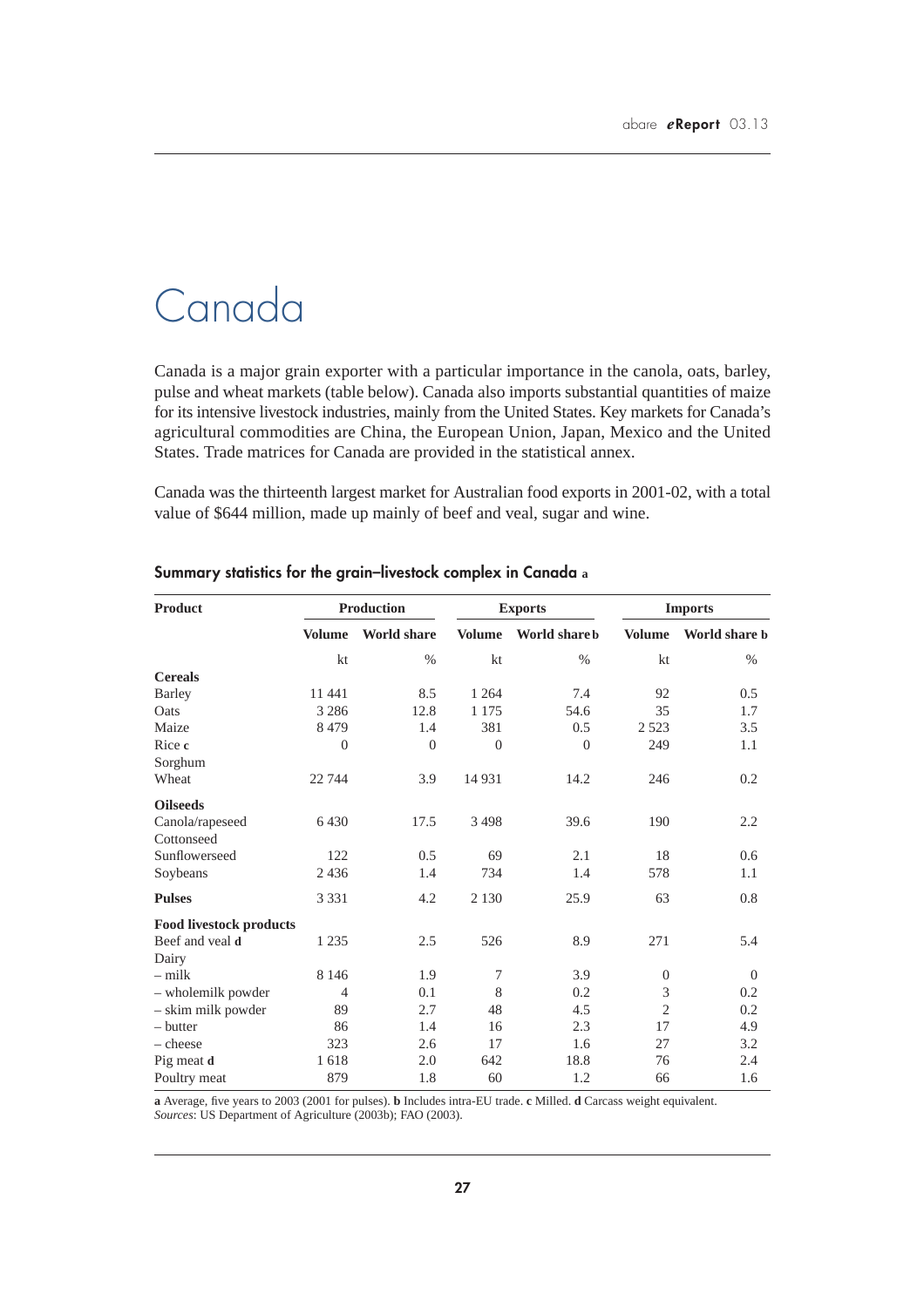# Canada

Canada is a major grain exporter with a particular importance in the canola, oats, barley, pulse and wheat markets (table below). Canada also imports substantial quantities of maize for its intensive livestock industries, mainly from the United States. Key markets for Canada's agricultural commodities are China, the European Union, Japan, Mexico and the United States. Trade matrices for Canada are provided in the statistical annex.

Canada was the thirteenth largest market for Australian food exports in 2001-02, with a total value of $644 million, made up mainly of beef and veal, sugar and wine.

#### Summary statistics for the grain–livestock complex in Canada a

| Product | Production | | Exports | | Imports | |
|---|---|---|---|---|---|---|
| | Volume | World share | Volume | World share b | Volume | World share b |
| | kt | % | kt | % | kt | % |
| **Cereals** | | | | | | |
| Barley | 11 441 | 8.5 | 1 264 | 7.4 | 92 | 0.5 |
| Oats | 3 286 | 12.8 | 1 175 | 54.6 | 35 | 1.7 |
| Maize | 8 479 | 1.4 | 381 | 0.5 | 2 523 | 3.5 |
| Rice c | 0 | 0 | 0 | 0 | 249 | 1.1 |
| Sorghum | | | | | | |
| Wheat | 22 744 | 3.9 | 14 931 | 14.2 | 246 | 0.2 |
| **Oilseeds** | | | | | | |
| Canola/rapeseed | 6 430 | 17.5 | 3 498 | 39.6 | 190 | 2.2 |
| Cottonseed | | | | | | |
| Sunflowerseed | 122 | 0.5 | 69 | 2.1 | 18 | 0.6 |
| Soybeans | 2 436 | 1.4 | 734 | 1.4 | 578 | 1.1 |
| **Pulses** | 3 331 | 4.2 | 2 130 | 25.9 | 63 | 0.8 |
| **Food livestock products** | | | | | | |
| Beef and veal d | 1 235 | 2.5 | 526 | 8.9 | 271 | 5.4 |
| Dairy | | | | | | |
| – milk | 8 146 | 1.9 | 7 | 3.9 | 0 | 0 |
| – wholemilk powder | 4 | 0.1 | 8 | 0.2 | 3 | 0.2 |
| – skim milk powder | 89 | 2.7 | 48 | 4.5 | 2 | 0.2 |
| – butter | 86 | 1.4 | 16 | 2.3 | 17 | 4.9 |
| – cheese | 323 | 2.6 | 17 | 1.6 | 27 | 3.2 |
| Pig meat d | 1 618 | 2.0 | 642 | 18.8 | 76 | 2.4 |
| Poultry meat | 879 | 1.8 | 60 | 1.2 | 66 | 1.6 |

**a** Average, five years to 2003 (2001 for pulses). **b** Includes intra-EU trade. **c** Milled. **d** Carcass weight equivalent.
*Sources*: US Department of Agriculture (2003b); FAO (2003).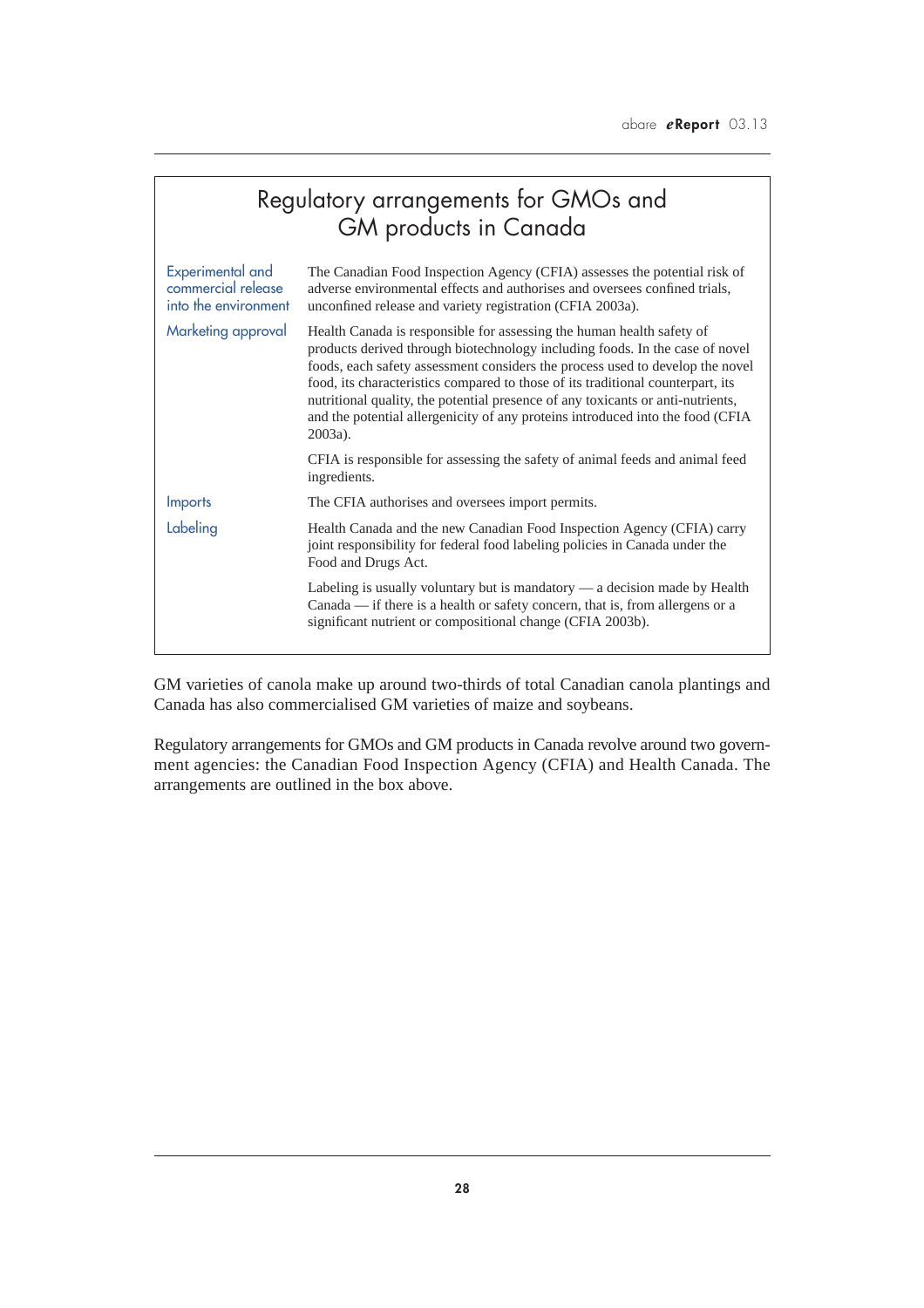## Regulatory arrangements for GMOs and GM products in Canada

| | |
|---|---|
| Experimental and commercial release into the environment | The Canadian Food Inspection Agency (CFIA) assesses the potential risk of adverse environmental effects and authorises and oversees confined trials, unconfined release and variety registration (CFIA 2003a). |
| Marketing approval | Health Canada is responsible for assessing the human health safety of products derived through biotechnology including foods. In the case of novel foods, each safety assessment considers the process used to develop the novel food, its characteristics compared to those of its traditional counterpart, its nutritional quality, the potential presence of any toxicants or anti-nutrients, and the potential allergenicity of any proteins introduced into the food (CFIA 2003a).<br><br>CFIA is responsible for assessing the safety of animal feeds and animal feed ingredients. |
| Imports | The CFIA authorises and oversees import permits. |
| Labeling | Health Canada and the new Canadian Food Inspection Agency (CFIA) carry joint responsibility for federal food labeling policies in Canada under the Food and Drugs Act.<br><br>Labeling is usually voluntary but is mandatory — a decision made by Health Canada — if there is a health or safety concern, that is, from allergens or a significant nutrient or compositional change (CFIA 2003b). |

GM varieties of canola make up around two-thirds of total Canadian canola plantings and Canada has also commercialised GM varieties of maize and soybeans.

Regulatory arrangements for GMOs and GM products in Canada revolve around two government agencies: the Canadian Food Inspection Agency (CFIA) and Health Canada. The arrangements are outlined in the box above.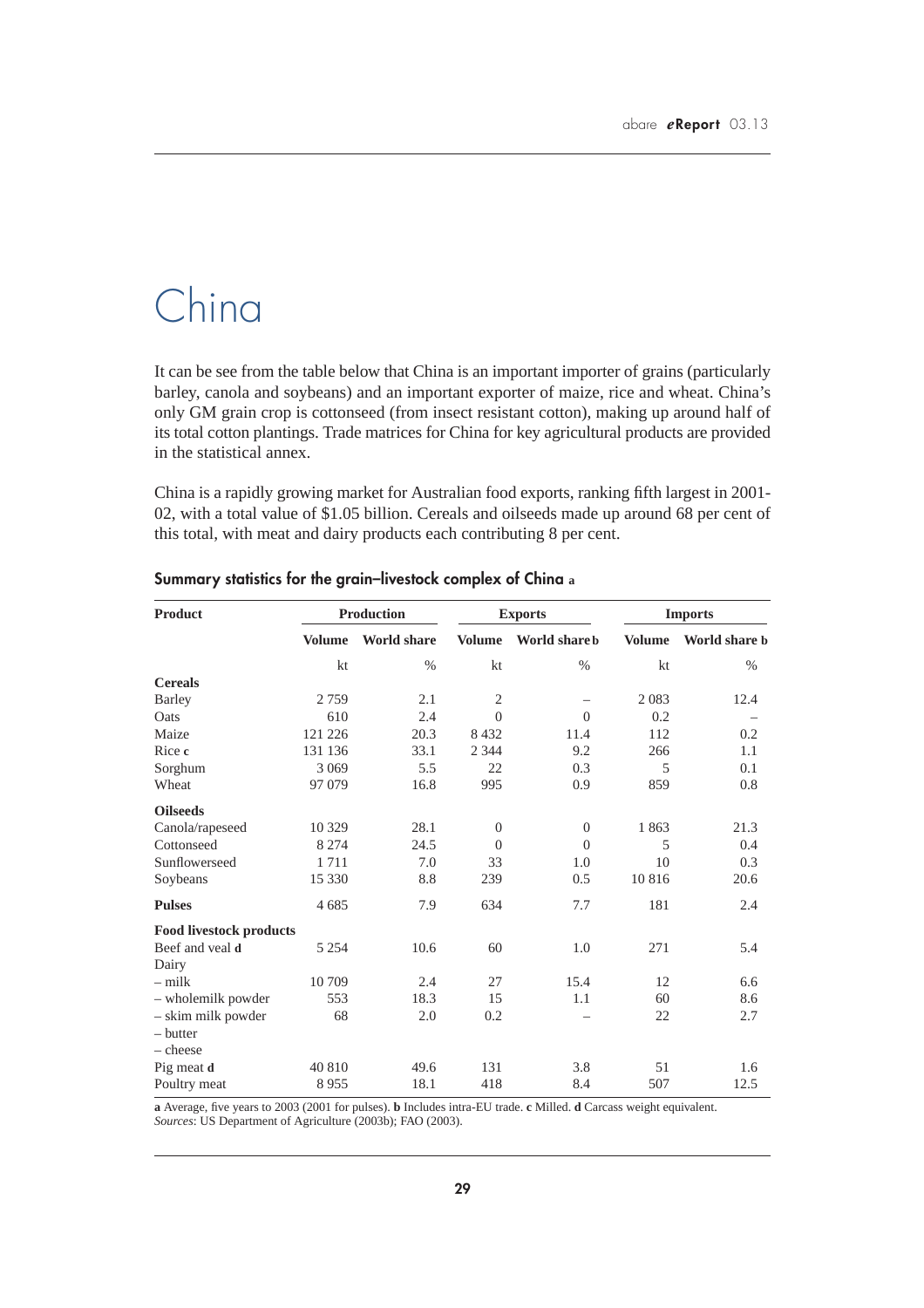# China

It can be see from the table below that China is an important importer of grains (particularly barley, canola and soybeans) and an important exporter of maize, rice and wheat. China's only GM grain crop is cottonseed (from insect resistant cotton), making up around half of its total cotton plantings. Trade matrices for China for key agricultural products are provided in the statistical annex.

China is a rapidly growing market for Australian food exports, ranking fifth largest in 2001-02, with a total value of $1.05 billion. Cereals and oilseeds made up around 68 per cent of this total, with meat and dairy products each contributing 8 per cent.

## Summary statistics for the grain–livestock complex of China a

| Product | Production | | Exports | | Imports | |
|---|---|---|---|---|---|---|
| | Volume | World share | Volume | World share b | Volume | World share b |
| | kt | % | kt | % | kt | % |
| **Cereals** | | | | | | |
| Barley | 2 759 | 2.1 | 2 | – | 2 083 | 12.4 |
| Oats | 610 | 2.4 | 0 | 0 | 0.2 | – |
| Maize | 121 226 | 20.3 | 8 432 | 11.4 | 112 | 0.2 |
| Rice **c** | 131 136 | 33.1 | 2 344 | 9.2 | 266 | 1.1 |
| Sorghum | 3 069 | 5.5 | 22 | 0.3 | 5 | 0.1 |
| Wheat | 97 079 | 16.8 | 995 | 0.9 | 859 | 0.8 |
| **Oilseeds** | | | | | | |
| Canola/rapeseed | 10 329 | 28.1 | 0 | 0 | 1 863 | 21.3 |
| Cottonseed | 8 274 | 24.5 | 0 | 0 | 5 | 0.4 |
| Sunflowerseed | 1 711 | 7.0 | 33 | 1.0 | 10 | 0.3 |
| Soybeans | 15 330 | 8.8 | 239 | 0.5 | 10 816 | 20.6 |
| **Pulses** | 4 685 | 7.9 | 634 | 7.7 | 181 | 2.4 |
| **Food livestock products** | | | | | | |
| Beef and veal **d** | 5 254 | 10.6 | 60 | 1.0 | 271 | 5.4 |
| Dairy | | | | | | |
| – milk | 10 709 | 2.4 | 27 | 15.4 | 12 | 6.6 |
| – wholemilk powder | 553 | 18.3 | 15 | 1.1 | 60 | 8.6 |
| – skim milk powder | 68 | 2.0 | 0.2 | – | 22 | 2.7 |
| – butter | | | | | | |
| – cheese | | | | | | |
| Pig meat **d** | 40 810 | 49.6 | 131 | 3.8 | 51 | 1.6 |
| Poultry meat | 8 955 | 18.1 | 418 | 8.4 | 507 | 12.5 |

**a** Average, five years to 2003 (2001 for pulses). **b** Includes intra-EU trade. **c** Milled. **d** Carcass weight equivalent.
*Sources*: US Department of Agriculture (2003b); FAO (2003).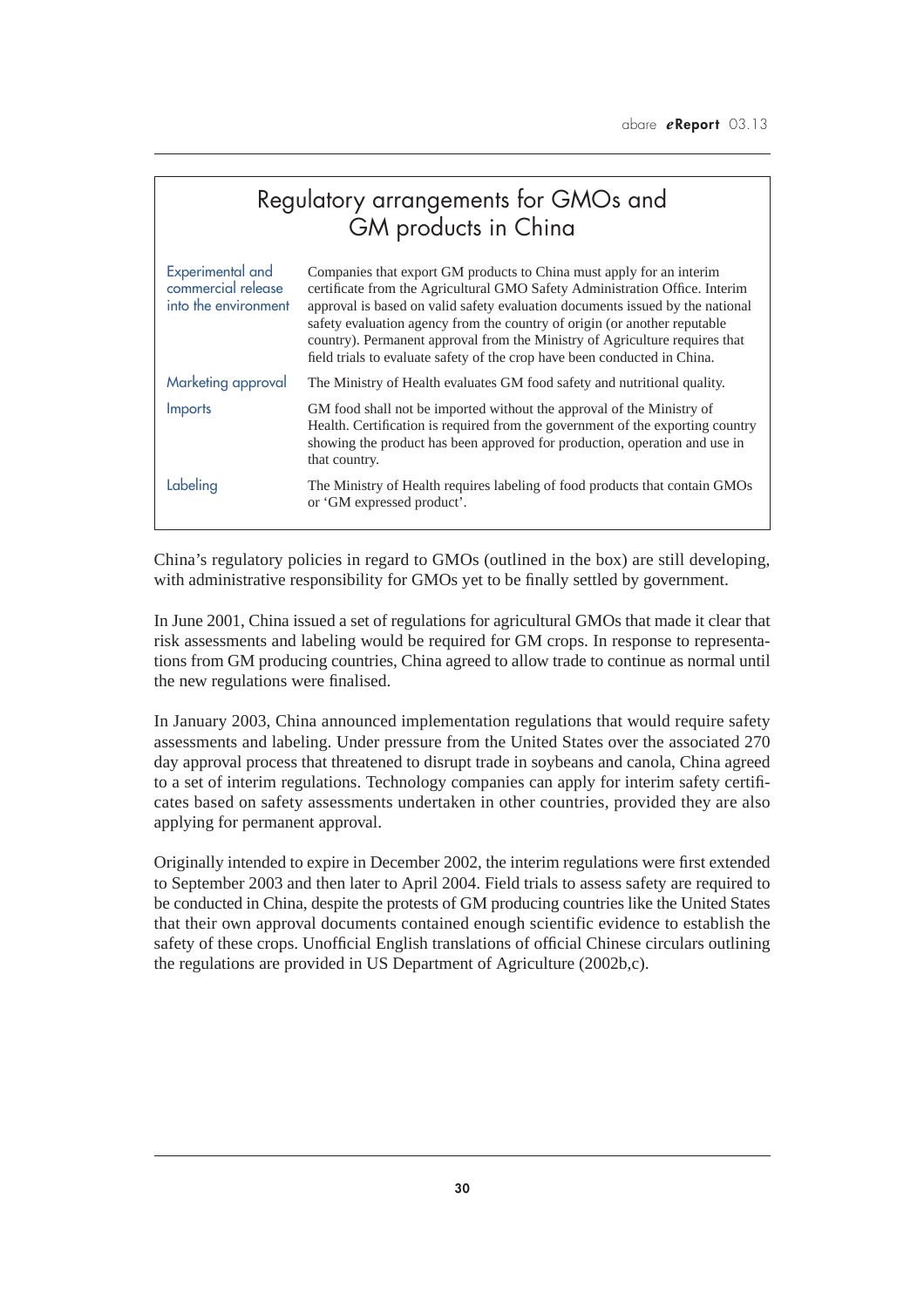## Regulatory arrangements for GMOs and GM products in China

| | |
|---|---|
| Experimental and commercial release into the environment | Companies that export GM products to China must apply for an interim certificate from the Agricultural GMO Safety Administration Office. Interim approval is based on valid safety evaluation documents issued by the national safety evaluation agency from the country of origin (or another reputable country). Permanent approval from the Ministry of Agriculture requires that field trials to evaluate safety of the crop have been conducted in China. |
| Marketing approval | The Ministry of Health evaluates GM food safety and nutritional quality. |
| Imports | GM food shall not be imported without the approval of the Ministry of Health. Certification is required from the government of the exporting country showing the product has been approved for production, operation and use in that country. |
| Labeling | The Ministry of Health requires labeling of food products that contain GMOs or 'GM expressed product'. |

China's regulatory policies in regard to GMOs (outlined in the box) are still developing, with administrative responsibility for GMOs yet to be finally settled by government.

In June 2001, China issued a set of regulations for agricultural GMOs that made it clear that risk assessments and labeling would be required for GM crops. In response to representations from GM producing countries, China agreed to allow trade to continue as normal until the new regulations were finalised.

In January 2003, China announced implementation regulations that would require safety assessments and labeling. Under pressure from the United States over the associated 270 day approval process that threatened to disrupt trade in soybeans and canola, China agreed to a set of interim regulations. Technology companies can apply for interim safety certificates based on safety assessments undertaken in other countries, provided they are also applying for permanent approval.

Originally intended to expire in December 2002, the interim regulations were first extended to September 2003 and then later to April 2004. Field trials to assess safety are required to be conducted in China, despite the protests of GM producing countries like the United States that their own approval documents contained enough scientific evidence to establish the safety of these crops. Unofficial English translations of official Chinese circulars outlining the regulations are provided in US Department of Agriculture (2002b,c).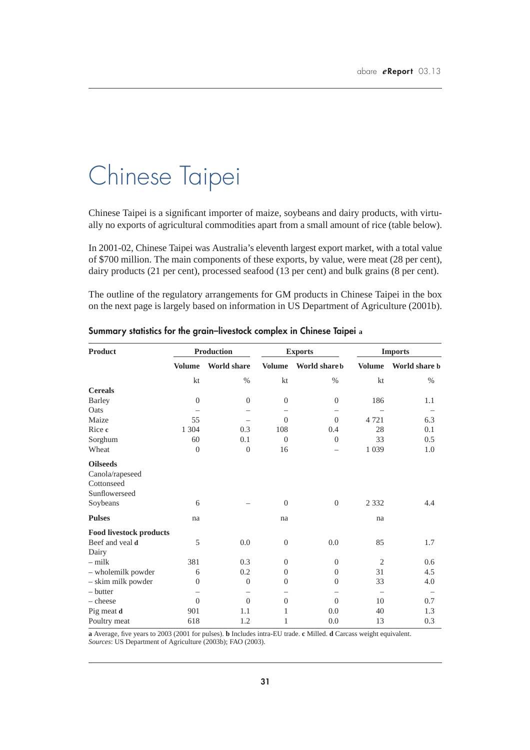# Chinese Taipei

Chinese Taipei is a significant importer of maize, soybeans and dairy products, with virtually no exports of agricultural commodities apart from a small amount of rice (table below).

In 2001-02, Chinese Taipei was Australia's eleventh largest export market, with a total value of $700 million. The main components of these exports, by value, were meat (28 per cent), dairy products (21 per cent), processed seafood (13 per cent) and bulk grains (8 per cent).

The outline of the regulatory arrangements for GM products in Chinese Taipei in the box on the next page is largely based on information in US Department of Agriculture (2001b).

**Summary statistics for the grain–livestock complex in Chinese Taipei a**

| Product | Production | | Exports | | Imports | |
|---|---|---|---|---|---|---|
| | Volume | World share | Volume | World share b | Volume | World share b |
| | kt | % | kt | % | kt | % |
| **Cereals** | | | | | | |
| Barley | 0 | 0 | 0 | 0 | 186 | 1.1 |
| Oats | – | – | – | – | – | – |
| Maize | 55 | – | 0 | 0 | 4 721 | 6.3 |
| Rice **c** | 1 304 | 0.3 | 108 | 0.4 | 28 | 0.1 |
| Sorghum | 60 | 0.1 | 0 | 0 | 33 | 0.5 |
| Wheat | 0 | 0 | 16 | – | 1 039 | 1.0 |
| **Oilseeds** | | | | | | |
| Canola/rapeseed | | | | | | |
| Cottonseed | | | | | | |
| Sunflowerseed | | | | | | |
| Soybeans | 6 | – | 0 | 0 | 2 332 | 4.4 |
| **Pulses** | na | | na | | na | |
| **Food livestock products** | | | | | | |
| Beef and veal **d** | 5 | 0.0 | 0 | 0.0 | 85 | 1.7 |
| Dairy | | | | | | |
| – milk | 381 | 0.3 | 0 | 0 | 2 | 0.6 |
| – wholemilk powder | 6 | 0.2 | 0 | 0 | 31 | 4.5 |
| – skim milk powder | 0 | 0 | 0 | 0 | 33 | 4.0 |
| – butter | – | – | – | – | – | – |
| – cheese | 0 | 0 | 0 | 0 | 10 | 0.7 |
| Pig meat **d** | 901 | 1.1 | 1 | 0.0 | 40 | 1.3 |
| Poultry meat | 618 | 1.2 | 1 | 0.0 | 13 | 0.3 |

**a** Average, five years to 2003 (2001 for pulses). **b** Includes intra-EU trade. **c** Milled. **d** Carcass weight equivalent.
*Sources*: US Department of Agriculture (2003b); FAO (2003).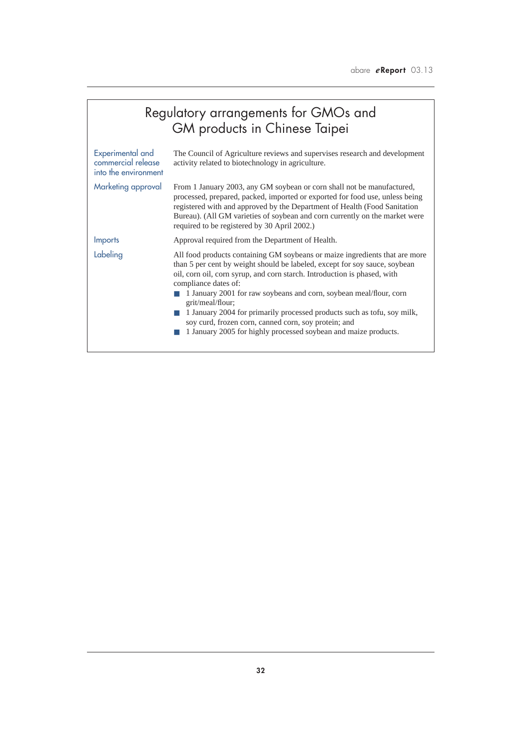## Regulatory arrangements for GMOs and GM products in Chinese Taipei

| | |
|---|---|
| Experimental and commercial release into the environment | The Council of Agriculture reviews and supervises research and development activity related to biotechnology in agriculture. |
| Marketing approval | From 1 January 2003, any GM soybean or corn shall not be manufactured, processed, prepared, packed, imported or exported for food use, unless being registered with and approved by the Department of Health (Food Sanitation Bureau). (All GM varieties of soybean and corn currently on the market were required to be registered by 30 April 2002.) |
| Imports | Approval required from the Department of Health. |
| Labeling | All food products containing GM soybeans or maize ingredients that are more than 5 per cent by weight should be labeled, except for soy sauce, soybean oil, corn oil, corn syrup, and corn starch. Introduction is phased, with compliance dates of: <br>■ 1 January 2001 for raw soybeans and corn, soybean meal/flour, corn grit/meal/flour; <br>■ 1 January 2004 for primarily processed products such as tofu, soy milk, soy curd, frozen corn, canned corn, soy protein; and <br>■ 1 January 2005 for highly processed soybean and maize products. |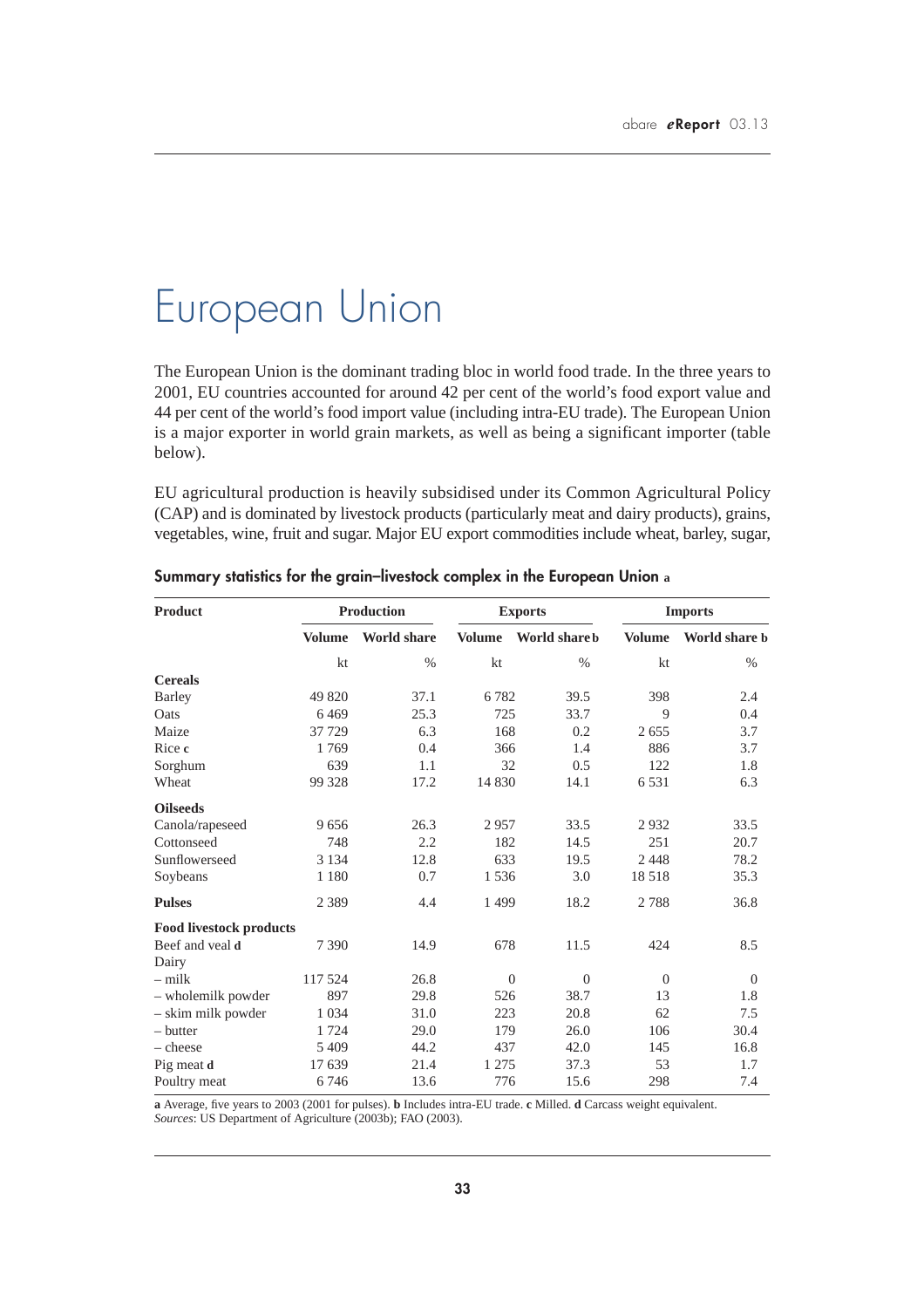# European Union

The European Union is the dominant trading bloc in world food trade. In the three years to 2001, EU countries accounted for around 42 per cent of the world's food export value and 44 per cent of the world's food import value (including intra-EU trade). The European Union is a major exporter in world grain markets, as well as being a significant importer (table below).

EU agricultural production is heavily subsidised under its Common Agricultural Policy (CAP) and is dominated by livestock products (particularly meat and dairy products), grains, vegetables, wine, fruit and sugar. Major EU export commodities include wheat, barley, sugar,

**Summary statistics for the grain–livestock complex in the European Union a**

| Product | Production | | Exports | | Imports | |
|---|---|---|---|---|---|---|
| | Volume | World share | Volume | World share b | Volume | World share b |
| | kt | % | kt | % | kt | % |
| **Cereals** | | | | | | |
| Barley | 49 820 | 37.1 | 6 782 | 39.5 | 398 | 2.4 |
| Oats | 6 469 | 25.3 | 725 | 33.7 | 9 | 0.4 |
| Maize | 37 729 | 6.3 | 168 | 0.2 | 2 655 | 3.7 |
| Rice c | 1 769 | 0.4 | 366 | 1.4 | 886 | 3.7 |
| Sorghum | 639 | 1.1 | 32 | 0.5 | 122 | 1.8 |
| Wheat | 99 328 | 17.2 | 14 830 | 14.1 | 6 531 | 6.3 |
| **Oilseeds** | | | | | | |
| Canola/rapeseed | 9 656 | 26.3 | 2 957 | 33.5 | 2 932 | 33.5 |
| Cottonseed | 748 | 2.2 | 182 | 14.5 | 251 | 20.7 |
| Sunflowerseed | 3 134 | 12.8 | 633 | 19.5 | 2 448 | 78.2 |
| Soybeans | 1 180 | 0.7 | 1 536 | 3.0 | 18 518 | 35.3 |
| **Pulses** | 2 389 | 4.4 | 1 499 | 18.2 | 2 788 | 36.8 |
| **Food livestock products** | | | | | | |
| Beef and veal d | 7 390 | 14.9 | 678 | 11.5 | 424 | 8.5 |
| Dairy | | | | | | |
| – milk | 117 524 | 26.8 | 0 | 0 | 0 | 0 |
| – wholemilk powder | 897 | 29.8 | 526 | 38.7 | 13 | 1.8 |
| – skim milk powder | 1 034 | 31.0 | 223 | 20.8 | 62 | 7.5 |
| – butter | 1 724 | 29.0 | 179 | 26.0 | 106 | 30.4 |
| – cheese | 5 409 | 44.2 | 437 | 42.0 | 145 | 16.8 |
| Pig meat d | 17 639 | 21.4 | 1 275 | 37.3 | 53 | 1.7 |
| Poultry meat | 6 746 | 13.6 | 776 | 15.6 | 298 | 7.4 |

**a** Average, five years to 2003 (2001 for pulses). **b** Includes intra-EU trade. **c** Milled. **d** Carcass weight equivalent.
*Sources*: US Department of Agriculture (2003b); FAO (2003).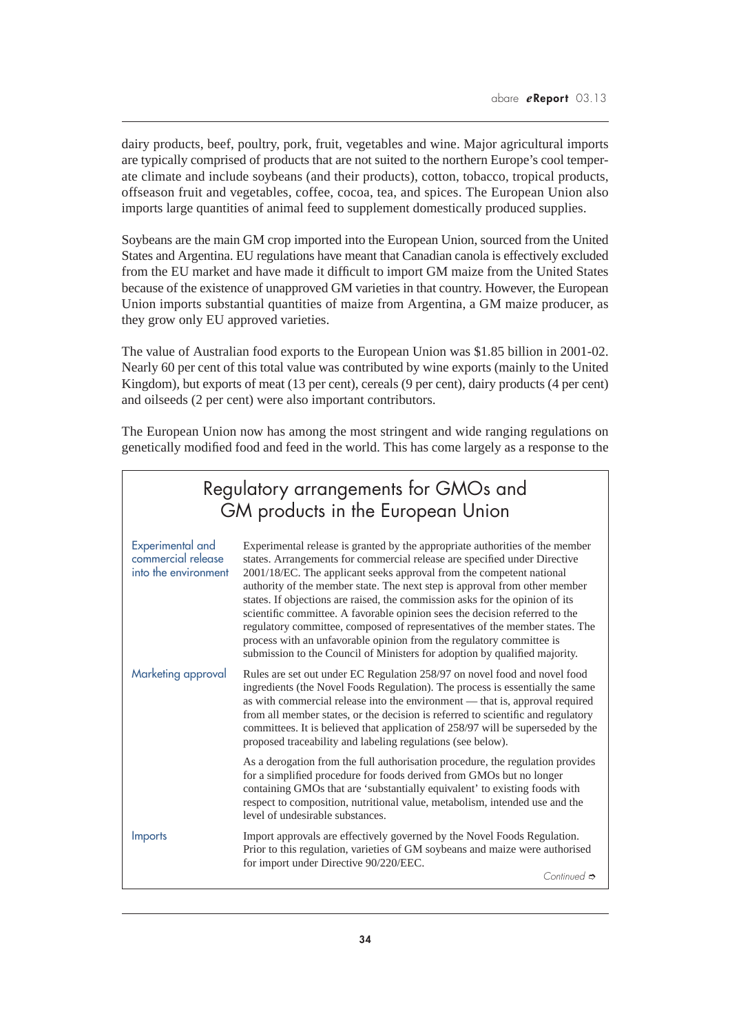dairy products, beef, poultry, pork, fruit, vegetables and wine. Major agricultural imports are typically comprised of products that are not suited to the northern Europe's cool temperate climate and include soybeans (and their products), cotton, tobacco, tropical products, offseason fruit and vegetables, coffee, cocoa, tea, and spices. The European Union also imports large quantities of animal feed to supplement domestically produced supplies.

Soybeans are the main GM crop imported into the European Union, sourced from the United States and Argentina. EU regulations have meant that Canadian canola is effectively excluded from the EU market and have made it difficult to import GM maize from the United States because of the existence of unapproved GM varieties in that country. However, the European Union imports substantial quantities of maize from Argentina, a GM maize producer, as they grow only EU approved varieties.

The value of Australian food exports to the European Union was $1.85 billion in 2001-02. Nearly 60 per cent of this total value was contributed by wine exports (mainly to the United Kingdom), but exports of meat (13 per cent), cereals (9 per cent), dairy products (4 per cent) and oilseeds (2 per cent) were also important contributors.

The European Union now has among the most stringent and wide ranging regulations on genetically modified food and feed in the world. This has come largely as a response to the

## Regulatory arrangements for GMOs and GM products in the European Union

| | |
|---|---|
| Experimental and commercial release into the environment | Experimental release is granted by the appropriate authorities of the member states. Arrangements for commercial release are specified under Directive 2001/18/EC. The applicant seeks approval from the competent national authority of the member state. The next step is approval from other member states. If objections are raised, the commission asks for the opinion of its scientific committee. A favorable opinion sees the decision referred to the regulatory committee, composed of representatives of the member states. The process with an unfavorable opinion from the regulatory committee is submission to the Council of Ministers for adoption by qualified majority. |
| Marketing approval | Rules are set out under EC Regulation 258/97 on novel food and novel food ingredients (the Novel Foods Regulation). The process is essentially the same as with commercial release into the environment — that is, approval required from all member states, or the decision is referred to scientific and regulatory committees. It is believed that application of 258/97 will be superseded by the proposed traceability and labeling regulations (see below). |
| | As a derogation from the full authorisation procedure, the regulation provides for a simplified procedure for foods derived from GMOs but no longer containing GMOs that are 'substantially equivalent' to existing foods with respect to composition, nutritional value, metabolism, intended use and the level of undesirable substances. |
| Imports | Import approvals are effectively governed by the Novel Foods Regulation. Prior to this regulation, varieties of GM soybeans and maize were authorised for import under Directive 90/220/EEC. |

*Continued* ➪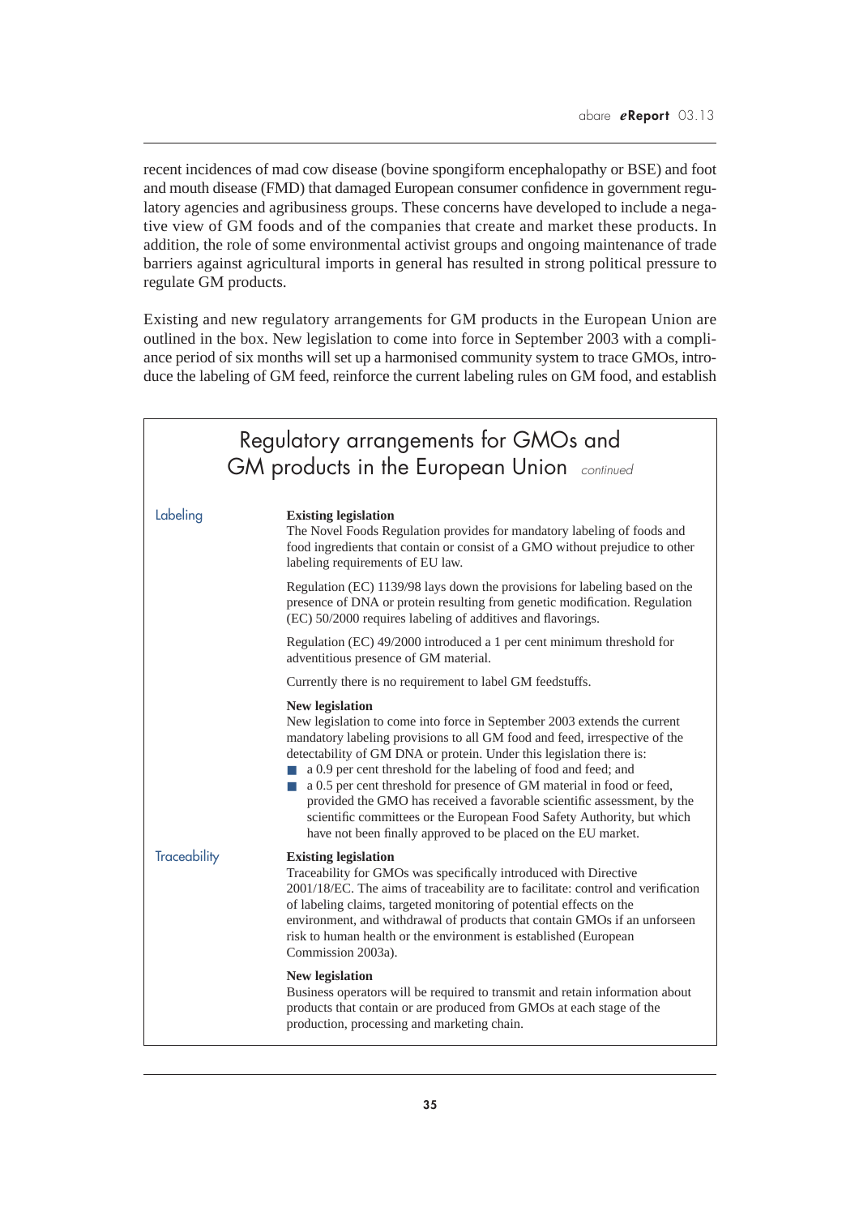recent incidences of mad cow disease (bovine spongiform encephalopathy or BSE) and foot and mouth disease (FMD) that damaged European consumer confidence in government regulatory agencies and agribusiness groups. These concerns have developed to include a negative view of GM foods and of the companies that create and market these products. In addition, the role of some environmental activist groups and ongoing maintenance of trade barriers against agricultural imports in general has resulted in strong political pressure to regulate GM products.

Existing and new regulatory arrangements for GM products in the European Union are outlined in the box. New legislation to come into force in September 2003 with a compliance period of six months will set up a harmonised community system to trace GMOs, introduce the labeling of GM feed, reinforce the current labeling rules on GM food, and establish

## Regulatory arrangements for GMOs and GM products in the European Union *continued*

### Labeling

**Existing legislation**

The Novel Foods Regulation provides for mandatory labeling of foods and food ingredients that contain or consist of a GMO without prejudice to other labeling requirements of EU law.

Regulation (EC) 1139/98 lays down the provisions for labeling based on the presence of DNA or protein resulting from genetic modification. Regulation (EC) 50/2000 requires labeling of additives and flavorings.

Regulation (EC) 49/2000 introduced a 1 per cent minimum threshold for adventitious presence of GM material.

Currently there is no requirement to label GM feedstuffs.

**New legislation**

New legislation to come into force in September 2003 extends the current mandatory labeling provisions to all GM food and feed, irrespective of the detectability of GM DNA or protein. Under this legislation there is:

- a 0.9 per cent threshold for the labeling of food and feed; and
- a 0.5 per cent threshold for presence of GM material in food or feed, provided the GMO has received a favorable scientific assessment, by the scientific committees or the European Food Safety Authority, but which have not been finally approved to be placed on the EU market.

### Traceability

**Existing legislation**

Traceability for GMOs was specifically introduced with Directive 2001/18/EC. The aims of traceability are to facilitate: control and verification of labeling claims, targeted monitoring of potential effects on the environment, and withdrawal of products that contain GMOs if an unforseen risk to human health or the environment is established (European Commission 2003a).

**New legislation**

Business operators will be required to transmit and retain information about products that contain or are produced from GMOs at each stage of the production, processing and marketing chain.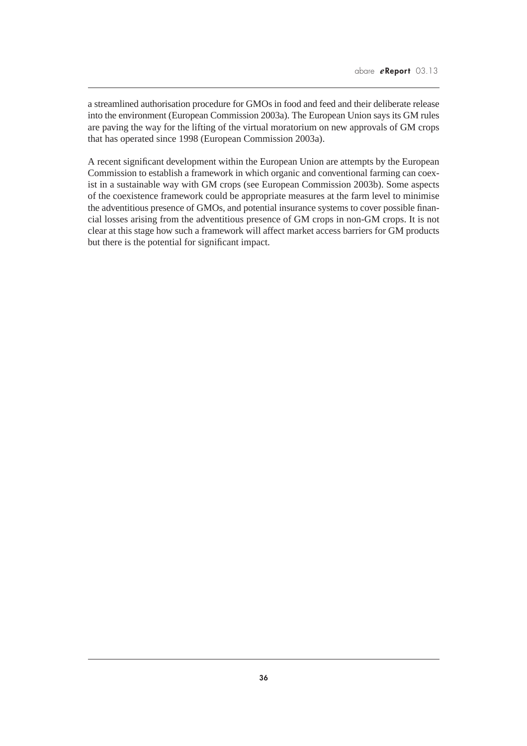a streamlined authorisation procedure for GMOs in food and feed and their deliberate release into the environment (European Commission 2003a). The European Union says its GM rules are paving the way for the lifting of the virtual moratorium on new approvals of GM crops that has operated since 1998 (European Commission 2003a).

A recent significant development within the European Union are attempts by the European Commission to establish a framework in which organic and conventional farming can coexist in a sustainable way with GM crops (see European Commission 2003b). Some aspects of the coexistence framework could be appropriate measures at the farm level to minimise the adventitious presence of GMOs, and potential insurance systems to cover possible financial losses arising from the adventitious presence of GM crops in non-GM crops. It is not clear at this stage how such a framework will affect market access barriers for GM products but there is the potential for significant impact.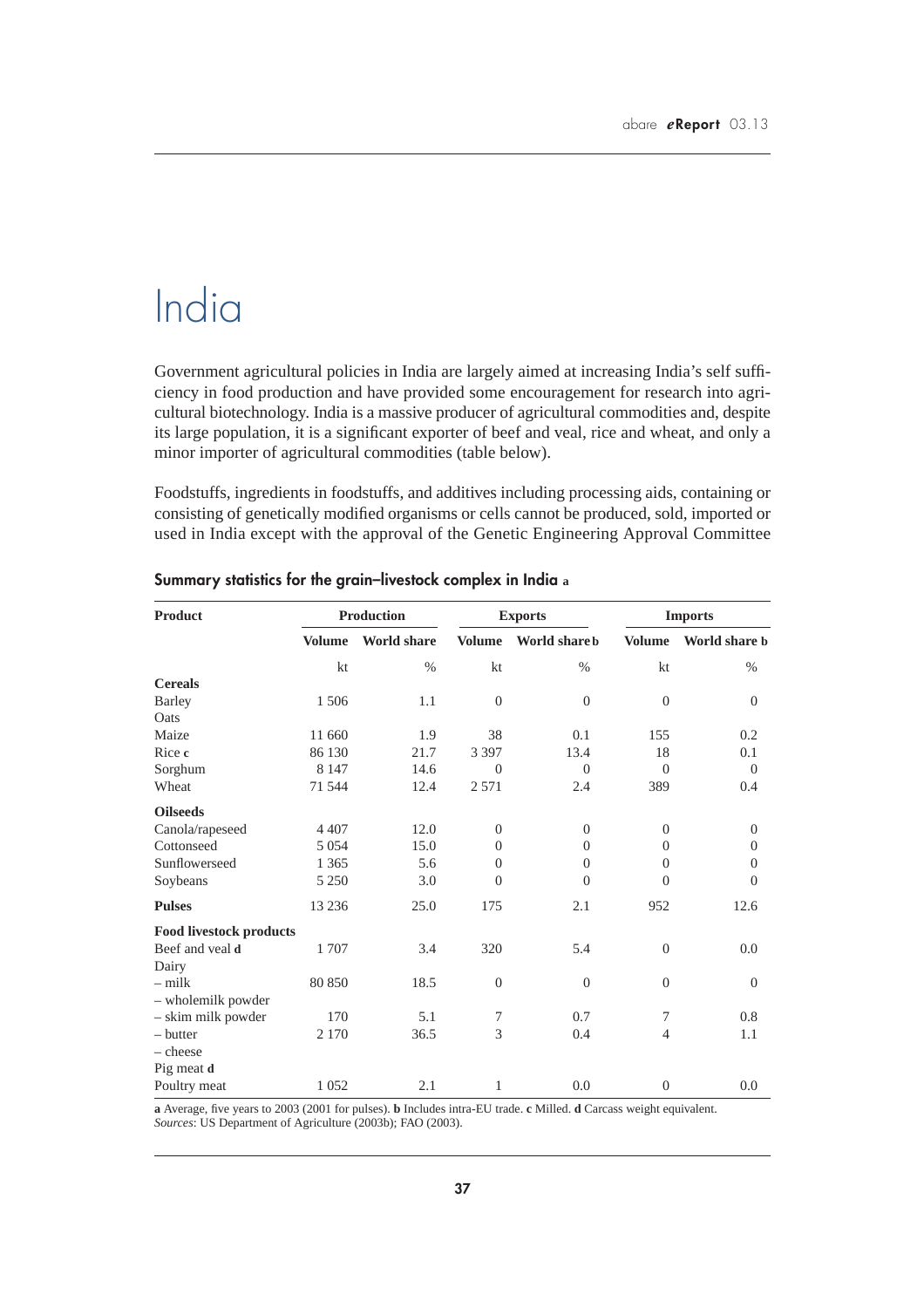# India

Government agricultural policies in India are largely aimed at increasing India's self sufficiency in food production and have provided some encouragement for research into agricultural biotechnology. India is a massive producer of agricultural commodities and, despite its large population, it is a significant exporter of beef and veal, rice and wheat, and only a minor importer of agricultural commodities (table below).

Foodstuffs, ingredients in foodstuffs, and additives including processing aids, containing or consisting of genetically modified organisms or cells cannot be produced, sold, imported or used in India except with the approval of the Genetic Engineering Approval Committee

**Summary statistics for the grain–livestock complex in India a**

| Product | Production | | Exports | | Imports | |
|---|---|---|---|---|---|---|
| | Volume | World share | Volume | World share b | Volume | World share b |
| | kt | % | kt | % | kt | % |
| **Cereals** | | | | | | |
| Barley | 1 506 | 1.1 | 0 | 0 | 0 | 0 |
| Oats | | | | | | |
| Maize | 11 660 | 1.9 | 38 | 0.1 | 155 | 0.2 |
| Rice c | 86 130 | 21.7 | 3 397 | 13.4 | 18 | 0.1 |
| Sorghum | 8 147 | 14.6 | 0 | 0 | 0 | 0 |
| Wheat | 71 544 | 12.4 | 2 571 | 2.4 | 389 | 0.4 |
| **Oilseeds** | | | | | | |
| Canola/rapeseed | 4 407 | 12.0 | 0 | 0 | 0 | 0 |
| Cottonseed | 5 054 | 15.0 | 0 | 0 | 0 | 0 |
| Sunflowerseed | 1 365 | 5.6 | 0 | 0 | 0 | 0 |
| Soybeans | 5 250 | 3.0 | 0 | 0 | 0 | 0 |
| **Pulses** | 13 236 | 25.0 | 175 | 2.1 | 952 | 12.6 |
| **Food livestock products** | | | | | | |
| Beef and veal d | 1 707 | 3.4 | 320 | 5.4 | 0 | 0.0 |
| Dairy | | | | | | |
| – milk | 80 850 | 18.5 | 0 | 0 | 0 | 0 |
| – wholemilk powder | | | | | | |
| – skim milk powder | 170 | 5.1 | 7 | 0.7 | 7 | 0.8 |
| – butter | 2 170 | 36.5 | 3 | 0.4 | 4 | 1.1 |
| – cheese | | | | | | |
| Pig meat d | | | | | | |
| Poultry meat | 1 052 | 2.1 | 1 | 0.0 | 0 | 0.0 |

**a** Average, five years to 2003 (2001 for pulses). **b** Includes intra-EU trade. **c** Milled. **d** Carcass weight equivalent.
*Sources*: US Department of Agriculture (2003b); FAO (2003).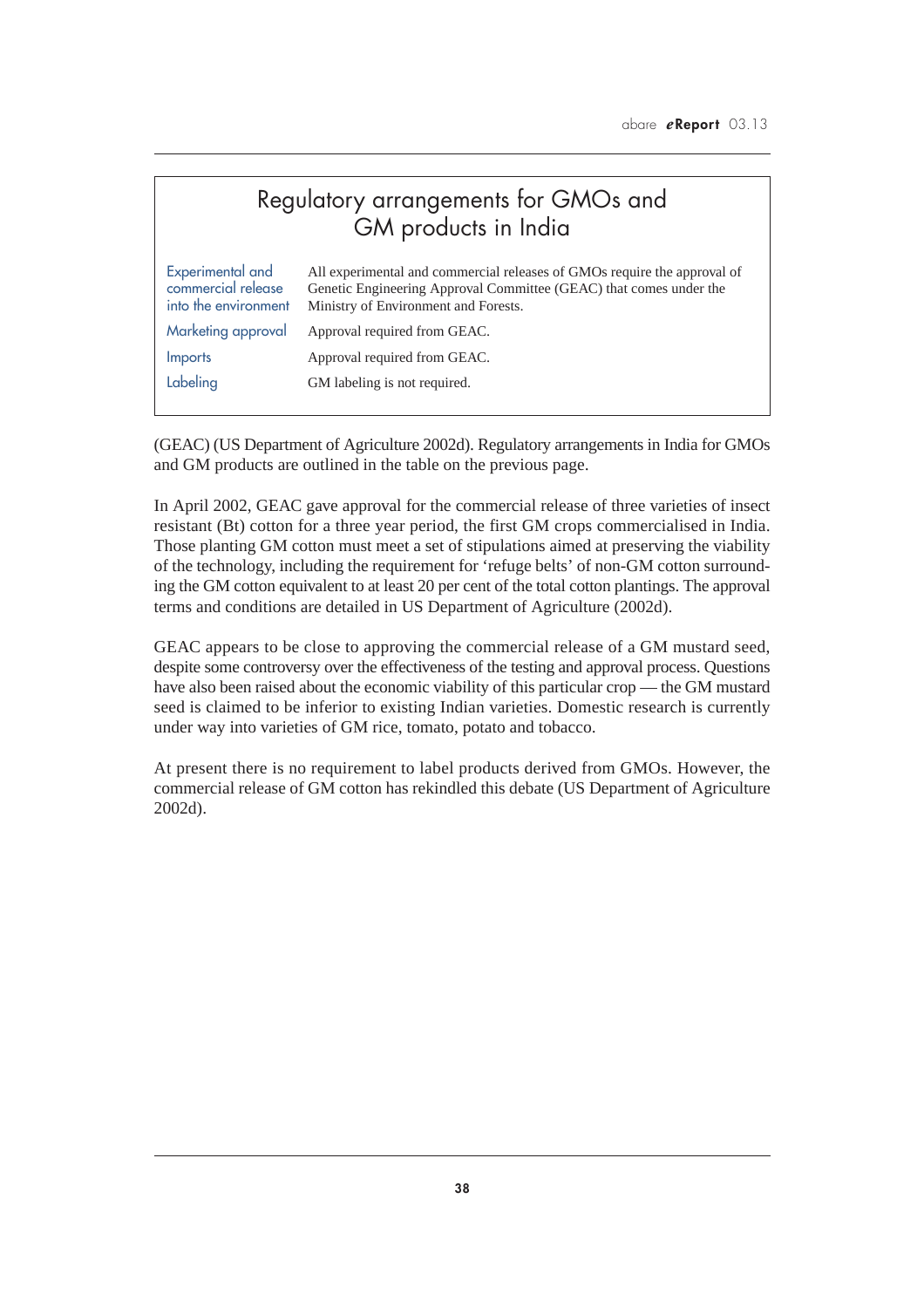## Regulatory arrangements for GMOs and GM products in India

| | |
|---|---|
| Experimental and commercial release into the environment | All experimental and commercial releases of GMOs require the approval of Genetic Engineering Approval Committee (GEAC) that comes under the Ministry of Environment and Forests. |
| Marketing approval | Approval required from GEAC. |
| Imports | Approval required from GEAC. |
| Labeling | GM labeling is not required. |

(GEAC) (US Department of Agriculture 2002d). Regulatory arrangements in India for GMOs and GM products are outlined in the table on the previous page.

In April 2002, GEAC gave approval for the commercial release of three varieties of insect resistant (Bt) cotton for a three year period, the first GM crops commercialised in India. Those planting GM cotton must meet a set of stipulations aimed at preserving the viability of the technology, including the requirement for 'refuge belts' of non-GM cotton surrounding the GM cotton equivalent to at least 20 per cent of the total cotton plantings. The approval terms and conditions are detailed in US Department of Agriculture (2002d).

GEAC appears to be close to approving the commercial release of a GM mustard seed, despite some controversy over the effectiveness of the testing and approval process. Questions have also been raised about the economic viability of this particular crop — the GM mustard seed is claimed to be inferior to existing Indian varieties. Domestic research is currently under way into varieties of GM rice, tomato, potato and tobacco.

At present there is no requirement to label products derived from GMOs. However, the commercial release of GM cotton has rekindled this debate (US Department of Agriculture 2002d).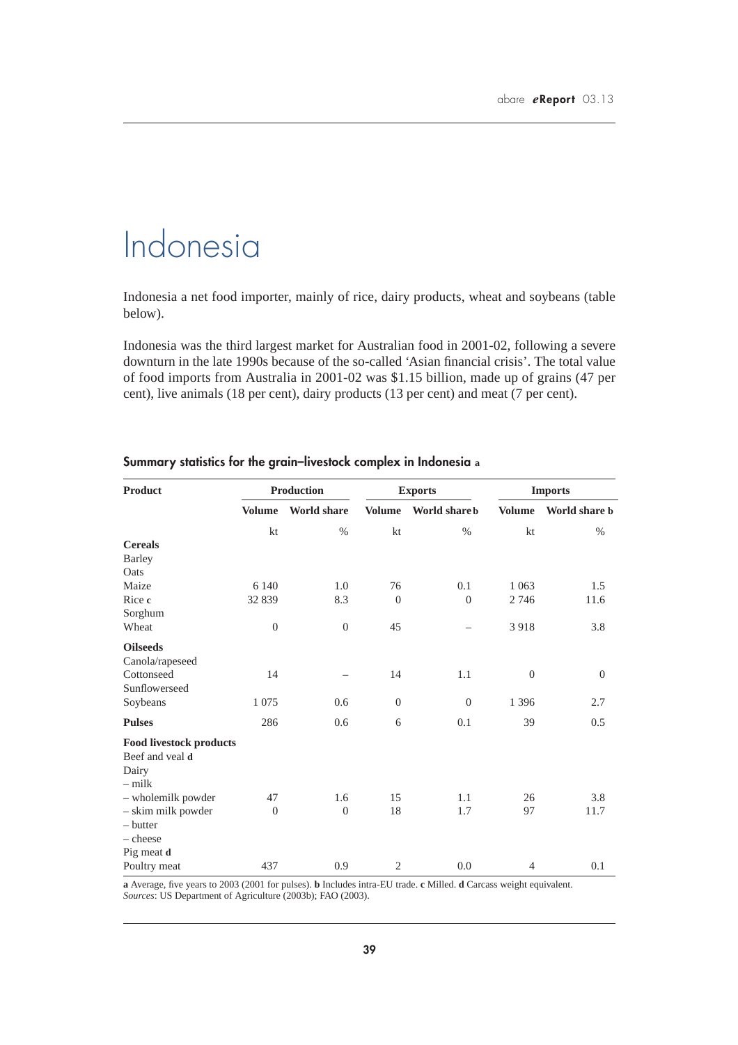# Indonesia

Indonesia a net food importer, mainly of rice, dairy products, wheat and soybeans (table below).

Indonesia was the third largest market for Australian food in 2001-02, following a severe downturn in the late 1990s because of the so-called 'Asian financial crisis'. The total value of food imports from Australia in 2001-02 was $1.15 billion, made up of grains (47 per cent), live animals (18 per cent), dairy products (13 per cent) and meat (7 per cent).

**Summary statistics for the grain–livestock complex in Indonesia a**

| Product | Production | | Exports | | Imports | |
|---|---|---|---|---|---|---|
| | Volume | World share | Volume | World share b | Volume | World share b |
| | kt | % | kt | % | kt | % |
| **Cereals** | | | | | | |
| Barley | | | | | | |
| Oats | | | | | | |
| Maize | 6 140 | 1.0 | 76 | 0.1 | 1 063 | 1.5 |
| Rice c | 32 839 | 8.3 | 0 | 0 | 2 746 | 11.6 |
| Sorghum | | | | | | |
| Wheat | 0 | 0 | 45 | – | 3 918 | 3.8 |
| **Oilseeds** | | | | | | |
| Canola/rapeseed | | | | | | |
| Cottonseed | 14 | – | 14 | 1.1 | 0 | 0 |
| Sunflowerseed | | | | | | |
| Soybeans | 1 075 | 0.6 | 0 | 0 | 1 396 | 2.7 |
| **Pulses** | 286 | 0.6 | 6 | 0.1 | 39 | 0.5 |
| **Food livestock products** | | | | | | |
| Beef and veal d | | | | | | |
| Dairy | | | | | | |
| – milk | | | | | | |
| – wholemilk powder | 47 | 1.6 | 15 | 1.1 | 26 | 3.8 |
| – skim milk powder | 0 | 0 | 18 | 1.7 | 97 | 11.7 |
| – butter | | | | | | |
| – cheese | | | | | | |
| Pig meat d | | | | | | |
| Poultry meat | 437 | 0.9 | 2 | 0.0 | 4 | 0.1 |

**a** Average, five years to 2003 (2001 for pulses). **b** Includes intra-EU trade. **c** Milled. **d** Carcass weight equivalent.
*Sources*: US Department of Agriculture (2003b); FAO (2003).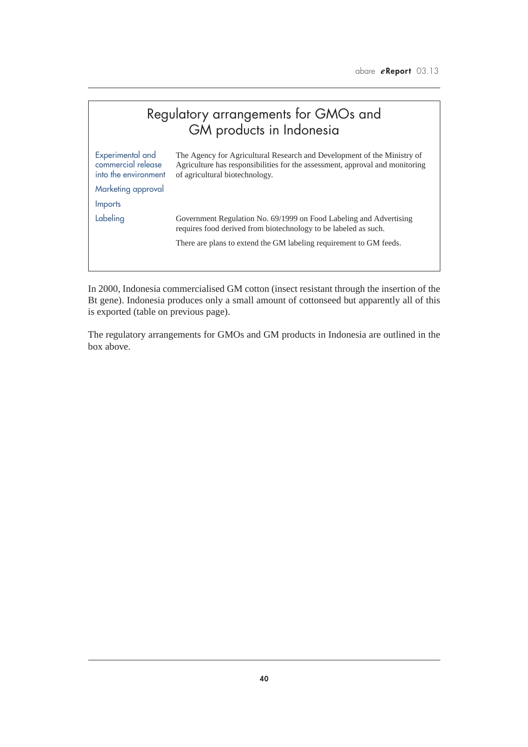## Regulatory arrangements for GMOs and GM products in Indonesia

| | |
|---|---|
| Experimental and commercial release into the environment | The Agency for Agricultural Research and Development of the Ministry of Agriculture has responsibilities for the assessment, approval and monitoring of agricultural biotechnology. |
| Marketing approval | |
| Imports | |
| Labeling | Government Regulation No. 69/1999 on Food Labeling and Advertising requires food derived from biotechnology to be labeled as such.<br><br>There are plans to extend the GM labeling requirement to GM feeds. |

In 2000, Indonesia commercialised GM cotton (insect resistant through the insertion of the Bt gene). Indonesia produces only a small amount of cottonseed but apparently all of this is exported (table on previous page).

The regulatory arrangements for GMOs and GM products in Indonesia are outlined in the box above.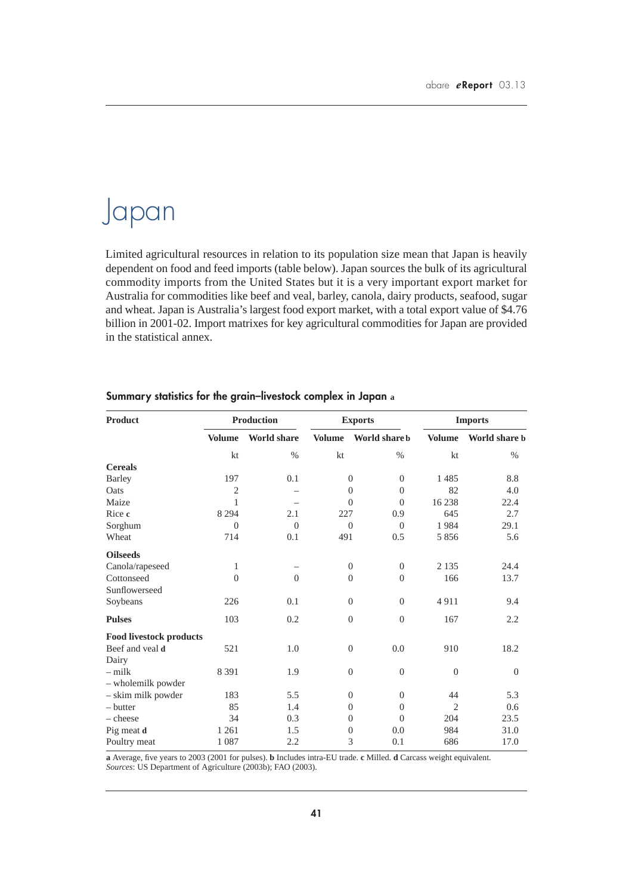# Japan

Limited agricultural resources in relation to its population size mean that Japan is heavily dependent on food and feed imports (table below). Japan sources the bulk of its agricultural commodity imports from the United States but it is a very important export market for Australia for commodities like beef and veal, barley, canola, dairy products, seafood, sugar and wheat. Japan is Australia's largest food export market, with a total export value of $4.76 billion in 2001-02. Import matrixes for key agricultural commodities for Japan are provided in the statistical annex.

### Summary statistics for the grain–livestock complex in Japan a

| Product | Production | | Exports | | Imports | |
|---|---|---|---|---|---|---|
| | Volume | World share | Volume | World share b | Volume | World share b |
| | kt | % | kt | % | kt | % |
| **Cereals** | | | | | | |
| Barley | 197 | 0.1 | 0 | 0 | 1 485 | 8.8 |
| Oats | 2 | – | 0 | 0 | 82 | 4.0 |
| Maize | 1 | – | 0 | 0 | 16 238 | 22.4 |
| Rice c | 8 294 | 2.1 | 227 | 0.9 | 645 | 2.7 |
| Sorghum | 0 | 0 | 0 | 0 | 1 984 | 29.1 |
| Wheat | 714 | 0.1 | 491 | 0.5 | 5 856 | 5.6 |
| **Oilseeds** | | | | | | |
| Canola/rapeseed | 1 | – | 0 | 0 | 2 135 | 24.4 |
| Cottonseed | 0 | 0 | 0 | 0 | 166 | 13.7 |
| Sunflowerseed | | | | | | |
| Soybeans | 226 | 0.1 | 0 | 0 | 4 911 | 9.4 |
| **Pulses** | 103 | 0.2 | 0 | 0 | 167 | 2.2 |
| **Food livestock products** | | | | | | |
| Beef and veal d | 521 | 1.0 | 0 | 0.0 | 910 | 18.2 |
| Dairy | | | | | | |
| – milk | 8 391 | 1.9 | 0 | 0 | 0 | 0 |
| – wholemilk powder | | | | | | |
| – skim milk powder | 183 | 5.5 | 0 | 0 | 44 | 5.3 |
| – butter | 85 | 1.4 | 0 | 0 | 2 | 0.6 |
| – cheese | 34 | 0.3 | 0 | 0 | 204 | 23.5 |
| Pig meat d | 1 261 | 1.5 | 0 | 0.0 | 984 | 31.0 |
| Poultry meat | 1 087 | 2.2 | 3 | 0.1 | 686 | 17.0 |

**a** Average, five years to 2003 (2001 for pulses). **b** Includes intra-EU trade. **c** Milled. **d** Carcass weight equivalent.
*Sources*: US Department of Agriculture (2003b); FAO (2003).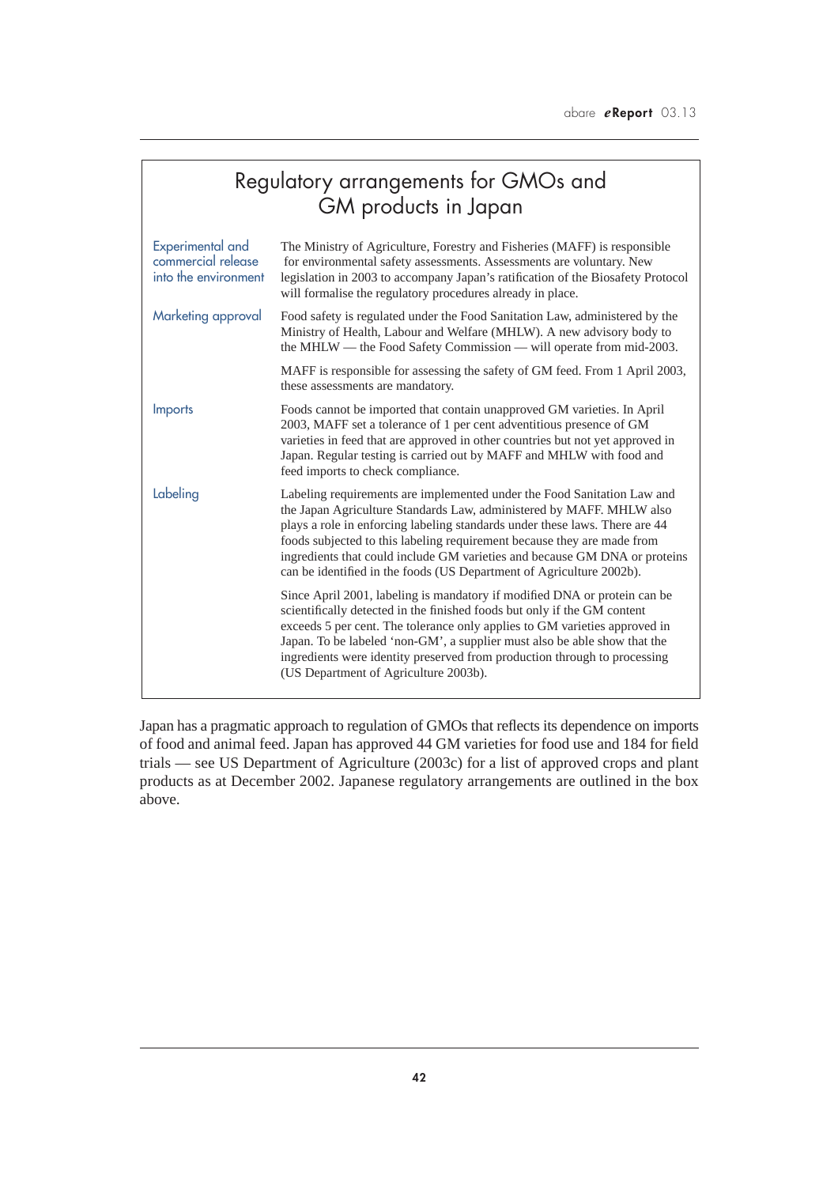## Regulatory arrangements for GMOs and GM products in Japan

| | |
|---|---|
| Experimental and commercial release into the environment | The Ministry of Agriculture, Forestry and Fisheries (MAFF) is responsible for environmental safety assessments. Assessments are voluntary. New legislation in 2003 to accompany Japan's ratification of the Biosafety Protocol will formalise the regulatory procedures already in place. |
| Marketing approval | Food safety is regulated under the Food Sanitation Law, administered by the Ministry of Health, Labour and Welfare (MHLW). A new advisory body to the MHLW — the Food Safety Commission — will operate from mid-2003. |
| | MAFF is responsible for assessing the safety of GM feed. From 1 April 2003, these assessments are mandatory. |
| Imports | Foods cannot be imported that contain unapproved GM varieties. In April 2003, MAFF set a tolerance of 1 per cent adventitious presence of GM varieties in feed that are approved in other countries but not yet approved in Japan. Regular testing is carried out by MAFF and MHLW with food and feed imports to check compliance. |
| Labeling | Labeling requirements are implemented under the Food Sanitation Law and the Japan Agriculture Standards Law, administered by MAFF. MHLW also plays a role in enforcing labeling standards under these laws. There are 44 foods subjected to this labeling requirement because they are made from ingredients that could include GM varieties and because GM DNA or proteins can be identified in the foods (US Department of Agriculture 2002b). |
| | Since April 2001, labeling is mandatory if modified DNA or protein can be scientifically detected in the finished foods but only if the GM content exceeds 5 per cent. The tolerance only applies to GM varieties approved in Japan. To be labeled 'non-GM', a supplier must also be able show that the ingredients were identity preserved from production through to processing (US Department of Agriculture 2003b). |

Japan has a pragmatic approach to regulation of GMOs that reflects its dependence on imports of food and animal feed. Japan has approved 44 GM varieties for food use and 184 for field trials — see US Department of Agriculture (2003c) for a list of approved crops and plant products as at December 2002. Japanese regulatory arrangements are outlined in the box above.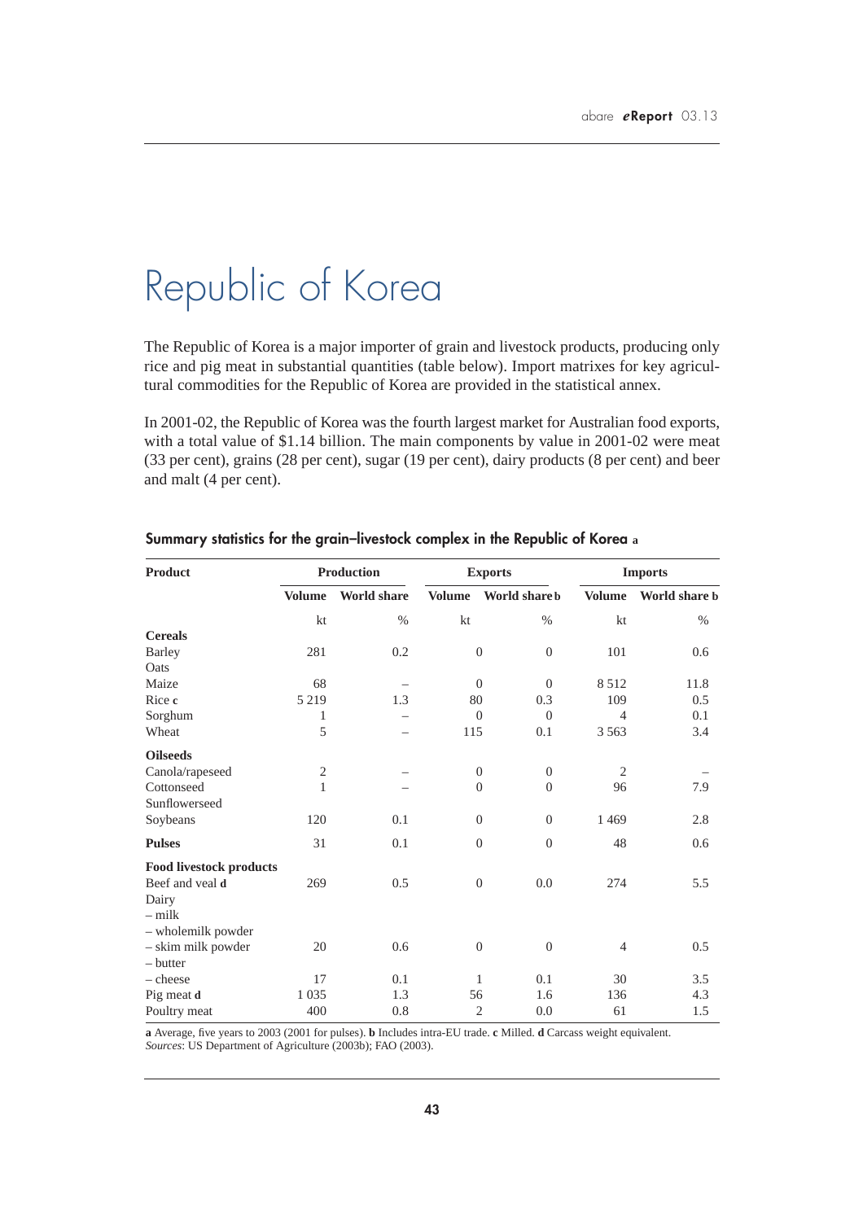# Republic of Korea

The Republic of Korea is a major importer of grain and livestock products, producing only rice and pig meat in substantial quantities (table below). Import matrixes for key agricultural commodities for the Republic of Korea are provided in the statistical annex.

In 2001-02, the Republic of Korea was the fourth largest market for Australian food exports, with a total value of $1.14 billion. The main components by value in 2001-02 were meat (33 per cent), grains (28 per cent), sugar (19 per cent), dairy products (8 per cent) and beer and malt (4 per cent).

### Summary statistics for the grain–livestock complex in the Republic of Korea a

| Product | Production | | Exports | | Imports | |
|---|---|---|---|---|---|---|
| | Volume | World share | Volume | World share b | Volume | World share b |
| | kt | % | kt | % | kt | % |
| **Cereals** | | | | | | |
| Barley | 281 | 0.2 | 0 | 0 | 101 | 0.6 |
| Oats | | | | | | |
| Maize | 68 | – | 0 | 0 | 8 512 | 11.8 |
| Rice c | 5 219 | 1.3 | 80 | 0.3 | 109 | 0.5 |
| Sorghum | 1 | – | 0 | 0 | 4 | 0.1 |
| Wheat | 5 | – | 115 | 0.1 | 3 563 | 3.4 |
| **Oilseeds** | | | | | | |
| Canola/rapeseed | 2 | – | 0 | 0 | 2 | – |
| Cottonseed | 1 | – | 0 | 0 | 96 | 7.9 |
| Sunflowerseed | | | | | | |
| Soybeans | 120 | 0.1 | 0 | 0 | 1 469 | 2.8 |
| **Pulses** | 31 | 0.1 | 0 | 0 | 48 | 0.6 |
| **Food livestock products** | | | | | | |
| Beef and veal d | 269 | 0.5 | 0 | 0.0 | 274 | 5.5 |
| Dairy | | | | | | |
| – milk | | | | | | |
| – wholemilk powder | | | | | | |
| – skim milk powder | 20 | 0.6 | 0 | 0 | 4 | 0.5 |
| – butter | | | | | | |
| – cheese | 17 | 0.1 | 1 | 0.1 | 30 | 3.5 |
| Pig meat d | 1 035 | 1.3 | 56 | 1.6 | 136 | 4.3 |
| Poultry meat | 400 | 0.8 | 2 | 0.0 | 61 | 1.5 |

**a** Average, five years to 2003 (2001 for pulses). **b** Includes intra-EU trade. **c** Milled. **d** Carcass weight equivalent.
*Sources:* US Department of Agriculture (2003b); FAO (2003).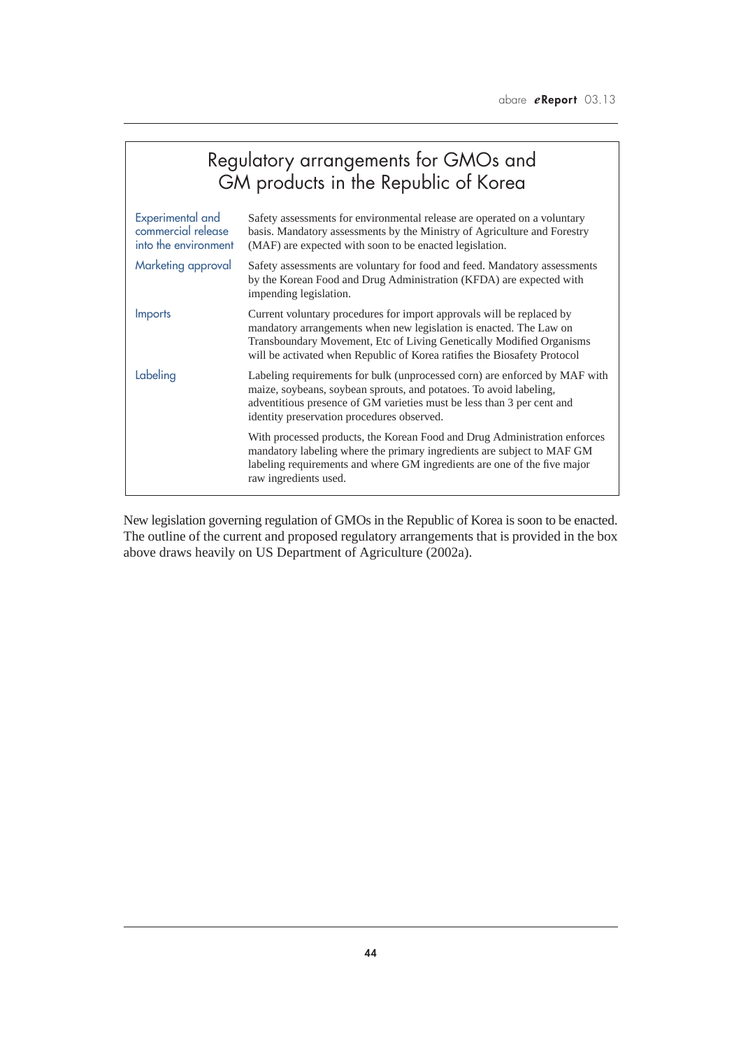## Regulatory arrangements for GMOs and GM products in the Republic of Korea

| | |
|---|---|
| Experimental and commercial release into the environment | Safety assessments for environmental release are operated on a voluntary basis. Mandatory assessments by the Ministry of Agriculture and Forestry (MAF) are expected with soon to be enacted legislation. |
| Marketing approval | Safety assessments are voluntary for food and feed. Mandatory assessments by the Korean Food and Drug Administration (KFDA) are expected with impending legislation. |
| Imports | Current voluntary procedures for import approvals will be replaced by mandatory arrangements when new legislation is enacted. The Law on Transboundary Movement, Etc of Living Genetically Modified Organisms will be activated when Republic of Korea ratifies the Biosafety Protocol |
| Labeling | Labeling requirements for bulk (unprocessed corn) are enforced by MAF with maize, soybeans, soybean sprouts, and potatoes. To avoid labeling, adventitious presence of GM varieties must be less than 3 per cent and identity preservation procedures observed.<br><br>With processed products, the Korean Food and Drug Administration enforces mandatory labeling where the primary ingredients are subject to MAF GM labeling requirements and where GM ingredients are one of the five major raw ingredients used. |

New legislation governing regulation of GMOs in the Republic of Korea is soon to be enacted. The outline of the current and proposed regulatory arrangements that is provided in the box above draws heavily on US Department of Agriculture (2002a).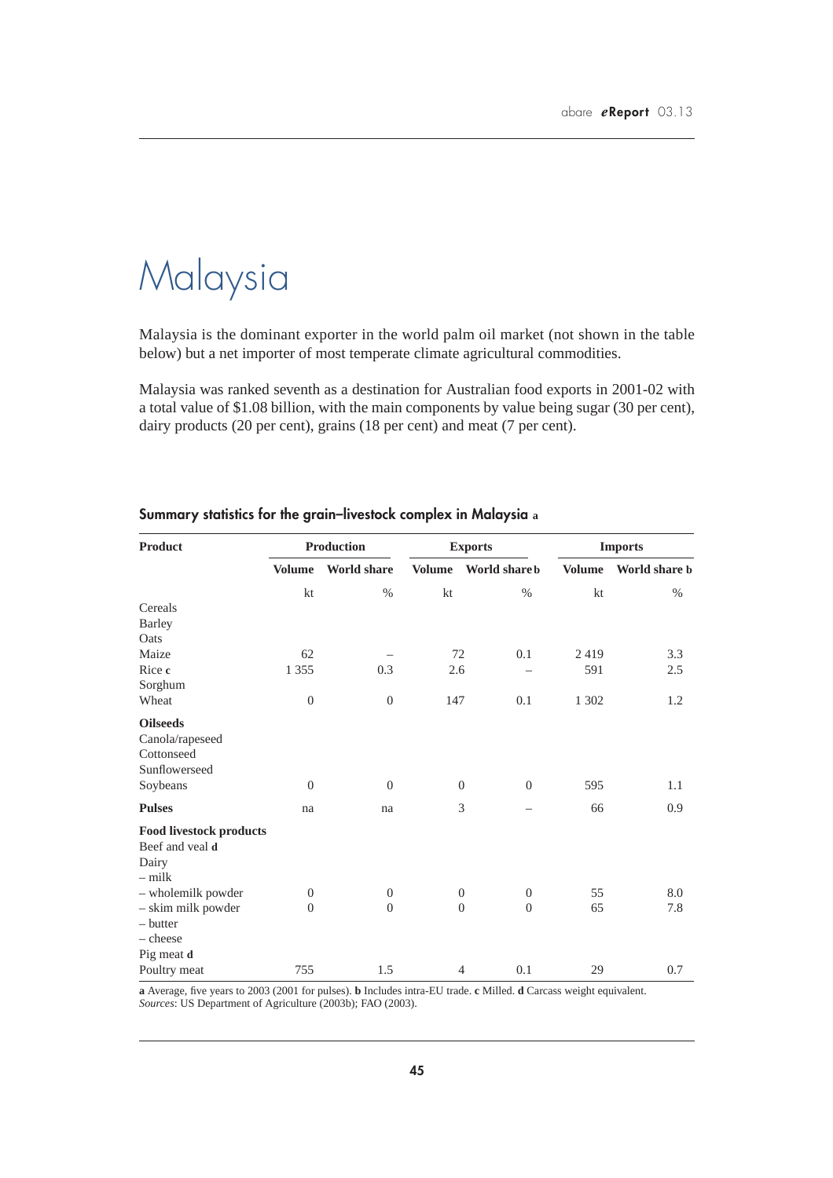# Malaysia

Malaysia is the dominant exporter in the world palm oil market (not shown in the table below) but a net importer of most temperate climate agricultural commodities.

Malaysia was ranked seventh as a destination for Australian food exports in 2001-02 with a total value of $1.08 billion, with the main components by value being sugar (30 per cent), dairy products (20 per cent), grains (18 per cent) and meat (7 per cent).

## Summary statistics for the grain–livestock complex in Malaysia a

| Product | Production | | Exports | | Imports | |
|---|---|---|---|---|---|---|
| | Volume | World share | Volume | World share b | Volume | World share b |
| | kt | % | kt | % | kt | % |
| Cereals | | | | | | |
| Barley | | | | | | |
| Oats | | | | | | |
| Maize | 62 | – | 72 | 0.1 | 2 419 | 3.3 |
| Rice c | 1 355 | 0.3 | 2.6 | – | 591 | 2.5 |
| Sorghum | | | | | | |
| Wheat | 0 | 0 | 147 | 0.1 | 1 302 | 1.2 |
| **Oilseeds** | | | | | | |
| Canola/rapeseed | | | | | | |
| Cottonseed | | | | | | |
| Sunflowerseed | | | | | | |
| Soybeans | 0 | 0 | 0 | 0 | 595 | 1.1 |
| **Pulses** | na | na | 3 | – | 66 | 0.9 |
| **Food livestock products** | | | | | | |
| Beef and veal d | | | | | | |
| Dairy | | | | | | |
| – milk | | | | | | |
| – wholemilk powder | 0 | 0 | 0 | 0 | 55 | 8.0 |
| – skim milk powder | 0 | 0 | 0 | 0 | 65 | 7.8 |
| – butter | | | | | | |
| – cheese | | | | | | |
| Pig meat d | | | | | | |
| Poultry meat | 755 | 1.5 | 4 | 0.1 | 29 | 0.7 |

**a** Average, five years to 2003 (2001 for pulses). **b** Includes intra-EU trade. **c** Milled. **d** Carcass weight equivalent.
*Sources*: US Department of Agriculture (2003b); FAO (2003).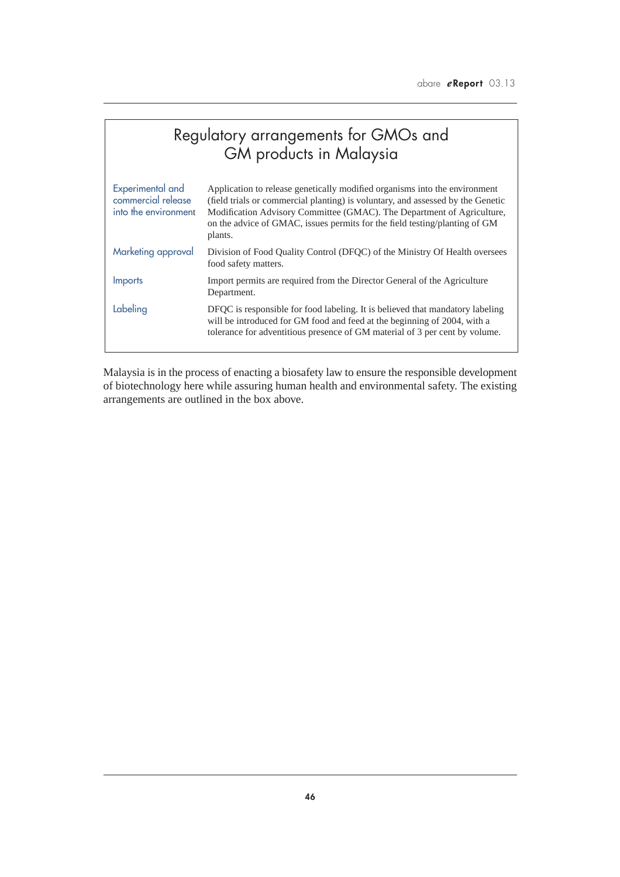## Regulatory arrangements for GMOs and GM products in Malaysia

| | |
|---|---|
| Experimental and commercial release into the environment | Application to release genetically modified organisms into the environment (field trials or commercial planting) is voluntary, and assessed by the Genetic Modification Advisory Committee (GMAC). The Department of Agriculture, on the advice of GMAC, issues permits for the field testing/planting of GM plants. |
| Marketing approval | Division of Food Quality Control (DFQC) of the Ministry Of Health oversees food safety matters. |
| Imports | Import permits are required from the Director General of the Agriculture Department. |
| Labeling | DFQC is responsible for food labeling. It is believed that mandatory labeling will be introduced for GM food and feed at the beginning of 2004, with a tolerance for adventitious presence of GM material of 3 per cent by volume. |

Malaysia is in the process of enacting a biosafety law to ensure the responsible development of biotechnology here while assuring human health and environmental safety. The existing arrangements are outlined in the box above.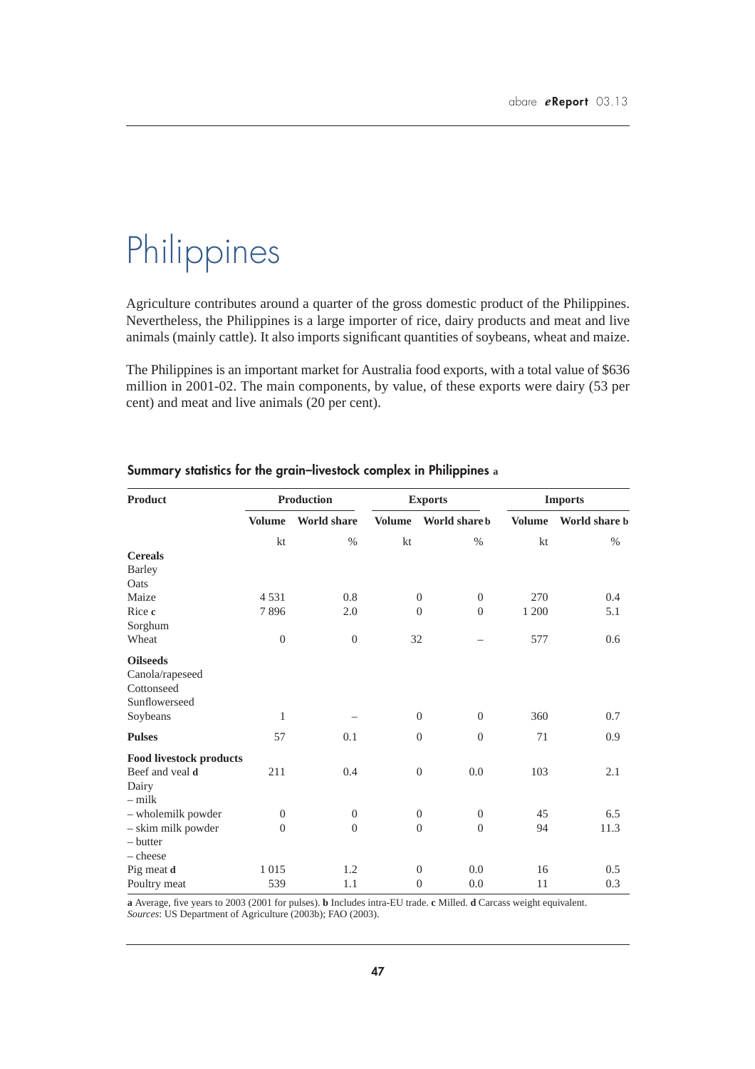# Philippines

Agriculture contributes around a quarter of the gross domestic product of the Philippines. Nevertheless, the Philippines is a large importer of rice, dairy products and meat and live animals (mainly cattle). It also imports significant quantities of soybeans, wheat and maize.

The Philippines is an important market for Australia food exports, with a total value of $636 million in 2001-02. The main components, by value, of these exports were dairy (53 per cent) and meat and live animals (20 per cent).

## Summary statistics for the grain–livestock complex in Philippines a

| Product | Production | | Exports | | Imports | |
|---|---|---|---|---|---|---|
| | Volume | World share | Volume | World share b | Volume | World share b |
| | kt | % | kt | % | kt | % |
| **Cereals** | | | | | | |
| Barley | | | | | | |
| Oats | | | | | | |
| Maize | 4 531 | 0.8 | 0 | 0 | 270 | 0.4 |
| Rice c | 7 896 | 2.0 | 0 | 0 | 1 200 | 5.1 |
| Sorghum | | | | | | |
| Wheat | 0 | 0 | 32 | – | 577 | 0.6 |
| **Oilseeds** | | | | | | |
| Canola/rapeseed | | | | | | |
| Cottonseed | | | | | | |
| Sunflowerseed | | | | | | |
| Soybeans | 1 | – | 0 | 0 | 360 | 0.7 |
| **Pulses** | 57 | 0.1 | 0 | 0 | 71 | 0.9 |
| **Food livestock products** | | | | | | |
| Beef and veal d | 211 | 0.4 | 0 | 0.0 | 103 | 2.1 |
| Dairy | | | | | | |
| – milk | | | | | | |
| – wholemilk powder | 0 | 0 | 0 | 0 | 45 | 6.5 |
| – skim milk powder | 0 | 0 | 0 | 0 | 94 | 11.3 |
| – butter | | | | | | |
| – cheese | | | | | | |
| Pig meat d | 1 015 | 1.2 | 0 | 0.0 | 16 | 0.5 |
| Poultry meat | 539 | 1.1 | 0 | 0.0 | 11 | 0.3 |

**a** Average, five years to 2003 (2001 for pulses). **b** Includes intra-EU trade. **c** Milled. **d** Carcass weight equivalent.
*Sources*: US Department of Agriculture (2003b); FAO (2003).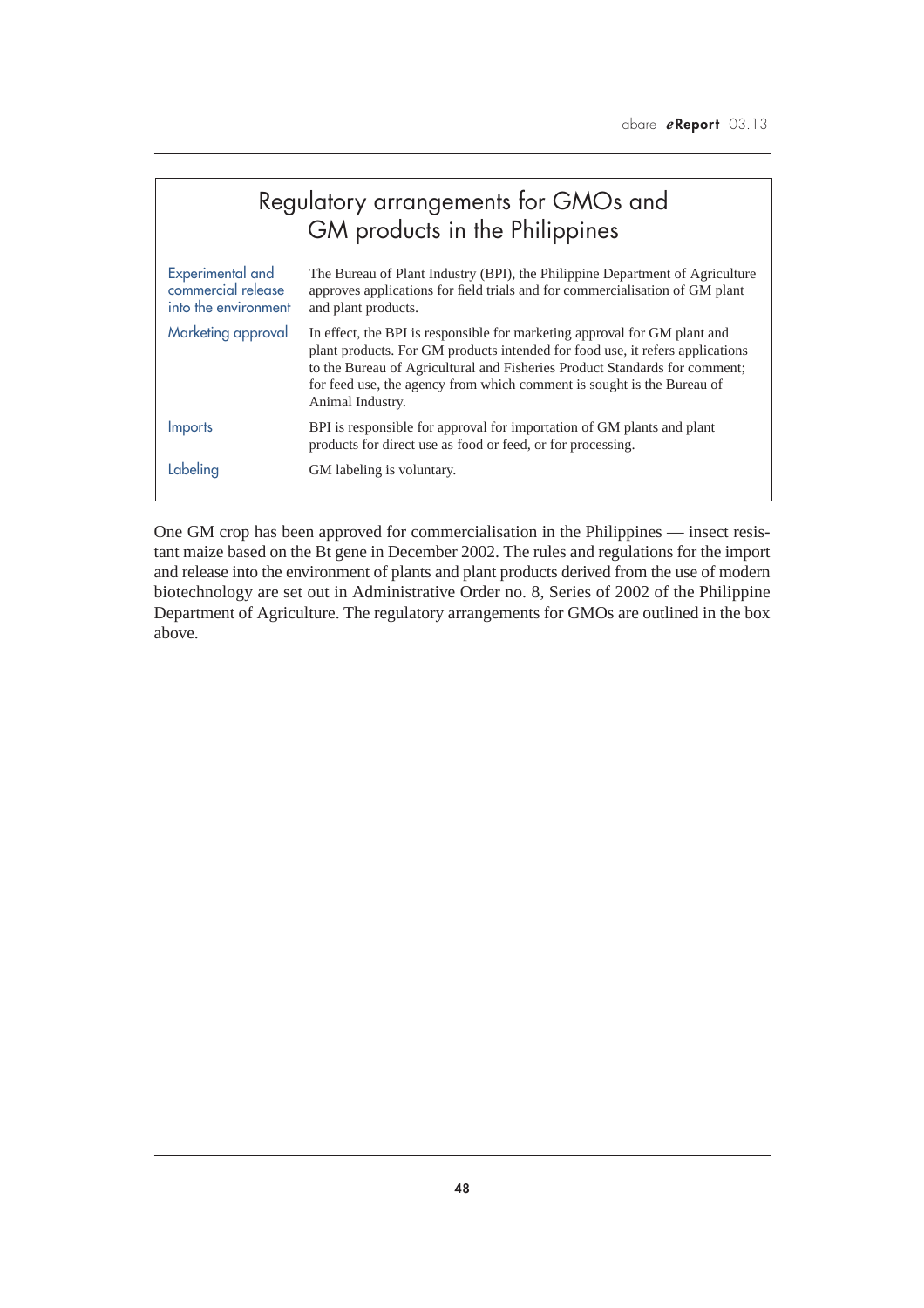## Regulatory arrangements for GMOs and GM products in the Philippines

| | |
|---|---|
| Experimental and commercial release into the environment | The Bureau of Plant Industry (BPI), the Philippine Department of Agriculture approves applications for field trials and for commercialisation of GM plant and plant products. |
| Marketing approval | In effect, the BPI is responsible for marketing approval for GM plant and plant products. For GM products intended for food use, it refers applications to the Bureau of Agricultural and Fisheries Product Standards for comment; for feed use, the agency from which comment is sought is the Bureau of Animal Industry. |
| Imports | BPI is responsible for approval for importation of GM plants and plant products for direct use as food or feed, or for processing. |
| Labeling | GM labeling is voluntary. |

One GM crop has been approved for commercialisation in the Philippines — insect resistant maize based on the Bt gene in December 2002. The rules and regulations for the import and release into the environment of plants and plant products derived from the use of modern biotechnology are set out in Administrative Order no. 8, Series of 2002 of the Philippine Department of Agriculture. The regulatory arrangements for GMOs are outlined in the box above.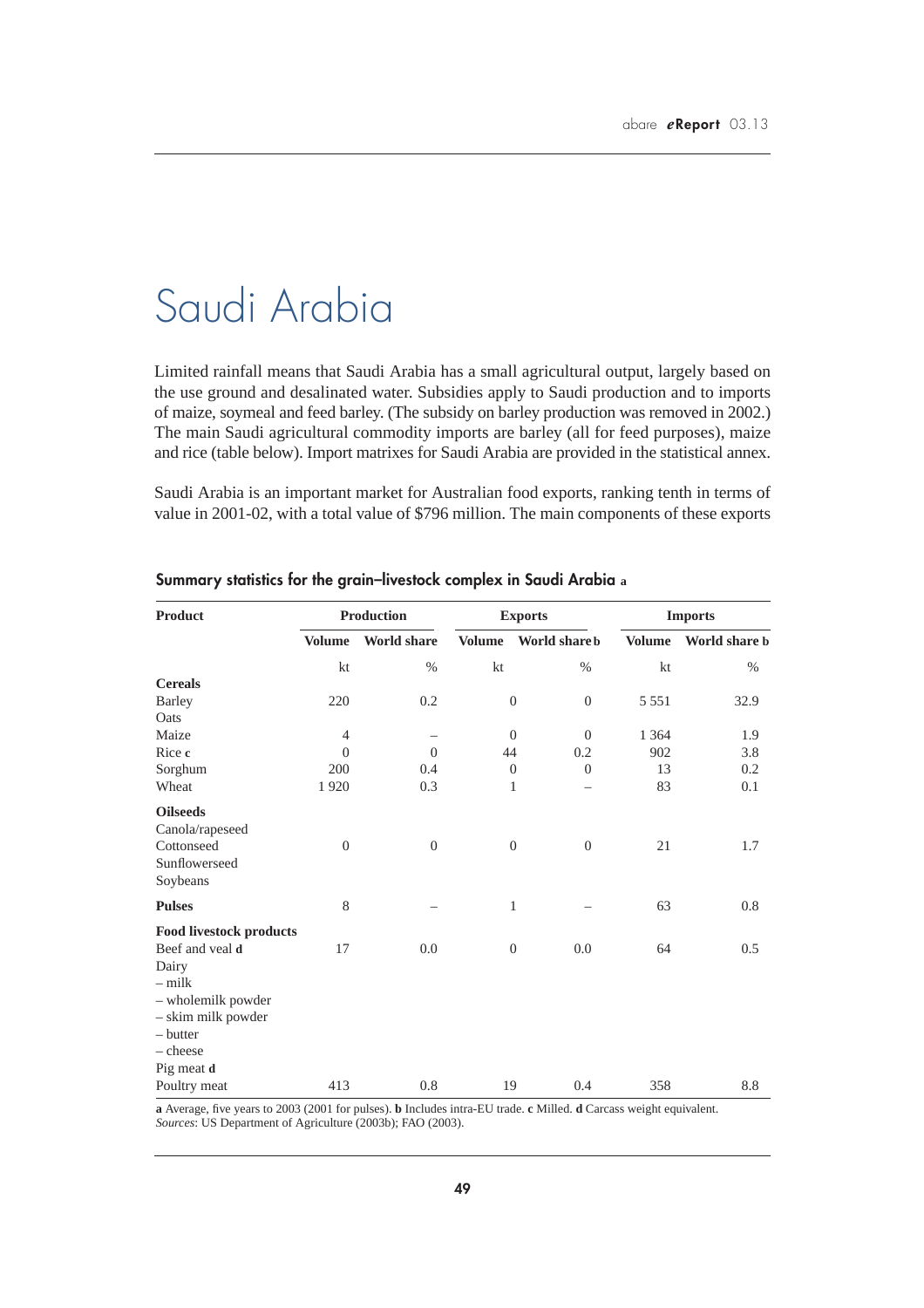# Saudi Arabia

Limited rainfall means that Saudi Arabia has a small agricultural output, largely based on the use ground and desalinated water. Subsidies apply to Saudi production and to imports of maize, soymeal and feed barley. (The subsidy on barley production was removed in 2002.) The main Saudi agricultural commodity imports are barley (all for feed purposes), maize and rice (table below). Import matrixes for Saudi Arabia are provided in the statistical annex.

Saudi Arabia is an important market for Australian food exports, ranking tenth in terms of value in 2001-02, with a total value of $796 million. The main components of these exports

**Summary statistics for the grain–livestock complex in Saudi Arabia a**

| Product | Production | | Exports | | Imports | |
|---|---|---|---|---|---|---|
| | Volume | World share | Volume | World share b | Volume | World share b |
| | kt | % | kt | % | kt | % |
| **Cereals** | | | | | | |
| Barley | 220 | 0.2 | 0 | 0 | 5 551 | 32.9 |
| Oats | | | | | | |
| Maize | 4 | – | 0 | 0 | 1 364 | 1.9 |
| Rice c | 0 | 0 | 44 | 0.2 | 902 | 3.8 |
| Sorghum | 200 | 0.4 | 0 | 0 | 13 | 0.2 |
| Wheat | 1 920 | 0.3 | 1 | – | 83 | 0.1 |
| **Oilseeds** | | | | | | |
| Canola/rapeseed | | | | | | |
| Cottonseed | 0 | 0 | 0 | 0 | 21 | 1.7 |
| Sunflowerseed | | | | | | |
| Soybeans | | | | | | |
| **Pulses** | 8 | – | 1 | – | 63 | 0.8 |
| **Food livestock products** | | | | | | |
| Beef and veal d | 17 | 0.0 | 0 | 0.0 | 64 | 0.5 |
| Dairy | | | | | | |
| – milk | | | | | | |
| – wholemilk powder | | | | | | |
| – skim milk powder | | | | | | |
| – butter | | | | | | |
| – cheese | | | | | | |
| Pig meat d | | | | | | |
| Poultry meat | 413 | 0.8 | 19 | 0.4 | 358 | 8.8 |

**a** Average, five years to 2003 (2001 for pulses). **b** Includes intra-EU trade. **c** Milled. **d** Carcass weight equivalent.
*Sources*: US Department of Agriculture (2003b); FAO (2003).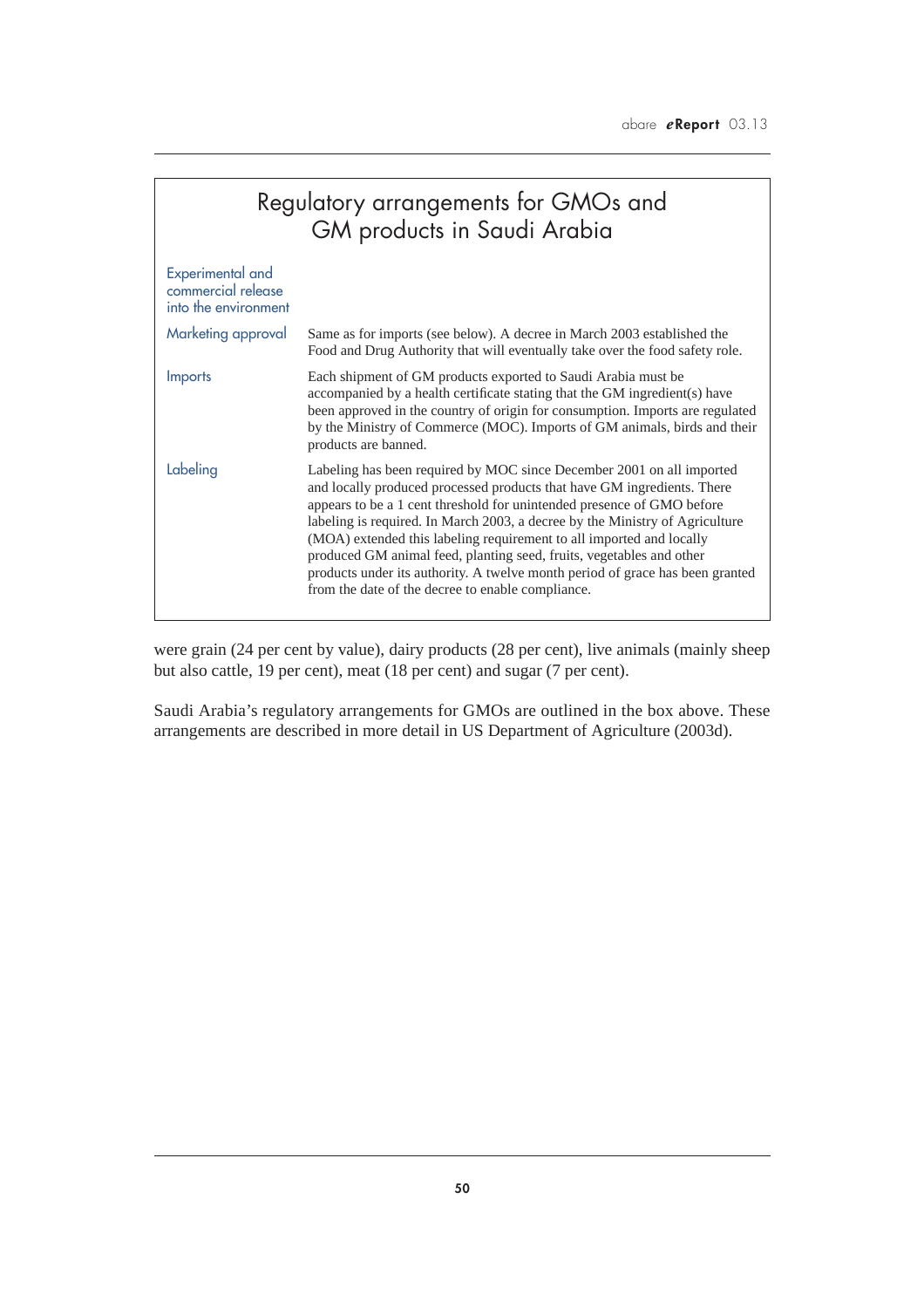## Regulatory arrangements for GMOs and GM products in Saudi Arabia

| | |
|---|---|
| Experimental and commercial release into the environment | |
| Marketing approval | Same as for imports (see below). A decree in March 2003 established the Food and Drug Authority that will eventually take over the food safety role. |
| Imports | Each shipment of GM products exported to Saudi Arabia must be accompanied by a health certificate stating that the GM ingredient(s) have been approved in the country of origin for consumption. Imports are regulated by the Ministry of Commerce (MOC). Imports of GM animals, birds and their products are banned. |
| Labeling | Labeling has been required by MOC since December 2001 on all imported and locally produced processed products that have GM ingredients. There appears to be a 1 cent threshold for unintended presence of GMO before labeling is required. In March 2003, a decree by the Ministry of Agriculture (MOA) extended this labeling requirement to all imported and locally produced GM animal feed, planting seed, fruits, vegetables and other products under its authority. A twelve month period of grace has been granted from the date of the decree to enable compliance. |

were grain (24 per cent by value), dairy products (28 per cent), live animals (mainly sheep but also cattle, 19 per cent), meat (18 per cent) and sugar (7 per cent).

Saudi Arabia's regulatory arrangements for GMOs are outlined in the box above. These arrangements are described in more detail in US Department of Agriculture (2003d).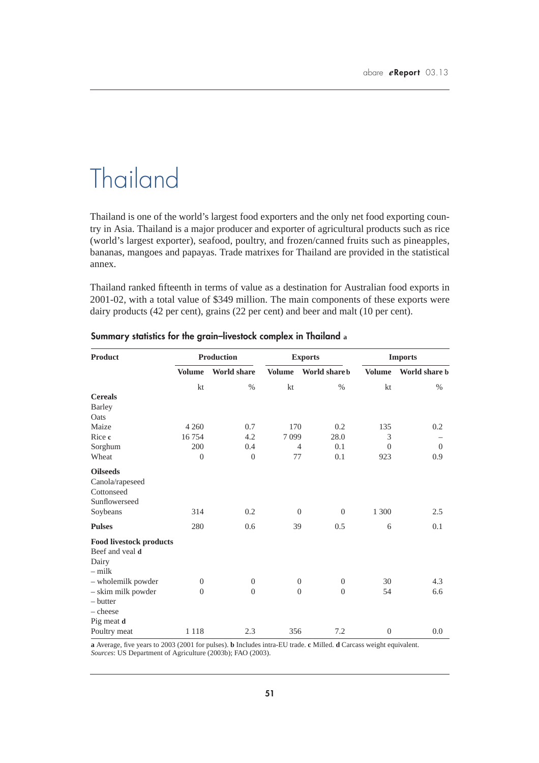# Thailand

Thailand is one of the world's largest food exporters and the only net food exporting country in Asia. Thailand is a major producer and exporter of agricultural products such as rice (world's largest exporter), seafood, poultry, and frozen/canned fruits such as pineapples, bananas, mangoes and papayas. Trade matrixes for Thailand are provided in the statistical annex.

Thailand ranked fifteenth in terms of value as a destination for Australian food exports in 2001-02, with a total value of $349 million. The main components of these exports were dairy products (42 per cent), grains (22 per cent) and beer and malt (10 per cent).

### Summary statistics for the grain–livestock complex in Thailand a

| Product | Production | | Exports | | Imports | |
|---|---|---|---|---|---|---|
| | Volume | World share | Volume | World share b | Volume | World share b |
| | kt | % | kt | % | kt | % |
| **Cereals** | | | | | | |
| Barley | | | | | | |
| Oats | | | | | | |
| Maize | 4 260 | 0.7 | 170 | 0.2 | 135 | 0.2 |
| Rice **c** | 16 754 | 4.2 | 7 099 | 28.0 | 3 | – |
| Sorghum | 200 | 0.4 | 4 | 0.1 | 0 | 0 |
| Wheat | 0 | 0 | 77 | 0.1 | 923 | 0.9 |
| **Oilseeds** | | | | | | |
| Canola/rapeseed | | | | | | |
| Cottonseed | | | | | | |
| Sunflowerseed | | | | | | |
| Soybeans | 314 | 0.2 | 0 | 0 | 1 300 | 2.5 |
| **Pulses** | 280 | 0.6 | 39 | 0.5 | 6 | 0.1 |
| **Food livestock products** | | | | | | |
| Beef and veal **d** | | | | | | |
| Dairy | | | | | | |
| – milk | | | | | | |
| – wholemilk powder | 0 | 0 | 0 | 0 | 30 | 4.3 |
| – skim milk powder | 0 | 0 | 0 | 0 | 54 | 6.6 |
| – butter | | | | | | |
| – cheese | | | | | | |
| Pig meat **d** | | | | | | |
| Poultry meat | 1 118 | 2.3 | 356 | 7.2 | 0 | 0.0 |

**a** Average, five years to 2003 (2001 for pulses). **b** Includes intra-EU trade. **c** Milled. **d** Carcass weight equivalent.
*Sources:* US Department of Agriculture (2003b); FAO (2003).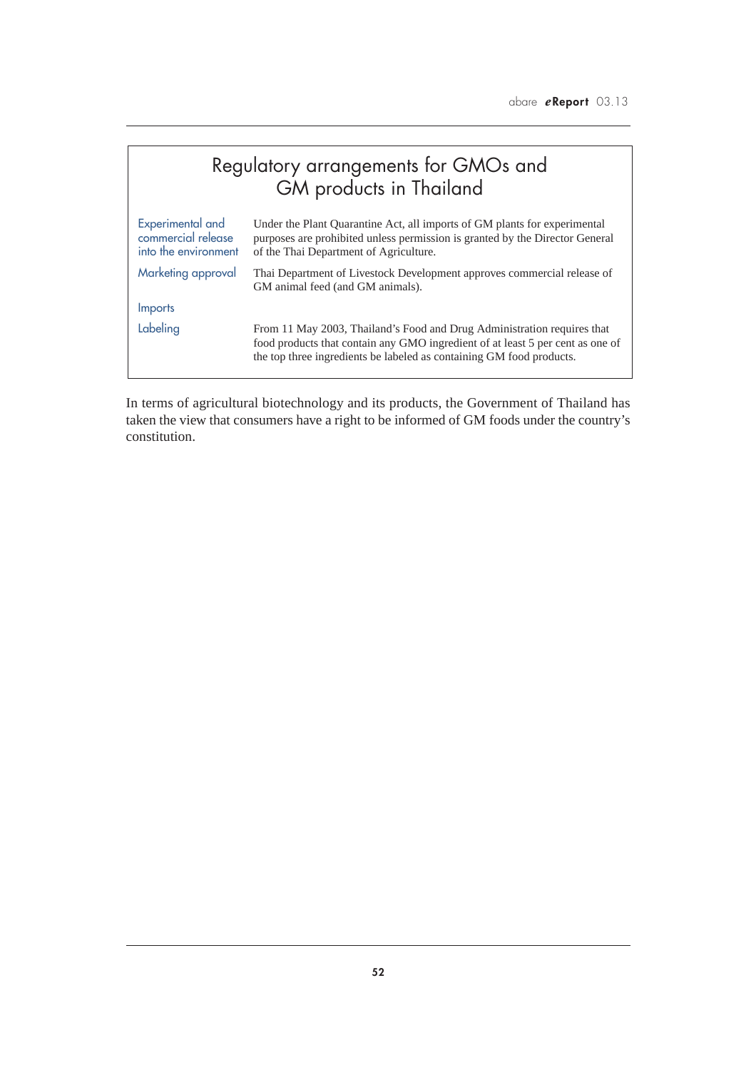## Regulatory arrangements for GMOs and GM products in Thailand

| | |
|---|---|
| Experimental and commercial release into the environment | Under the Plant Quarantine Act, all imports of GM plants for experimental purposes are prohibited unless permission is granted by the Director General of the Thai Department of Agriculture. |
| Marketing approval | Thai Department of Livestock Development approves commercial release of GM animal feed (and GM animals). |
| Imports | |
| Labeling | From 11 May 2003, Thailand's Food and Drug Administration requires that food products that contain any GMO ingredient of at least 5 per cent as one of the top three ingredients be labeled as containing GM food products. |

In terms of agricultural biotechnology and its products, the Government of Thailand has taken the view that consumers have a right to be informed of GM foods under the country's constitution.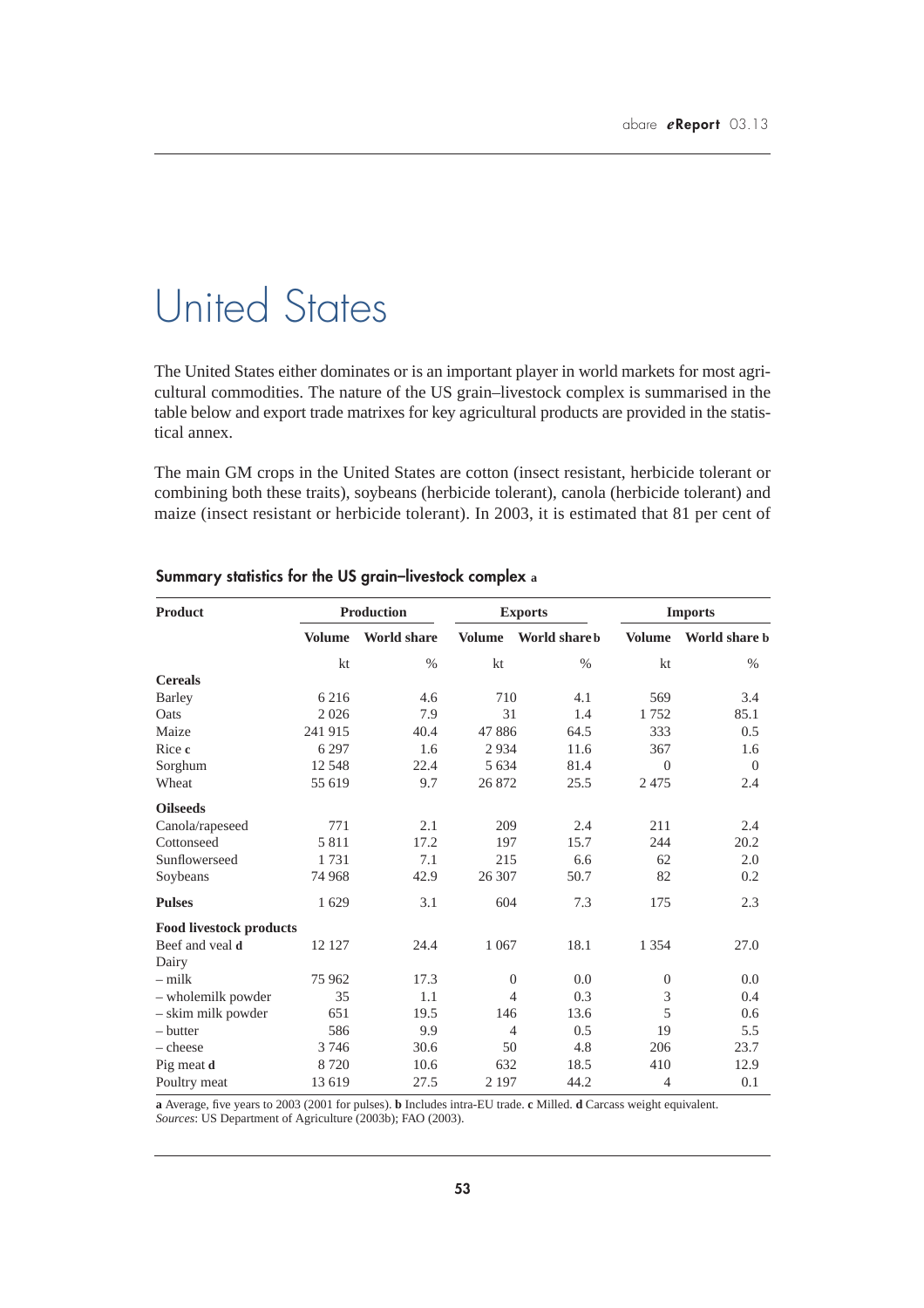# United States

The United States either dominates or is an important player in world markets for most agricultural commodities. The nature of the US grain–livestock complex is summarised in the table below and export trade matrixes for key agricultural products are provided in the statistical annex.

The main GM crops in the United States are cotton (insect resistant, herbicide tolerant or combining both these traits), soybeans (herbicide tolerant), canola (herbicide tolerant) and maize (insect resistant or herbicide tolerant). In 2003, it is estimated that 81 per cent of

**Summary statistics for the US grain–livestock complex a**

| Product | Production | | Exports | | Imports | |
|---|---|---|---|---|---|---|
| | Volume | World share | Volume | World share b | Volume | World share b |
| | kt | % | kt | % | kt | % |
| **Cereals** | | | | | | |
| Barley | 6 216 | 4.6 | 710 | 4.1 | 569 | 3.4 |
| Oats | 2 026 | 7.9 | 31 | 1.4 | 1 752 | 85.1 |
| Maize | 241 915 | 40.4 | 47 886 | 64.5 | 333 | 0.5 |
| Rice c | 6 297 | 1.6 | 2 934 | 11.6 | 367 | 1.6 |
| Sorghum | 12 548 | 22.4 | 5 634 | 81.4 | 0 | 0 |
| Wheat | 55 619 | 9.7 | 26 872 | 25.5 | 2 475 | 2.4 |
| **Oilseeds** | | | | | | |
| Canola/rapeseed | 771 | 2.1 | 209 | 2.4 | 211 | 2.4 |
| Cottonseed | 5 811 | 17.2 | 197 | 15.7 | 244 | 20.2 |
| Sunflowerseed | 1 731 | 7.1 | 215 | 6.6 | 62 | 2.0 |
| Soybeans | 74 968 | 42.9 | 26 307 | 50.7 | 82 | 0.2 |
| **Pulses** | 1 629 | 3.1 | 604 | 7.3 | 175 | 2.3 |
| **Food livestock products** | | | | | | |
| Beef and veal d | 12 127 | 24.4 | 1 067 | 18.1 | 1 354 | 27.0 |
| Dairy | | | | | | |
| – milk | 75 962 | 17.3 | 0 | 0.0 | 0 | 0.0 |
| – wholemilk powder | 35 | 1.1 | 4 | 0.3 | 3 | 0.4 |
| – skim milk powder | 651 | 19.5 | 146 | 13.6 | 5 | 0.6 |
| – butter | 586 | 9.9 | 4 | 0.5 | 19 | 5.5 |
| – cheese | 3 746 | 30.6 | 50 | 4.8 | 206 | 23.7 |
| Pig meat d | 8 720 | 10.6 | 632 | 18.5 | 410 | 12.9 |
| Poultry meat | 13 619 | 27.5 | 2 197 | 44.2 | 4 | 0.1 |

**a** Average, five years to 2003 (2001 for pulses). **b** Includes intra-EU trade. **c** Milled. **d** Carcass weight equivalent.
*Sources*: US Department of Agriculture (2003b); FAO (2003).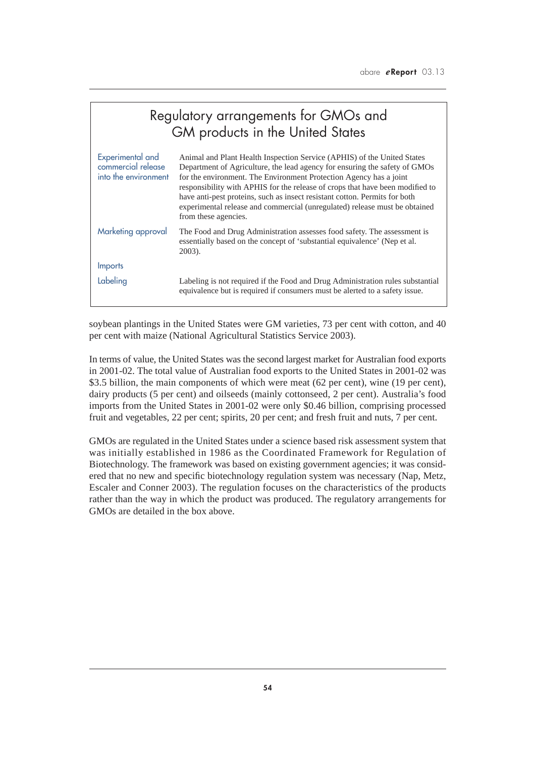## Regulatory arrangements for GMOs and GM products in the United States

| | |
|---|---|
| Experimental and commercial release into the environment | Animal and Plant Health Inspection Service (APHIS) of the United States Department of Agriculture, the lead agency for ensuring the safety of GMOs for the environment. The Environment Protection Agency has a joint responsibility with APHIS for the release of crops that have been modified to have anti-pest proteins, such as insect resistant cotton. Permits for both experimental release and commercial (unregulated) release must be obtained from these agencies. |
| Marketing approval | The Food and Drug Administration assesses food safety. The assessment is essentially based on the concept of 'substantial equivalence' (Nep et al. 2003). |
| Imports | |
| Labeling | Labeling is not required if the Food and Drug Administration rules substantial equivalence but is required if consumers must be alerted to a safety issue. |

soybean plantings in the United States were GM varieties, 73 per cent with cotton, and 40 per cent with maize (National Agricultural Statistics Service 2003).

In terms of value, the United States was the second largest market for Australian food exports in 2001-02. The total value of Australian food exports to the United States in 2001-02 was $3.5 billion, the main components of which were meat (62 per cent), wine (19 per cent), dairy products (5 per cent) and oilseeds (mainly cottonseed, 2 per cent). Australia's food imports from the United States in 2001-02 were only $0.46 billion, comprising processed fruit and vegetables, 22 per cent; spirits, 20 per cent; and fresh fruit and nuts, 7 per cent.

GMOs are regulated in the United States under a science based risk assessment system that was initially established in 1986 as the Coordinated Framework for Regulation of Biotechnology. The framework was based on existing government agencies; it was considered that no new and specific biotechnology regulation system was necessary (Nap, Metz, Escaler and Conner 2003). The regulation focuses on the characteristics of the products rather than the way in which the product was produced. The regulatory arrangements for GMOs are detailed in the box above.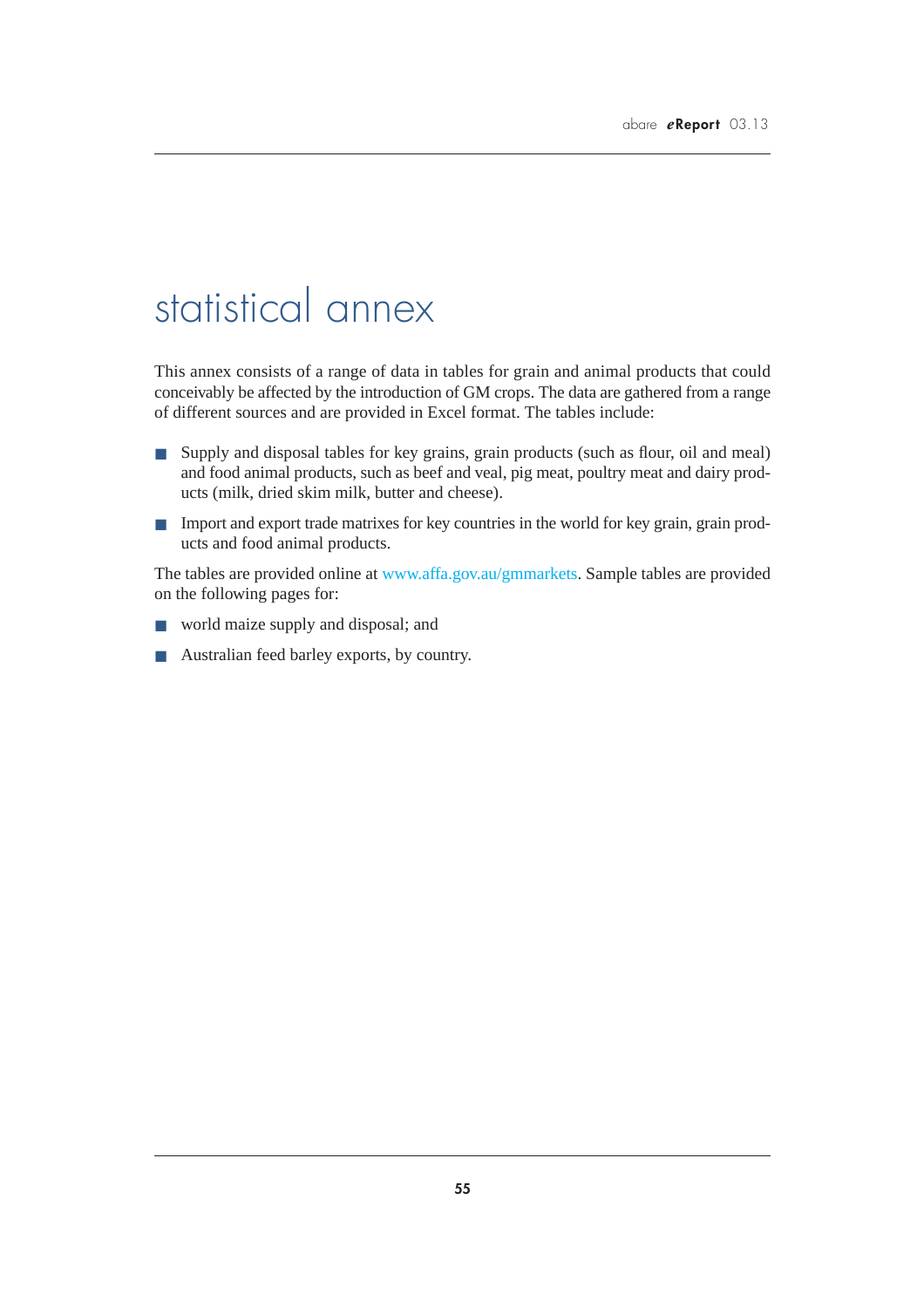# statistical annex

This annex consists of a range of data in tables for grain and animal products that could conceivably be affected by the introduction of GM crops. The data are gathered from a range of different sources and are provided in Excel format. The tables include:

- Supply and disposal tables for key grains, grain products (such as flour, oil and meal) and food animal products, such as beef and veal, pig meat, poultry meat and dairy products (milk, dried skim milk, butter and cheese).
- Import and export trade matrixes for key countries in the world for key grain, grain products and food animal products.

The tables are provided online at www.affa.gov.au/gmmarkets. Sample tables are provided on the following pages for:

- world maize supply and disposal; and
- Australian feed barley exports, by country.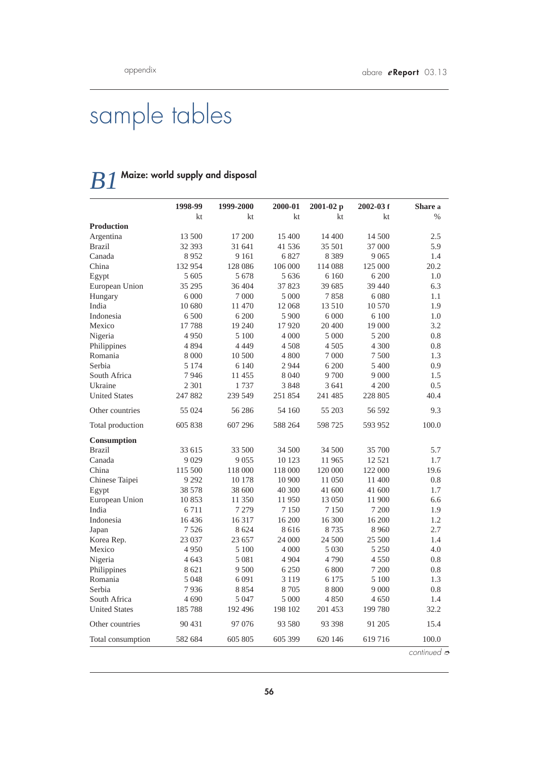# sample tables

## B1 Maize: world supply and disposal

| | 1998-99 | 1999-2000 | 2000-01 | 2001-02 p | 2002-03 f | Share a |
|---|---|---|---|---|---|---|
| | kt | kt | kt | kt | kt | % |
| **Production** | | | | | | |
| Argentina | 13 500 | 17 200 | 15 400 | 14 400 | 14 500 | 2.5 |
| Brazil | 32 393 | 31 641 | 41 536 | 35 501 | 37 000 | 5.9 |
| Canada | 8 952 | 9 161 | 6 827 | 8 389 | 9 065 | 1.4 |
| China | 132 954 | 128 086 | 106 000 | 114 088 | 125 000 | 20.2 |
| Egypt | 5 605 | 5 678 | 5 636 | 6 160 | 6 200 | 1.0 |
| European Union | 35 295 | 36 404 | 37 823 | 39 685 | 39 440 | 6.3 |
| Hungary | 6 000 | 7 000 | 5 000 | 7 858 | 6 080 | 1.1 |
| India | 10 680 | 11 470 | 12 068 | 13 510 | 10 570 | 1.9 |
| Indonesia | 6 500 | 6 200 | 5 900 | 6 000 | 6 100 | 1.0 |
| Mexico | 17 788 | 19 240 | 17 920 | 20 400 | 19 000 | 3.2 |
| Nigeria | 4 950 | 5 100 | 4 000 | 5 000 | 5 200 | 0.8 |
| Philippines | 4 894 | 4 449 | 4 508 | 4 505 | 4 300 | 0.8 |
| Romania | 8 000 | 10 500 | 4 800 | 7 000 | 7 500 | 1.3 |
| Serbia | 5 174 | 6 140 | 2 944 | 6 200 | 5 400 | 0.9 |
| South Africa | 7 946 | 11 455 | 8 040 | 9 700 | 9 000 | 1.5 |
| Ukraine | 2 301 | 1 737 | 3 848 | 3 641 | 4 200 | 0.5 |
| United States | 247 882 | 239 549 | 251 854 | 241 485 | 228 805 | 40.4 |
| Other countries | 55 024 | 56 286 | 54 160 | 55 203 | 56 592 | 9.3 |
| Total production | 605 838 | 607 296 | 588 264 | 598 725 | 593 952 | 100.0 |
| **Consumption** | | | | | | |
| Brazil | 33 615 | 33 500 | 34 500 | 34 500 | 35 700 | 5.7 |
| Canada | 9 029 | 9 055 | 10 123 | 11 965 | 12 521 | 1.7 |
| China | 115 500 | 118 000 | 118 000 | 120 000 | 122 000 | 19.6 |
| Chinese Taipei | 9 292 | 10 178 | 10 900 | 11 050 | 11 400 | 0.8 |
| Egypt | 38 578 | 38 600 | 40 300 | 41 600 | 41 600 | 1.7 |
| European Union | 10 853 | 11 350 | 11 950 | 13 050 | 11 900 | 6.6 |
| India | 6 711 | 7 279 | 7 150 | 7 150 | 7 200 | 1.9 |
| Indonesia | 16 436 | 16 317 | 16 200 | 16 300 | 16 200 | 1.2 |
| Japan | 7 526 | 8 624 | 8 616 | 8 735 | 8 960 | 2.7 |
| Korea Rep. | 23 037 | 23 657 | 24 000 | 24 500 | 25 500 | 1.4 |
| Mexico | 4 950 | 5 100 | 4 000 | 5 030 | 5 250 | 4.0 |
| Nigeria | 4 643 | 5 081 | 4 904 | 4 790 | 4 550 | 0.8 |
| Philippines | 8 621 | 9 500 | 6 250 | 6 800 | 7 200 | 0.8 |
| Romania | 5 048 | 6 091 | 3 119 | 6 175 | 5 100 | 1.3 |
| Serbia | 7 936 | 8 854 | 8 705 | 8 800 | 9 000 | 0.8 |
| South Africa | 4 690 | 5 047 | 5 000 | 4 850 | 4 650 | 1.4 |
| United States | 185 788 | 192 496 | 198 102 | 201 453 | 199 780 | 32.2 |
| Other countries | 90 431 | 97 076 | 93 580 | 93 398 | 91 205 | 15.4 |
| Total consumption | 582 684 | 605 805 | 605 399 | 620 146 | 619 716 | 100.0 |

*continued*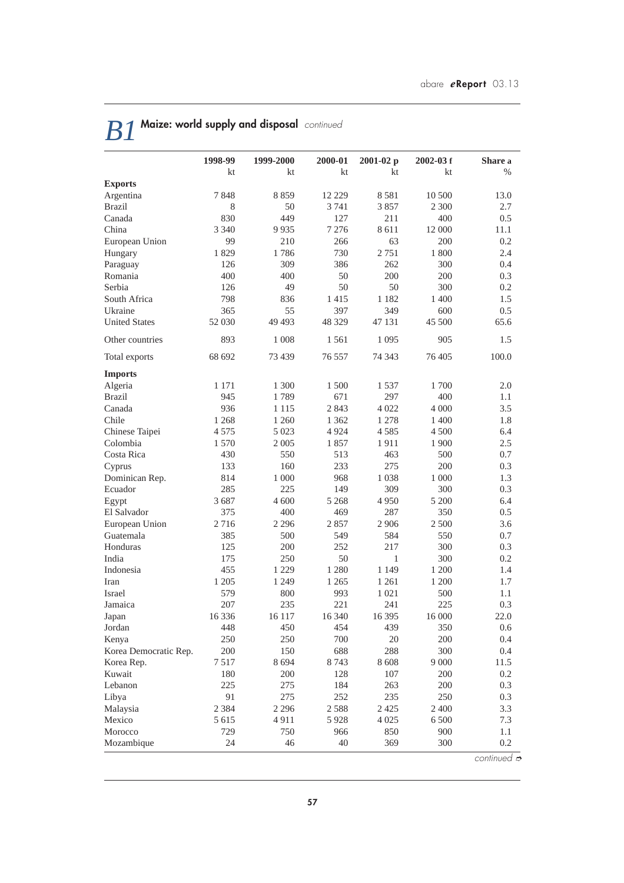# B1 Maize: world supply and disposal *continued*

| | 1998-99 kt | 1999-2000 kt | 2000-01 kt | 2001-02 p kt | 2002-03 f kt | Share a % |
|---|---|---|---|---|---|---|
| **Exports** | | | | | | |
| Argentina | 7 848 | 8 859 | 12 229 | 8 581 | 10 500 | 13.0 |
| Brazil | 8 | 50 | 3 741 | 3 857 | 2 300 | 2.7 |
| Canada | 830 | 449 | 127 | 211 | 400 | 0.5 |
| China | 3 340 | 9 935 | 7 276 | 8 611 | 12 000 | 11.1 |
| European Union | 99 | 210 | 266 | 63 | 200 | 0.2 |
| Hungary | 1 829 | 1 786 | 730 | 2 751 | 1 800 | 2.4 |
| Paraguay | 126 | 309 | 386 | 262 | 300 | 0.4 |
| Romania | 400 | 400 | 50 | 200 | 200 | 0.3 |
| Serbia | 126 | 49 | 50 | 50 | 300 | 0.2 |
| South Africa | 798 | 836 | 1 415 | 1 182 | 1 400 | 1.5 |
| Ukraine | 365 | 55 | 397 | 349 | 600 | 0.5 |
| United States | 52 030 | 49 493 | 48 329 | 47 131 | 45 500 | 65.6 |
| Other countries | 893 | 1 008 | 1 561 | 1 095 | 905 | 1.5 |
| Total exports | 68 692 | 73 439 | 76 557 | 74 343 | 76 405 | 100.0 |
| **Imports** | | | | | | |
| Algeria | 1 171 | 1 300 | 1 500 | 1 537 | 1 700 | 2.0 |
| Brazil | 945 | 1 789 | 671 | 297 | 400 | 1.1 |
| Canada | 936 | 1 115 | 2 843 | 4 022 | 4 000 | 3.5 |
| Chile | 1 268 | 1 260 | 1 362 | 1 278 | 1 400 | 1.8 |
| Chinese Taipei | 4 575 | 5 023 | 4 924 | 4 585 | 4 500 | 6.4 |
| Colombia | 1 570 | 2 005 | 1 857 | 1 911 | 1 900 | 2.5 |
| Costa Rica | 430 | 550 | 513 | 463 | 500 | 0.7 |
| Cyprus | 133 | 160 | 233 | 275 | 200 | 0.3 |
| Dominican Rep. | 814 | 1 000 | 968 | 1 038 | 1 000 | 1.3 |
| Ecuador | 285 | 225 | 149 | 309 | 300 | 0.3 |
| Egypt | 3 687 | 4 600 | 5 268 | 4 950 | 5 200 | 6.4 |
| El Salvador | 375 | 400 | 469 | 287 | 350 | 0.5 |
| European Union | 2 716 | 2 296 | 2 857 | 2 906 | 2 500 | 3.6 |
| Guatemala | 385 | 500 | 549 | 584 | 550 | 0.7 |
| Honduras | 125 | 200 | 252 | 217 | 300 | 0.3 |
| India | 175 | 250 | 50 | 1 | 300 | 0.2 |
| Indonesia | 455 | 1 229 | 1 280 | 1 149 | 1 200 | 1.4 |
| Iran | 1 205 | 1 249 | 1 265 | 1 261 | 1 200 | 1.7 |
| Israel | 579 | 800 | 993 | 1 021 | 500 | 1.1 |
| Jamaica | 207 | 235 | 221 | 241 | 225 | 0.3 |
| Japan | 16 336 | 16 117 | 16 340 | 16 395 | 16 000 | 22.0 |
| Jordan | 448 | 450 | 454 | 439 | 350 | 0.6 |
| Kenya | 250 | 250 | 700 | 20 | 200 | 0.4 |
| Korea Democratic Rep. | 200 | 150 | 688 | 288 | 300 | 0.4 |
| Korea Rep. | 7 517 | 8 694 | 8 743 | 8 608 | 9 000 | 11.5 |
| Kuwait | 180 | 200 | 128 | 107 | 200 | 0.2 |
| Lebanon | 225 | 275 | 184 | 263 | 200 | 0.3 |
| Libya | 91 | 275 | 252 | 235 | 250 | 0.3 |
| Malaysia | 2 384 | 2 296 | 2 588 | 2 425 | 2 400 | 3.3 |
| Mexico | 5 615 | 4 911 | 5 928 | 4 025 | 6 500 | 7.3 |
| Morocco | 729 | 750 | 966 | 850 | 900 | 1.1 |
| Mozambique | 24 | 46 | 40 | 369 | 300 | 0.2 |

*continued*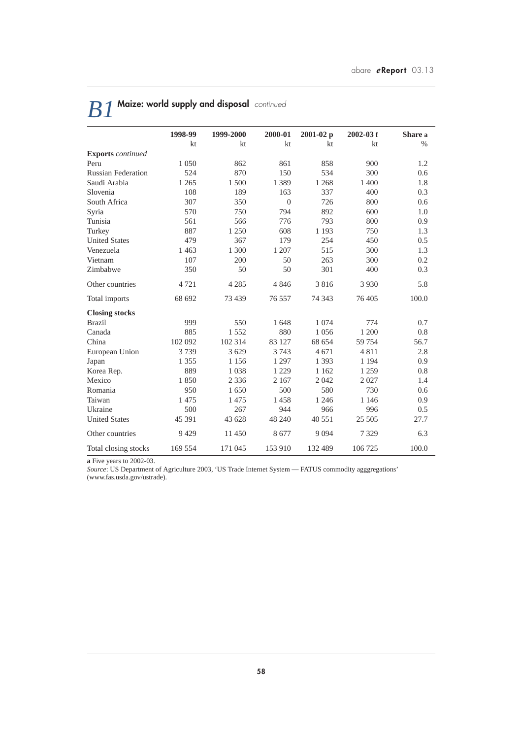# B1 Maize: world supply and disposal *continued*

| | 1998-99 | 1999-2000 | 2000-01 | 2001-02 p | 2002-03 f | Share a |
|---|---|---|---|---|---|---|
| | kt | kt | kt | kt | kt | % |
| **Exports** *continued* | | | | | | |
| Peru | 1 050 | 862 | 861 | 858 | 900 | 1.2 |
| Russian Federation | 524 | 870 | 150 | 534 | 300 | 0.6 |
| Saudi Arabia | 1 265 | 1 500 | 1 389 | 1 268 | 1 400 | 1.8 |
| Slovenia | 108 | 189 | 163 | 337 | 400 | 0.3 |
| South Africa | 307 | 350 | 0 | 726 | 800 | 0.6 |
| Syria | 570 | 750 | 794 | 892 | 600 | 1.0 |
| Tunisia | 561 | 566 | 776 | 793 | 800 | 0.9 |
| Turkey | 887 | 1 250 | 608 | 1 193 | 750 | 1.3 |
| United States | 479 | 367 | 179 | 254 | 450 | 0.5 |
| Venezuela | 1 463 | 1 300 | 1 207 | 515 | 300 | 1.3 |
| Vietnam | 107 | 200 | 50 | 263 | 300 | 0.2 |
| Zimbabwe | 350 | 50 | 50 | 301 | 400 | 0.3 |
| Other countries | 4 721 | 4 285 | 4 846 | 3 816 | 3 930 | 5.8 |
| Total imports | 68 692 | 73 439 | 76 557 | 74 343 | 76 405 | 100.0 |
| **Closing stocks** | | | | | | |
| Brazil | 999 | 550 | 1 648 | 1 074 | 774 | 0.7 |
| Canada | 885 | 1 552 | 880 | 1 056 | 1 200 | 0.8 |
| China | 102 092 | 102 314 | 83 127 | 68 654 | 59 754 | 56.7 |
| European Union | 3 739 | 3 629 | 3 743 | 4 671 | 4 811 | 2.8 |
| Japan | 1 355 | 1 156 | 1 297 | 1 393 | 1 194 | 0.9 |
| Korea Rep. | 889 | 1 038 | 1 229 | 1 162 | 1 259 | 0.8 |
| Mexico | 1 850 | 2 336 | 2 167 | 2 042 | 2 027 | 1.4 |
| Romania | 950 | 1 650 | 500 | 580 | 730 | 0.6 |
| Taiwan | 1 475 | 1 475 | 1 458 | 1 246 | 1 146 | 0.9 |
| Ukraine | 500 | 267 | 944 | 966 | 996 | 0.5 |
| United States | 45 391 | 43 628 | 48 240 | 40 551 | 25 505 | 27.7 |
| Other countries | 9 429 | 11 450 | 8 677 | 9 094 | 7 329 | 6.3 |
| Total closing stocks | 169 554 | 171 045 | 153 910 | 132 489 | 106 725 | 100.0 |

**a** Five years to 2002-03.
*Source*: US Department of Agriculture 2003, 'US Trade Internet System — FATUS commodity agggregations' (www.fas.usda.gov/ustrade).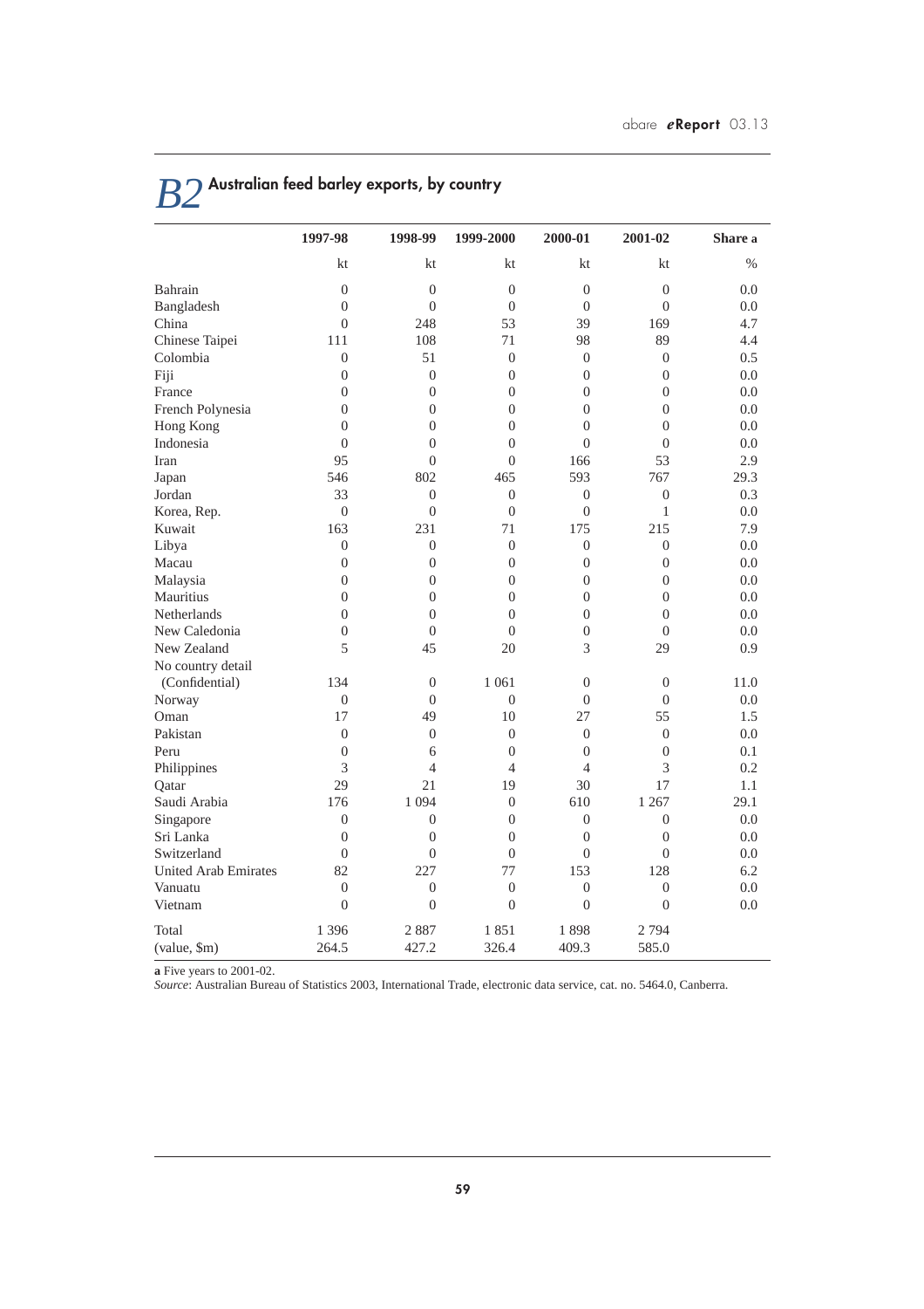## B2 Australian feed barley exports, by country

| | 1997-98 | 1998-99 | 1999-2000 | 2000-01 | 2001-02 | Share a |
|---|---|---|---|---|---|---|
| | kt | kt | kt | kt | kt | % |
| Bahrain | 0 | 0 | 0 | 0 | 0 | 0.0 |
| Bangladesh | 0 | 0 | 0 | 0 | 0 | 0.0 |
| China | 0 | 248 | 53 | 39 | 169 | 4.7 |
| Chinese Taipei | 111 | 108 | 71 | 98 | 89 | 4.4 |
| Colombia | 0 | 51 | 0 | 0 | 0 | 0.5 |
| Fiji | 0 | 0 | 0 | 0 | 0 | 0.0 |
| France | 0 | 0 | 0 | 0 | 0 | 0.0 |
| French Polynesia | 0 | 0 | 0 | 0 | 0 | 0.0 |
| Hong Kong | 0 | 0 | 0 | 0 | 0 | 0.0 |
| Indonesia | 0 | 0 | 0 | 0 | 0 | 0.0 |
| Iran | 95 | 0 | 0 | 166 | 53 | 2.9 |
| Japan | 546 | 802 | 465 | 593 | 767 | 29.3 |
| Jordan | 33 | 0 | 0 | 0 | 0 | 0.3 |
| Korea, Rep. | 0 | 0 | 0 | 0 | 1 | 0.0 |
| Kuwait | 163 | 231 | 71 | 175 | 215 | 7.9 |
| Libya | 0 | 0 | 0 | 0 | 0 | 0.0 |
| Macau | 0 | 0 | 0 | 0 | 0 | 0.0 |
| Malaysia | 0 | 0 | 0 | 0 | 0 | 0.0 |
| Mauritius | 0 | 0 | 0 | 0 | 0 | 0.0 |
| Netherlands | 0 | 0 | 0 | 0 | 0 | 0.0 |
| New Caledonia | 0 | 0 | 0 | 0 | 0 | 0.0 |
| New Zealand | 5 | 45 | 20 | 3 | 29 | 0.9 |
| No country detail (Confidential) | 134 | 0 | 1 061 | 0 | 0 | 11.0 |
| Norway | 0 | 0 | 0 | 0 | 0 | 0.0 |
| Oman | 17 | 49 | 10 | 27 | 55 | 1.5 |
| Pakistan | 0 | 0 | 0 | 0 | 0 | 0.0 |
| Peru | 0 | 6 | 0 | 0 | 0 | 0.1 |
| Philippines | 3 | 4 | 4 | 4 | 3 | 0.2 |
| Qatar | 29 | 21 | 19 | 30 | 17 | 1.1 |
| Saudi Arabia | 176 | 1 094 | 0 | 610 | 1 267 | 29.1 |
| Singapore | 0 | 0 | 0 | 0 | 0 | 0.0 |
| Sri Lanka | 0 | 0 | 0 | 0 | 0 | 0.0 |
| Switzerland | 0 | 0 | 0 | 0 | 0 | 0.0 |
| United Arab Emirates | 82 | 227 | 77 | 153 | 128 | 6.2 |
| Vanuatu | 0 | 0 | 0 | 0 | 0 | 0.0 |
| Vietnam | 0 | 0 | 0 | 0 | 0 | 0.0 |
| Total | 1 396 | 2 887 | 1 851 | 1 898 | 2 794 | |
| (value, $m) | 264.5 | 427.2 | 326.4 | 409.3 | 585.0 | |

**a** Five years to 2001-02.
*Source*: Australian Bureau of Statistics 2003, International Trade, electronic data service, cat. no. 5464.0, Canberra.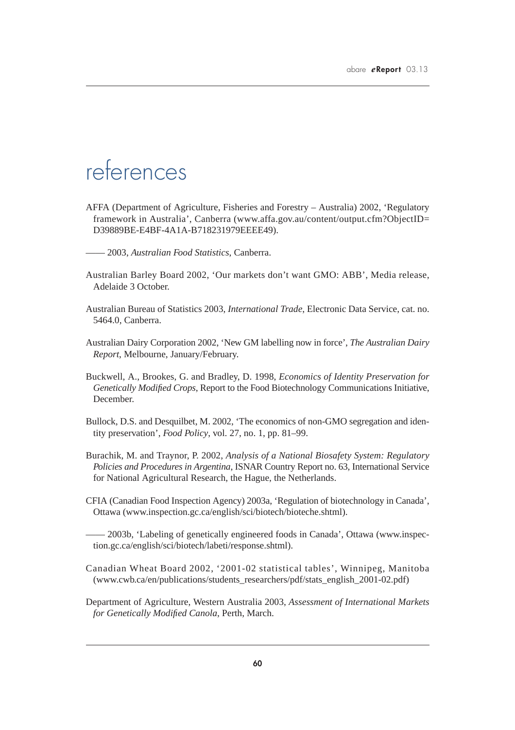# references

AFFA (Department of Agriculture, Fisheries and Forestry – Australia) 2002, 'Regulatory framework in Australia', Canberra (www.affa.gov.au/content/output.cfm?ObjectID=D39889BE-E4BF-4A1A-B718231979EEEE49).

—— 2003, *Australian Food Statistics*, Canberra.

Australian Barley Board 2002, 'Our markets don't want GMO: ABB', Media release, Adelaide 3 October.

Australian Bureau of Statistics 2003, *International Trade*, Electronic Data Service, cat. no. 5464.0, Canberra.

Australian Dairy Corporation 2002, 'New GM labelling now in force', *The Australian Dairy Report*, Melbourne, January/February.

Buckwell, A., Brookes, G. and Bradley, D. 1998, *Economics of Identity Preservation for Genetically Modified Crops*, Report to the Food Biotechnology Communications Initiative, December.

Bullock, D.S. and Desquilbet, M. 2002, 'The economics of non-GMO segregation and identity preservation', *Food Policy*, vol. 27, no. 1, pp. 81–99.

Burachik, M. and Traynor, P. 2002, *Analysis of a National Biosafety System: Regulatory Policies and Procedures in Argentina*, ISNAR Country Report no. 63, International Service for National Agricultural Research, the Hague, the Netherlands.

CFIA (Canadian Food Inspection Agency) 2003a, 'Regulation of biotechnology in Canada', Ottawa (www.inspection.gc.ca/english/sci/biotech/bioteche.shtml).

—— 2003b, 'Labeling of genetically engineered foods in Canada', Ottawa (www.inspection.gc.ca/english/sci/biotech/labeti/response.shtml).

Canadian Wheat Board 2002, '2001-02 statistical tables', Winnipeg, Manitoba (www.cwb.ca/en/publications/students_researchers/pdf/stats_english_2001-02.pdf)

Department of Agriculture, Western Australia 2003, *Assessment of International Markets for Genetically Modified Canola*, Perth, March.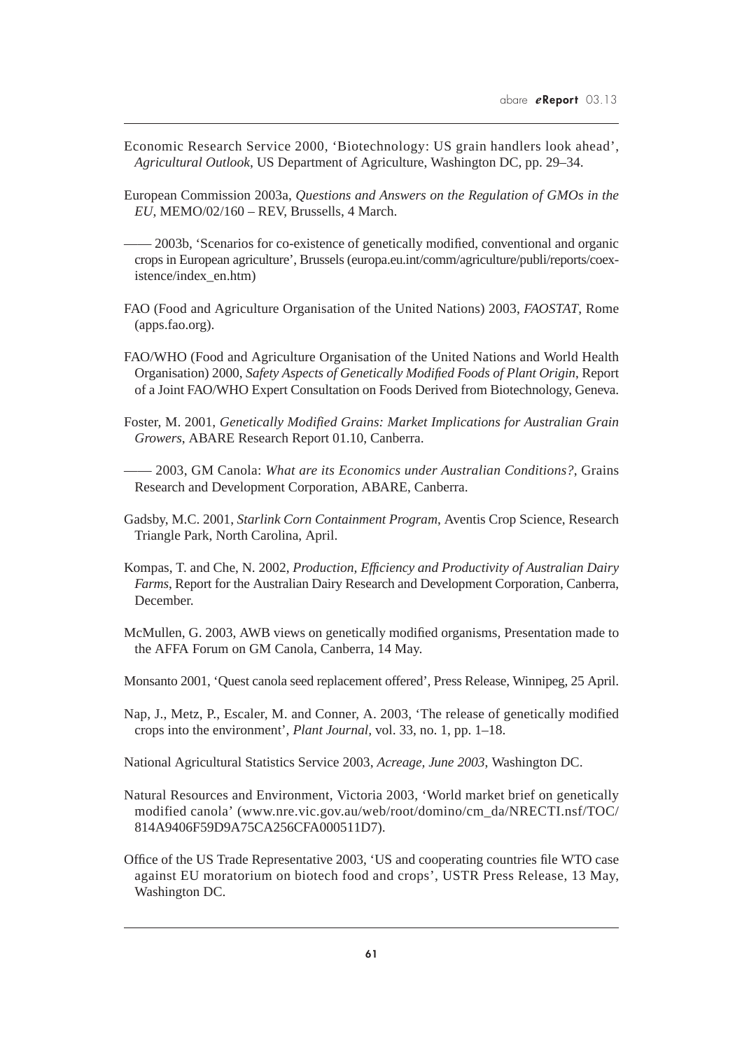Economic Research Service 2000, 'Biotechnology: US grain handlers look ahead', *Agricultural Outlook*, US Department of Agriculture, Washington DC, pp. 29–34.

European Commission 2003a, *Questions and Answers on the Regulation of GMOs in the EU*, MEMO/02/160 – REV, Brussells, 4 March.

—— 2003b, 'Scenarios for co-existence of genetically modified, conventional and organic crops in European agriculture', Brussels (europa.eu.int/comm/agriculture/publi/reports/coexistence/index_en.htm)

FAO (Food and Agriculture Organisation of the United Nations) 2003, *FAOSTAT*, Rome (apps.fao.org).

FAO/WHO (Food and Agriculture Organisation of the United Nations and World Health Organisation) 2000, *Safety Aspects of Genetically Modified Foods of Plant Origin*, Report of a Joint FAO/WHO Expert Consultation on Foods Derived from Biotechnology, Geneva.

Foster, M. 2001, *Genetically Modified Grains: Market Implications for Australian Grain Growers*, ABARE Research Report 01.10, Canberra.

—— 2003, GM Canola: *What are its Economics under Australian Conditions?*, Grains Research and Development Corporation, ABARE, Canberra.

Gadsby, M.C. 2001, *Starlink Corn Containment Program*, Aventis Crop Science, Research Triangle Park, North Carolina, April.

Kompas, T. and Che, N. 2002, *Production, Efficiency and Productivity of Australian Dairy Farms*, Report for the Australian Dairy Research and Development Corporation, Canberra, December.

McMullen, G. 2003, AWB views on genetically modified organisms, Presentation made to the AFFA Forum on GM Canola, Canberra, 14 May.

Monsanto 2001, 'Quest canola seed replacement offered', Press Release, Winnipeg, 25 April.

Nap, J., Metz, P., Escaler, M. and Conner, A. 2003, 'The release of genetically modified crops into the environment', *Plant Journal*, vol. 33, no. 1, pp. 1–18.

National Agricultural Statistics Service 2003, *Acreage, June 2003*, Washington DC.

Natural Resources and Environment, Victoria 2003, 'World market brief on genetically modified canola' (www.nre.vic.gov.au/web/root/domino/cm_da/NRECTI.nsf/TOC/814A9406F59D9A75CA256CFA000511D7).

Office of the US Trade Representative 2003, 'US and cooperating countries file WTO case against EU moratorium on biotech food and crops', USTR Press Release, 13 May, Washington DC.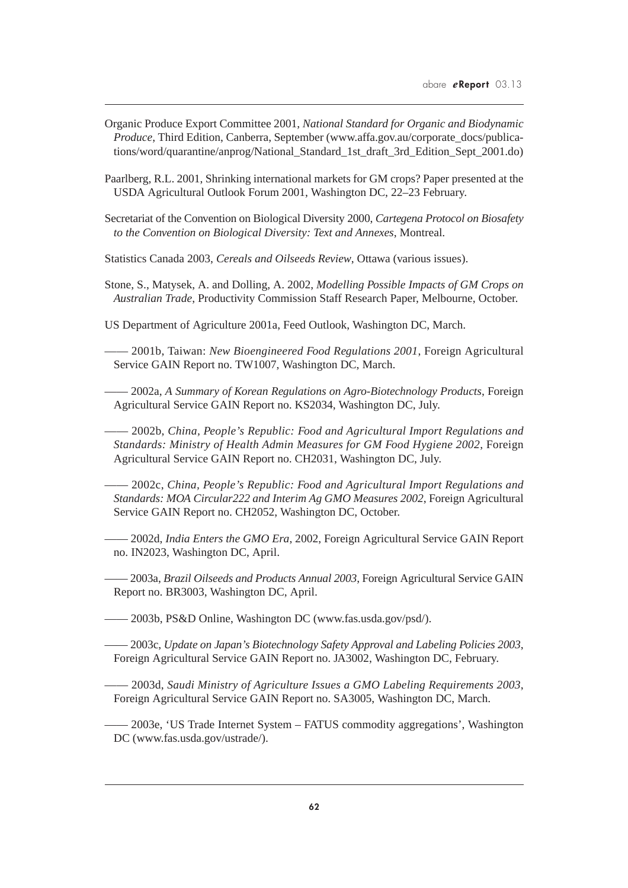Organic Produce Export Committee 2001, *National Standard for Organic and Biodynamic Produce*, Third Edition, Canberra, September (www.affa.gov.au/corporate_docs/publications/word/quarantine/anprog/National_Standard_1st_draft_3rd_Edition_Sept_2001.do)

Paarlberg, R.L. 2001, Shrinking international markets for GM crops? Paper presented at the USDA Agricultural Outlook Forum 2001, Washington DC, 22–23 February.

Secretariat of the Convention on Biological Diversity 2000, *Cartegena Protocol on Biosafety to the Convention on Biological Diversity: Text and Annexes*, Montreal.

Statistics Canada 2003, *Cereals and Oilseeds Review*, Ottawa (various issues).

Stone, S., Matysek, A. and Dolling, A. 2002, *Modelling Possible Impacts of GM Crops on Australian Trade*, Productivity Commission Staff Research Paper, Melbourne, October.

US Department of Agriculture 2001a, Feed Outlook, Washington DC, March.

—— 2001b, Taiwan: *New Bioengineered Food Regulations 2001*, Foreign Agricultural Service GAIN Report no. TW1007, Washington DC, March.

—— 2002a, *A Summary of Korean Regulations on Agro-Biotechnology Products*, Foreign Agricultural Service GAIN Report no. KS2034, Washington DC, July.

—— 2002b, *China, People's Republic: Food and Agricultural Import Regulations and Standards: Ministry of Health Admin Measures for GM Food Hygiene 2002*, Foreign Agricultural Service GAIN Report no. CH2031, Washington DC, July.

—— 2002c, *China, People's Republic: Food and Agricultural Import Regulations and Standards: MOA Circular222 and Interim Ag GMO Measures 2002*, Foreign Agricultural Service GAIN Report no. CH2052, Washington DC, October.

—— 2002d, *India Enters the GMO Era*, 2002, Foreign Agricultural Service GAIN Report no. IN2023, Washington DC, April.

—— 2003a, *Brazil Oilseeds and Products Annual 2003*, Foreign Agricultural Service GAIN Report no. BR3003, Washington DC, April.

—— 2003b, PS&D Online, Washington DC (www.fas.usda.gov/psd/).

—— 2003c, *Update on Japan's Biotechnology Safety Approval and Labeling Policies 2003*, Foreign Agricultural Service GAIN Report no. JA3002, Washington DC, February.

—— 2003d, *Saudi Ministry of Agriculture Issues a GMO Labeling Requirements 2003*, Foreign Agricultural Service GAIN Report no. SA3005, Washington DC, March.

—— 2003e, 'US Trade Internet System – FATUS commodity aggregations', Washington DC (www.fas.usda.gov/ustrade/).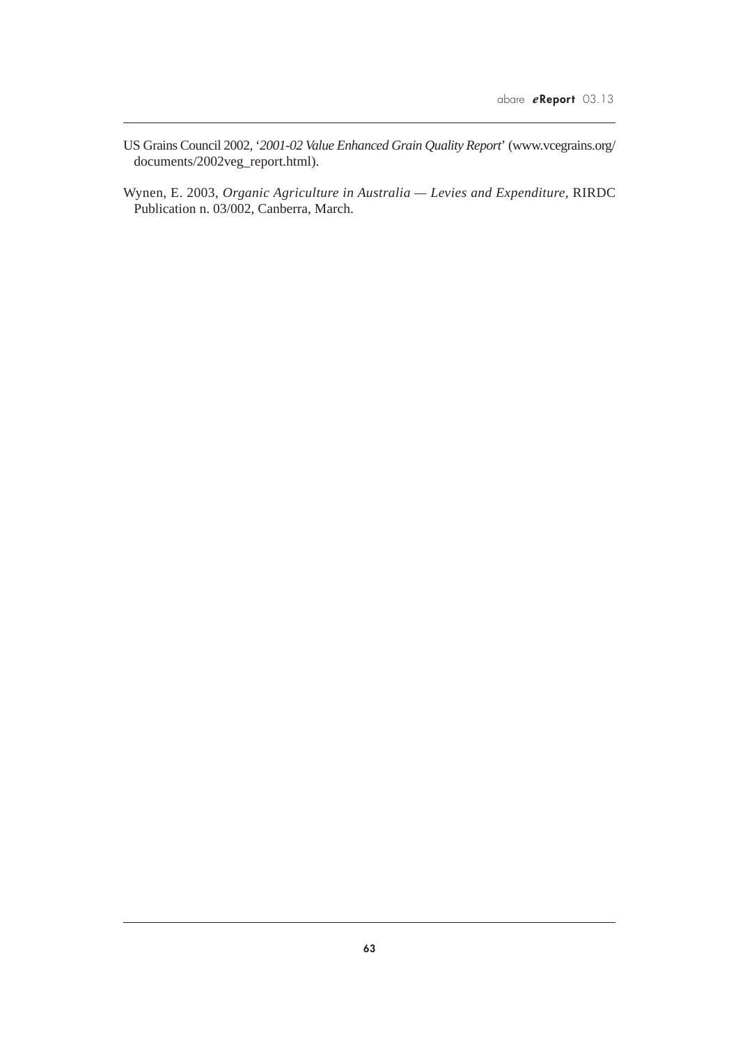US Grains Council 2002, '*2001-02 Value Enhanced Grain Quality Report*' (www.vcegrains.org/documents/2002veg_report.html).

Wynen, E. 2003, *Organic Agriculture in Australia — Levies and Expenditure*, RIRDC Publication n. 03/002, Canberra, March.